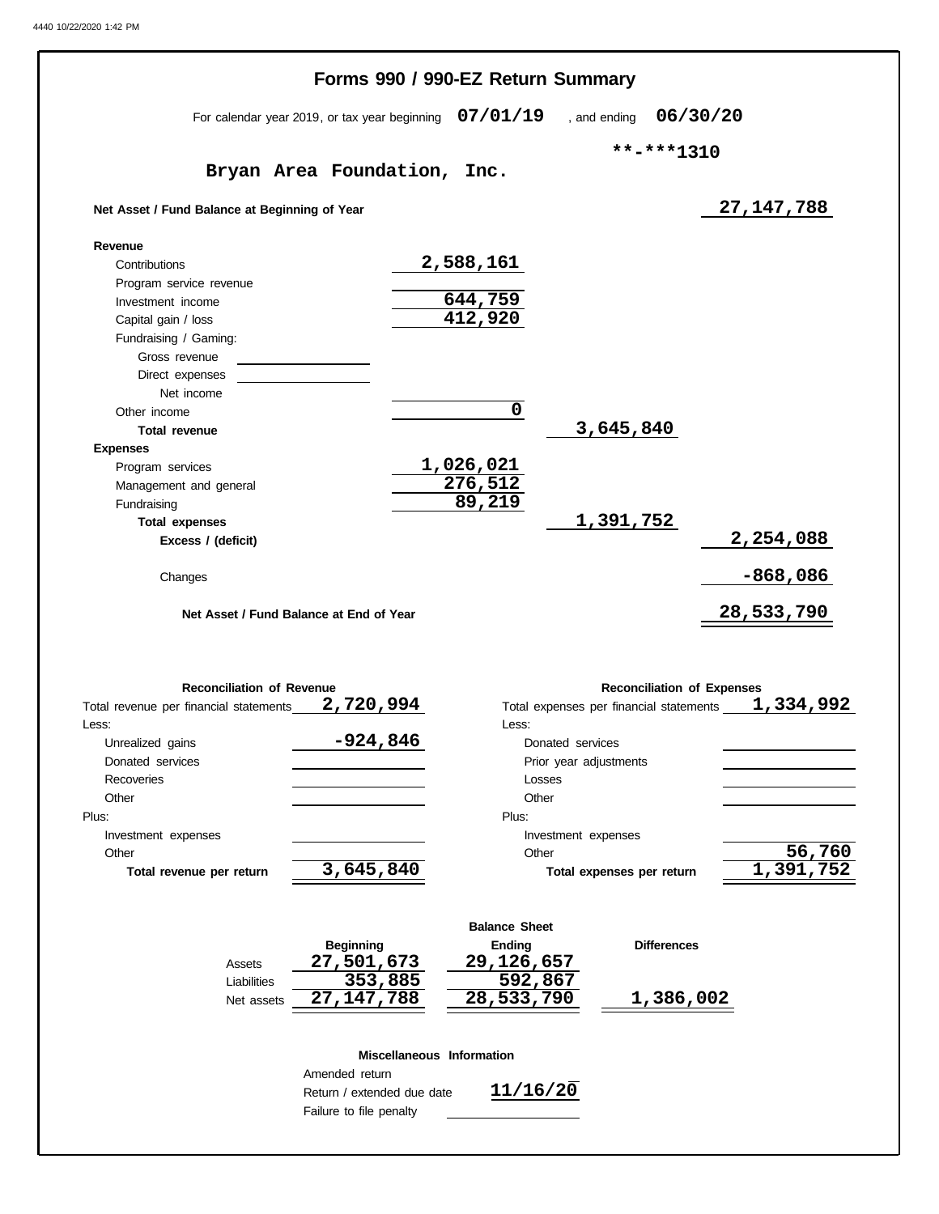# Forms 990 / 990-EZ Return Summary

For calendar year 2019, or tax year beginning **07/01/19** , and ending **06/30/20**

**Bryan Area Foundation, Inc.** **\*\*-\*\*\*1310**

| | | | |
|---|---|---|---|
| **Net Asset / Fund Balance at Beginning of Year** | | | 27,147,788 |
| **Revenue** | | | |
| Contributions | 2,588,161 | | |
| Program service revenue | | | |
| Investment income | 644,759 | | |
| Capital gain / loss | 412,920 | | |
| Fundraising / Gaming: | | | |
| Gross revenue | | | |
| Direct expenses | | | |
| Net income | | | |
| Other income | 0 | | |
| **Total revenue** | | 3,645,840 | |
| **Expenses** | | | |
| Program services | 1,026,021 | | |
| Management and general | 276,512 | | |
| Fundraising | 89,219 | | |
| **Total expenses** | | 1,391,752 | |
| **Excess / (deficit)** | | | 2,254,088 |
| Changes | | | -868,086 |
| **Net Asset / Fund Balance at End of Year** | | | 28,533,790 |

**Reconciliation of Revenue**

| | |
|---|---|
| Total revenue per financial statements | 2,720,994 |
| Less: | |
| Unrealized gains | -924,846 |
| Donated services | |
| Recoveries | |
| Other | |
| Plus: | |
| Investment expenses | |
| Other | |
| **Total revenue per return** | 3,645,840 |

**Reconciliation of Expenses**

| | |
|---|---|
| Total expenses per financial statements | 1,334,992 |
| Less: | |
| Donated services | |
| Prior year adjustments | |
| Losses | |
| Other | |
| Plus: | |
| Investment expenses | |
| Other | 56,760 |
| **Total expenses per return** | 1,391,752 |

**Balance Sheet**

| | Beginning | Ending | Differences |
|---|---|---|---|
| Assets | 27,501,673 | 29,126,657 | |
| Liabilities | 353,885 | 592,867 | |
| Net assets | 27,147,788 | 28,533,790 | 1,386,002 |

**Miscellaneous Information**

| | |
|---|---|
| Amended return | |
| Return / extended due date | 11/16/20 |
| Failure to file penalty | |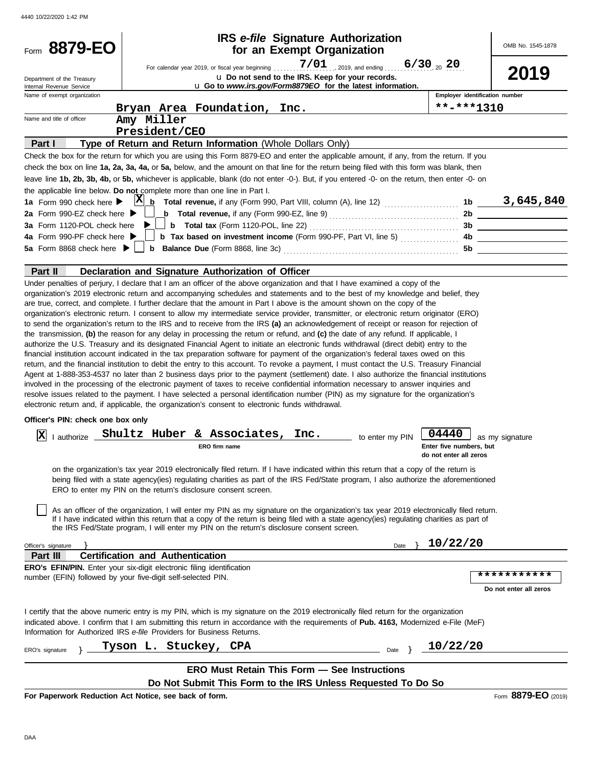4440 10/22/2020 1:42 PM

Form **8879-EO**

Department of the Treasury
Internal Revenue Service

# IRS *e-file* Signature Authorization for an Exempt Organization

For calendar year 2019, or fiscal year beginning 7/01, 2019, and ending 6/30, 20 20

▶ Do not send to the IRS. Keep for your records.

▶ Go to *www.irs.gov/Form8879EO* for the latest information.

OMB No. 1545-1878

**2019**

Name of exempt organization: Bryan Area Foundation, Inc.

Employer identification number: **-***1310

Name and title of officer: Amy Miller
President/CEO

## Part I — Type of Return and Return Information (Whole Dollars Only)

Check the box for the return for which you are using this Form 8879-EO and enter the applicable amount, if any, from the return. If you check the box on line **1a, 2a, 3a, 4a,** or **5a,** below, and the amount on that line for the return being filed with this form was blank, then leave line **1b, 2b, 3b, 4b,** or **5b,** whichever is applicable, blank (do not enter -0-). But, if you entered -0- on the return, then enter -0- on the applicable line below. **Do not** complete more than one line in Part I.

| | | | |
|---|---|---|---|
| **1a** Form 990 check here ▶ [X] | **b Total revenue,** if any (Form 990, Part VIII, column (A), line 12) | 1b | 3,645,840 |
| **2a** Form 990-EZ check here ▶ [ ] | **b Total revenue,** if any (Form 990-EZ, line 9) | 2b | |
| **3a** Form 1120-POL check here ▶ [ ] | **b Total tax** (Form 1120-POL, line 22) | 3b | |
| **4a** Form 990-PF check here ▶ [ ] | **b Tax based on investment income** (Form 990-PF, Part VI, line 5) | 4b | |
| **5a** Form 8868 check here ▶ [ ] | **b Balance Due** (Form 8868, line 3c) | 5b | |

## Part II — Declaration and Signature Authorization of Officer

Under penalties of perjury, I declare that I am an officer of the above organization and that I have examined a copy of the organization's 2019 electronic return and accompanying schedules and statements and to the best of my knowledge and belief, they are true, correct, and complete. I further declare that the amount in Part I above is the amount shown on the copy of the organization's electronic return. I consent to allow my intermediate service provider, transmitter, or electronic return originator (ERO) to send the organization's return to the IRS and to receive from the IRS **(a)** an acknowledgement of receipt or reason for rejection of the transmission, **(b)** the reason for any delay in processing the return or refund, and **(c)** the date of any refund. If applicable, I authorize the U.S. Treasury and its designated Financial Agent to initiate an electronic funds withdrawal (direct debit) entry to the financial institution account indicated in the tax preparation software for payment of the organization's federal taxes owed on this return, and the financial institution to debit the entry to this account. To revoke a payment, I must contact the U.S. Treasury Financial Agent at 1-888-353-4537 no later than 2 business days prior to the payment (settlement) date. I also authorize the financial institutions involved in the processing of the electronic payment of taxes to receive confidential information necessary to answer inquiries and resolve issues related to the payment. I have selected a personal identification number (PIN) as my signature for the organization's electronic return and, if applicable, the organization's consent to electronic funds withdrawal.

**Officer's PIN: check one box only**

[X] I authorize Shultz Huber & Associates, Inc. (ERO firm name) to enter my PIN 04440 (Enter five numbers, but do not enter all zeros) as my signature on the organization's tax year 2019 electronically filed return. If I have indicated within this return that a copy of the return is being filed with a state agency(ies) regulating charities as part of the IRS Fed/State program, I also authorize the aforementioned ERO to enter my PIN on the return's disclosure consent screen.

[ ] As an officer of the organization, I will enter my PIN as my signature on the organization's tax year 2019 electronically filed return. If I have indicated within this return that a copy of the return is being filed with a state agency(ies) regulating charities as part of the IRS Fed/State program, I will enter my PIN on the return's disclosure consent screen.

Officer's signature ▶ Date ▶ 10/22/20

## Part III — Certification and Authentication

**ERO's EFIN/PIN.** Enter your six-digit electronic filing identification number (EFIN) followed by your five-digit self-selected PIN. ***********
Do not enter all zeros

I certify that the above numeric entry is my PIN, which is my signature on the 2019 electronically filed return for the organization indicated above. I confirm that I am submitting this return in accordance with the requirements of **Pub. 4163,** Modernized e-File (MeF) Information for Authorized IRS *e-file* Providers for Business Returns.

ERO's signature ▶ Tyson L. Stuckey, CPA Date ▶ 10/22/20

**ERO Must Retain This Form — See Instructions**

**Do Not Submit This Form to the IRS Unless Requested To Do So**

**For Paperwork Reduction Act Notice, see back of form.** Form **8879-EO** (2019)

DAA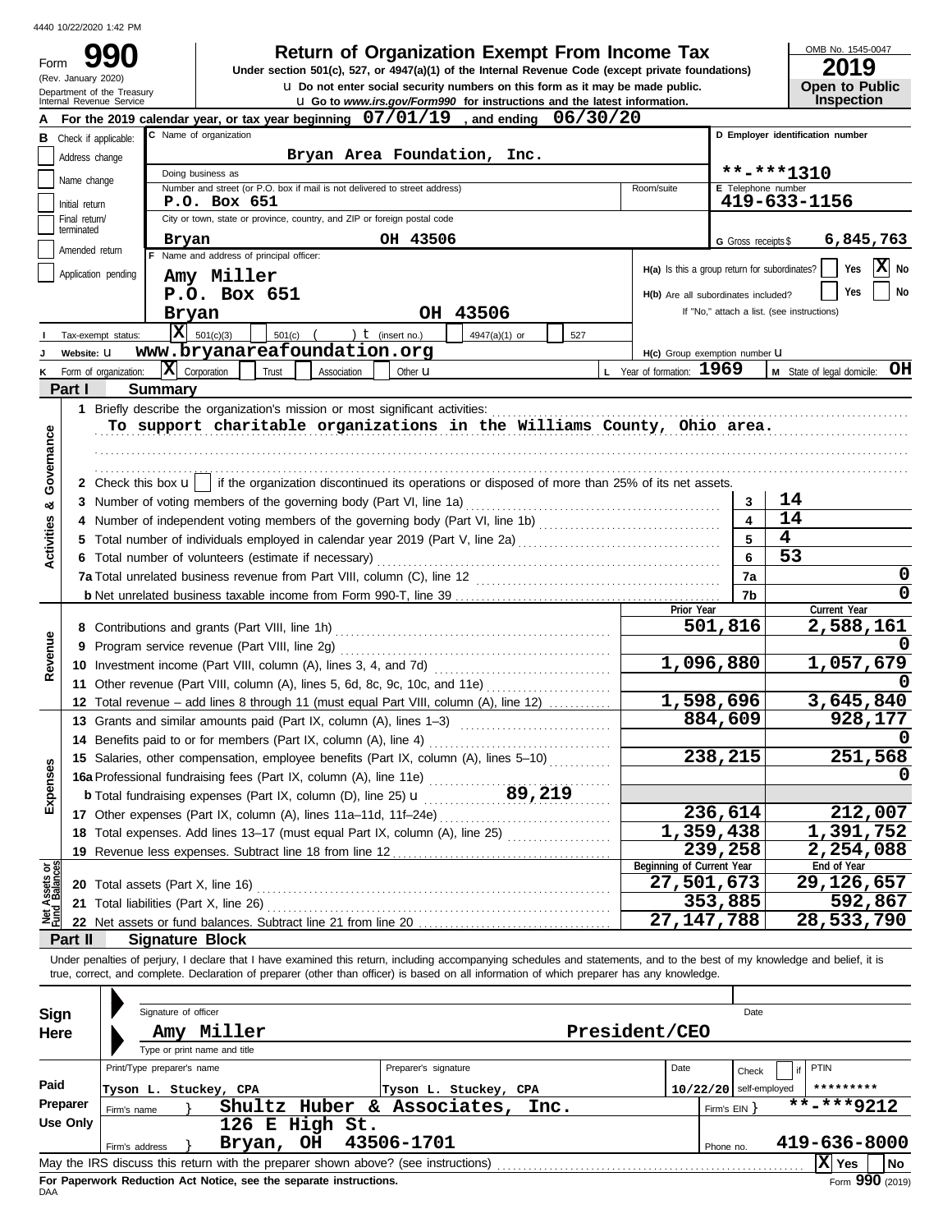4440 10/22/2020 1:42 PM

# Form 990 — Return of Organization Exempt From Income Tax

(Rev. January 2020)
Department of the Treasury
Internal Revenue Service

Under section 501(c), 527, or 4947(a)(1) of the Internal Revenue Code (except private foundations)

u Do not enter social security numbers on this form as it may be made public.

u Go to *www.irs.gov/Form990* for instructions and the latest information.

OMB No. 1545-0047
**2019**
**Open to Public Inspection**

**A** For the 2019 calendar year, or tax year beginning **07/01/19**, and ending **06/30/20**

**B** Check if applicable:
- [ ] Address change
- [ ] Name change
- [ ] Initial return
- [ ] Final return/terminated
- [ ] Amended return
- [ ] Application pending

**C** Name of organization: **Bryan Area Foundation, Inc.**

Doing business as:

Number and street (or P.O. box if mail is not delivered to street address): **P.O. Box 651** Room/suite:

City or town, state or province, country, and ZIP or foreign postal code: **Bryan OH 43506**

**D** Employer identification number: **\*\*-\*\*\*1310**

**E** Telephone number: **419-633-1156**

**G** Gross receipts $ **6,845,763**

**F** Name and address of principal officer: **Amy Miller, P.O. Box 651, Bryan OH 43506**

**H(a)** Is this a group return for subordinates? [ ] Yes [X] No

**H(b)** Are all subordinates included? [ ] Yes [ ] No
If "No," attach a list. (see instructions)

**I** Tax-exempt status: [X] 501(c)(3) [ ] 501(c) ( ) t (insert no.) [ ] 4947(a)(1) or [ ] 527

**J** Website: u **www.bryanareafoundation.org**

**H(c)** Group exemption number u

**K** Form of organization: [X] Corporation [ ] Trust [ ] Association [ ] Other u

**L** Year of formation: **1969**

**M** State of legal domicile: **OH**

## Part I Summary

**Activities & Governance**

1 Briefly describe the organization's mission or most significant activities:
**To support charitable organizations in the Williams County, Ohio area.**

2 Check this box u [ ] if the organization discontinued its operations or disposed of more than 25% of its net assets.

| | | Line | |
|---|---|---|---|
| 3 | Number of voting members of the governing body (Part VI, line 1a) | 3 | 14 |
| 4 | Number of independent voting members of the governing body (Part VI, line 1b) | 4 | 14 |
| 5 | Total number of individuals employed in calendar year 2019 (Part V, line 2a) | 5 | 4 |
| 6 | Total number of volunteers (estimate if necessary) | 6 | 53 |
| 7a | Total unrelated business revenue from Part VIII, column (C), line 12 | 7a | 0 |
| b | Net unrelated business taxable income from Form 990-T, line 39 | 7b | 0 |

| | | | Prior Year | Current Year |
|---|---|---|---|---|
| **Revenue** | 8 | Contributions and grants (Part VIII, line 1h) | 501,816 | 2,588,161 |
| | 9 | Program service revenue (Part VIII, line 2g) | | 0 |
| | 10 | Investment income (Part VIII, column (A), lines 3, 4, and 7d) | 1,096,880 | 1,057,679 |
| | 11 | Other revenue (Part VIII, column (A), lines 5, 6d, 8c, 9c, 10c, and 11e) | | 0 |
| | 12 | Total revenue – add lines 8 through 11 (must equal Part VIII, column (A), line 12) | 1,598,696 | 3,645,840 |
| **Expenses** | 13 | Grants and similar amounts paid (Part IX, column (A), lines 1–3) | 884,609 | 928,177 |
| | 14 | Benefits paid to or for members (Part IX, column (A), line 4) | | 0 |
| | 15 | Salaries, other compensation, employee benefits (Part IX, column (A), lines 5–10) | 238,215 | 251,568 |
| | 16a | Professional fundraising fees (Part IX, column (A), line 11e) | | 0 |
| | b | Total fundraising expenses (Part IX, column (D), line 25) u 89,219 | | |
| | 17 | Other expenses (Part IX, column (A), lines 11a–11d, 11f–24e) | 236,614 | 212,007 |
| | 18 | Total expenses. Add lines 13–17 (must equal Part IX, column (A), line 25) | 1,359,438 | 1,391,752 |
| | 19 | Revenue less expenses. Subtract line 18 from line 12 | 239,258 | 2,254,088 |

| | | | Beginning of Current Year | End of Year |
|---|---|---|---|---|
| **Net Assets or Fund Balances** | 20 | Total assets (Part X, line 16) | 27,501,673 | 29,126,657 |
| | 21 | Total liabilities (Part X, line 26) | 353,885 | 592,867 |
| | 22 | Net assets or fund balances. Subtract line 21 from line 20 | 27,147,788 | 28,533,790 |

## Part II Signature Block

Under penalties of perjury, I declare that I have examined this return, including accompanying schedules and statements, and to the best of my knowledge and belief, it is true, correct, and complete. Declaration of preparer (other than officer) is based on all information of which preparer has any knowledge.

**Sign Here**

Signature of officer — Date

**Amy Miller — President/CEO**
Type or print name and title

**Paid Preparer Use Only**

| Print/Type preparer's name | Preparer's signature | Date | Check [ ] if self-employed | PTIN |
|---|---|---|---|---|
| Tyson L. Stuckey, CPA | Tyson L. Stuckey, CPA | 10/22/20 | | \*\*\*\*\*\*\*\*\* |

Firm's name } **Shultz Huber & Associates, Inc.** Firm's EIN } **\*\*-\*\*\*9212**

Firm's address } **126 E High St. Bryan, OH 43506-1701** Phone no. **419-636-8000**

May the IRS discuss this return with the preparer shown above? (see instructions) [X] Yes [ ] No

**For Paperwork Reduction Act Notice, see the separate instructions.**
DAA
Form **990** (2019)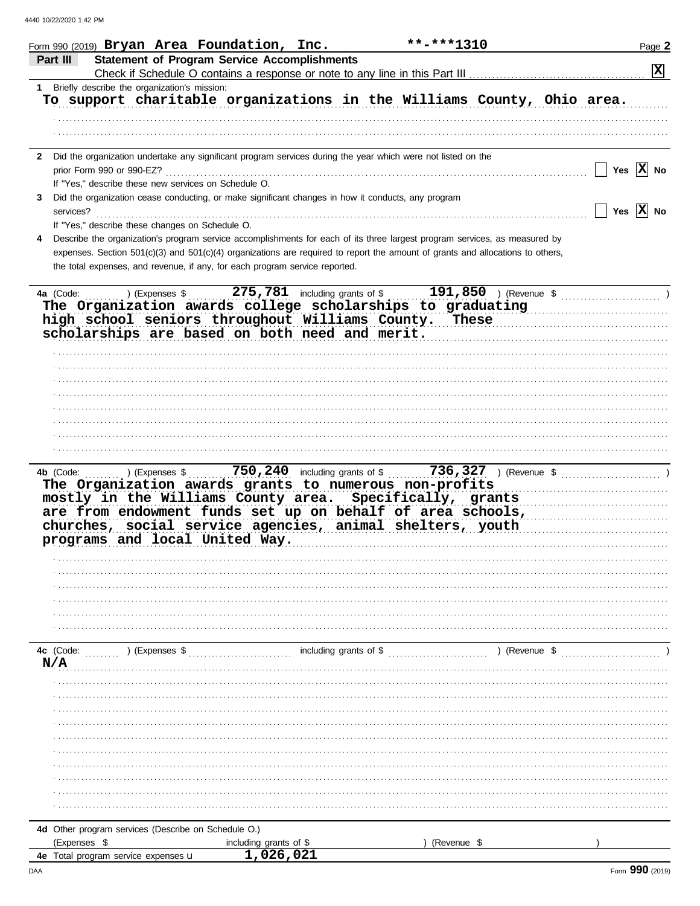Form 990 (2019) **Bryan Area Foundation, Inc.** **-***1310

## Part III — Statement of Program Service Accomplishments

Check if Schedule O contains a response or note to any line in this Part III ... **[X]**

**1** Briefly describe the organization's mission:

**To support charitable organizations in the Williams County, Ohio area.**

**2** Did the organization undertake any significant program services during the year which were not listed on the prior Form 990 or 990-EZ? ... [ ] Yes [X] No

If "Yes," describe these new services on Schedule O.

**3** Did the organization cease conducting, or make significant changes in how it conducts, any program services? ... [ ] Yes [X] No

If "Yes," describe these changes on Schedule O.

**4** Describe the organization's program service accomplishments for each of its three largest program services, as measured by expenses. Section 501(c)(3) and 501(c)(4) organizations are required to report the amount of grants and allocations to others, the total expenses, and revenue, if any, for each program service reported.

**4a** (Code: ) (Expenses $ **275,781** including grants of $ **191,850** ) (Revenue $ )

**The Organization awards college scholarships to graduating high school seniors throughout Williams County. These scholarships are based on both need and merit.**

**4b** (Code: ) (Expenses $ **750,240** including grants of $ **736,327** ) (Revenue $ )

**The Organization awards grants to numerous non-profits mostly in the Williams County area. Specifically, grants are from endowment funds set up on behalf of area schools, churches, social service agencies, animal shelters, youth programs and local United Way.**

**4c** (Code: ) (Expenses $ including grants of $ ) (Revenue $ )

**N/A**

**4d** Other program services (Describe on Schedule O.)

(Expenses $ including grants of $ ) (Revenue $ )

**4e** Total program service expenses **1,026,021**

Form **990** (2019)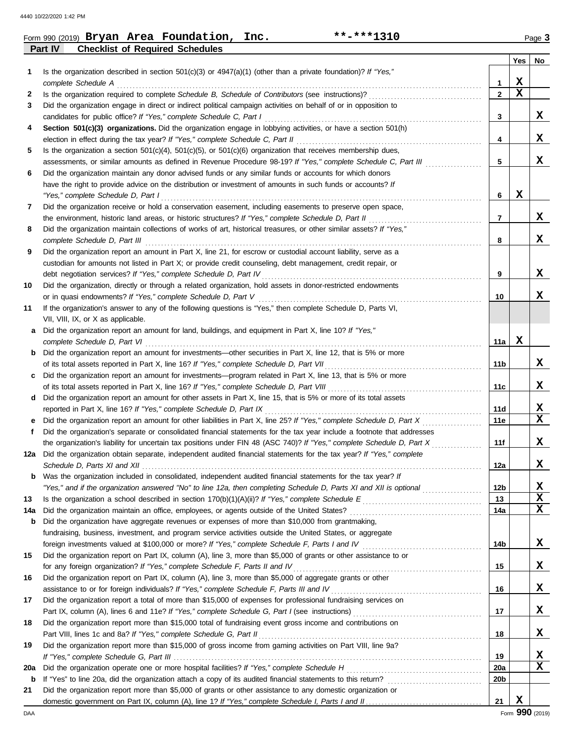Form 990 (2019) **Bryan Area Foundation, Inc.** **-***1310 Page **3**

**Part IV — Checklist of Required Schedules**

| | | | Yes | No |
|---|---|---|---|---|
| 1 | Is the organization described in section 501(c)(3) or 4947(a)(1) (other than a private foundation)? *If "Yes," complete Schedule A* | 1 | X | |
| 2 | Is the organization required to complete *Schedule B, Schedule of Contributors* (see instructions)? | 2 | X | |
| 3 | Did the organization engage in direct or indirect political campaign activities on behalf of or in opposition to candidates for public office? *If "Yes," complete Schedule C, Part I* | 3 | | X |
| 4 | **Section 501(c)(3) organizations.** Did the organization engage in lobbying activities, or have a section 501(h) election in effect during the tax year? *If "Yes," complete Schedule C, Part II* | 4 | | X |
| 5 | Is the organization a section 501(c)(4), 501(c)(5), or 501(c)(6) organization that receives membership dues, assessments, or similar amounts as defined in Revenue Procedure 98-19? *If "Yes," complete Schedule C, Part III* | 5 | | X |
| 6 | Did the organization maintain any donor advised funds or any similar funds or accounts for which donors have the right to provide advice on the distribution or investment of amounts in such funds or accounts? *If "Yes," complete Schedule D, Part I* | 6 | X | |
| 7 | Did the organization receive or hold a conservation easement, including easements to preserve open space, the environment, historic land areas, or historic structures? *If "Yes," complete Schedule D, Part II* | 7 | | X |
| 8 | Did the organization maintain collections of works of art, historical treasures, or other similar assets? *If "Yes," complete Schedule D, Part III* | 8 | | X |
| 9 | Did the organization report an amount in Part X, line 21, for escrow or custodial account liability, serve as a custodian for amounts not listed in Part X; or provide credit counseling, debt management, credit repair, or debt negotiation services? *If "Yes," complete Schedule D, Part IV* | 9 | | X |
| 10 | Did the organization, directly or through a related organization, hold assets in donor-restricted endowments or in quasi endowments? *If "Yes," complete Schedule D, Part V* | 10 | | X |
| 11 | If the organization's answer to any of the following questions is "Yes," then complete Schedule D, Parts VI, VII, VIII, IX, or X as applicable. | | | |
| a | Did the organization report an amount for land, buildings, and equipment in Part X, line 10? *If "Yes," complete Schedule D, Part VI* | 11a | X | |
| b | Did the organization report an amount for investments—other securities in Part X, line 12, that is 5% or more of its total assets reported in Part X, line 16? *If "Yes," complete Schedule D, Part VII* | 11b | | X |
| c | Did the organization report an amount for investments—program related in Part X, line 13, that is 5% or more of its total assets reported in Part X, line 16? *If "Yes," complete Schedule D, Part VIII* | 11c | | X |
| d | Did the organization report an amount for other assets in Part X, line 15, that is 5% or more of its total assets reported in Part X, line 16? *If "Yes," complete Schedule D, Part IX* | 11d | | X |
| e | Did the organization report an amount for other liabilities in Part X, line 25? *If "Yes," complete Schedule D, Part X* | 11e | | X |
| f | Did the organization's separate or consolidated financial statements for the tax year include a footnote that addresses the organization's liability for uncertain tax positions under FIN 48 (ASC 740)? *If "Yes," complete Schedule D, Part X* | 11f | | X |
| 12a | Did the organization obtain separate, independent audited financial statements for the tax year? *If "Yes," complete Schedule D, Parts XI and XII* | 12a | | X |
| b | Was the organization included in consolidated, independent audited financial statements for the tax year? *If "Yes," and if the organization answered "No" to line 12a, then completing Schedule D, Parts XI and XII is optional* | 12b | | X |
| 13 | Is the organization a school described in section 170(b)(1)(A)(ii)? *If "Yes," complete Schedule E* | 13 | | X |
| 14a | Did the organization maintain an office, employees, or agents outside of the United States? | 14a | | X |
| b | Did the organization have aggregate revenues or expenses of more than $10,000 from grantmaking, fundraising, business, investment, and program service activities outside the United States, or aggregate foreign investments valued at $100,000 or more? *If "Yes," complete Schedule F, Parts I and IV* | 14b | | X |
| 15 | Did the organization report on Part IX, column (A), line 3, more than $5,000 of grants or other assistance to or for any foreign organization? *If "Yes," complete Schedule F, Parts II and IV* | 15 | | X |
| 16 | Did the organization report on Part IX, column (A), line 3, more than $5,000 of aggregate grants or other assistance to or for foreign individuals? *If "Yes," complete Schedule F, Parts III and IV* | 16 | | X |
| 17 | Did the organization report a total of more than $15,000 of expenses for professional fundraising services on Part IX, column (A), lines 6 and 11e? *If "Yes," complete Schedule G, Part I* (see instructions) | 17 | | X |
| 18 | Did the organization report more than $15,000 total of fundraising event gross income and contributions on Part VIII, lines 1c and 8a? *If "Yes," complete Schedule G, Part II* | 18 | | X |
| 19 | Did the organization report more than $15,000 of gross income from gaming activities on Part VIII, line 9a? *If "Yes," complete Schedule G, Part III* | 19 | | X |
| 20a | Did the organization operate one or more hospital facilities? *If "Yes," complete Schedule H* | 20a | | X |
| b | If "Yes" to line 20a, did the organization attach a copy of its audited financial statements to this return? | 20b | | |
| 21 | Did the organization report more than $5,000 of grants or other assistance to any domestic organization or domestic government on Part IX, column (A), line 1? *If "Yes," complete Schedule I, Parts I and II* | 21 | X | |

Form **990** (2019)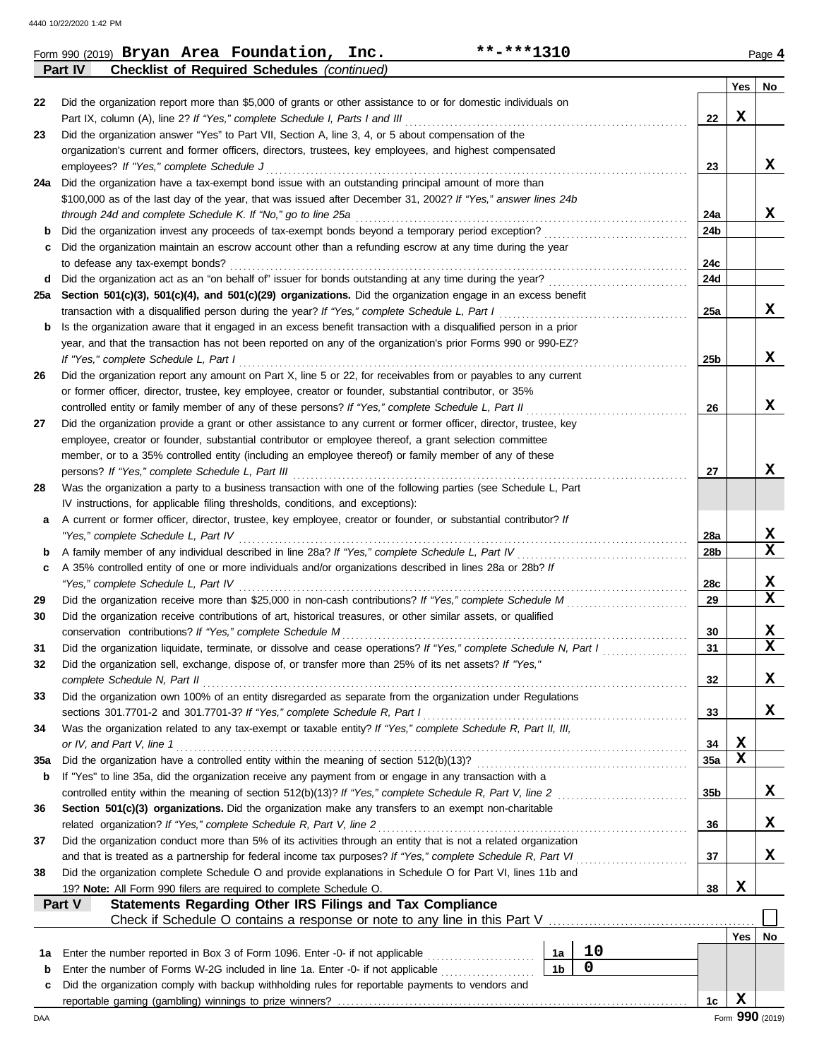Form 990 (2019) **Bryan Area Foundation, Inc.** **-***1310 Page **4**

**Part IV** **Checklist of Required Schedules** *(continued)*

| | | | Yes | No |
|---|---|---|---|---|
| 22 | Did the organization report more than $5,000 of grants or other assistance to or for domestic individuals on Part IX, column (A), line 2? *If "Yes," complete Schedule I, Parts I and III* | 22 | X | |
| 23 | Did the organization answer "Yes" to Part VII, Section A, line 3, 4, or 5 about compensation of the organization's current and former officers, directors, trustees, key employees, and highest compensated employees? *If "Yes," complete Schedule J* | 23 | | X |
| 24a | Did the organization have a tax-exempt bond issue with an outstanding principal amount of more than $100,000 as of the last day of the year, that was issued after December 31, 2002? *If "Yes," answer lines 24b through 24d and complete Schedule K. If "No," go to line 25a* | 24a | | X |
| b | Did the organization invest any proceeds of tax-exempt bonds beyond a temporary period exception? | 24b | | |
| c | Did the organization maintain an escrow account other than a refunding escrow at any time during the year to defease any tax-exempt bonds? | 24c | | |
| d | Did the organization act as an "on behalf of" issuer for bonds outstanding at any time during the year? | 24d | | |
| 25a | **Section 501(c)(3), 501(c)(4), and 501(c)(29) organizations.** Did the organization engage in an excess benefit transaction with a disqualified person during the year? *If "Yes," complete Schedule L, Part I* | 25a | | X |
| b | Is the organization aware that it engaged in an excess benefit transaction with a disqualified person in a prior year, and that the transaction has not been reported on any of the organization's prior Forms 990 or 990-EZ? *If "Yes," complete Schedule L, Part I* | 25b | | X |
| 26 | Did the organization report any amount on Part X, line 5 or 22, for receivables from or payables to any current or former officer, director, trustee, key employee, creator or founder, substantial contributor, or 35% controlled entity or family member of any of these persons? *If "Yes," complete Schedule L, Part II* | 26 | | X |
| 27 | Did the organization provide a grant or other assistance to any current or former officer, director, trustee, key employee, creator or founder, substantial contributor or employee thereof, a grant selection committee member, or to a 35% controlled entity (including an employee thereof) or family member of any of these persons? *If "Yes," complete Schedule L, Part III* | 27 | | X |
| 28 | Was the organization a party to a business transaction with one of the following parties (see Schedule L, Part IV instructions, for applicable filing thresholds, conditions, and exceptions): | | | |
| a | A current or former officer, director, trustee, key employee, creator or founder, or substantial contributor? *If "Yes," complete Schedule L, Part IV* | 28a | | X |
| b | A family member of any individual described in line 28a? *If "Yes," complete Schedule L, Part IV* | 28b | | X |
| c | A 35% controlled entity of one or more individuals and/or organizations described in lines 28a or 28b? *If "Yes," complete Schedule L, Part IV* | 28c | | X |
| 29 | Did the organization receive more than $25,000 in non-cash contributions? *If "Yes," complete Schedule M* | 29 | | X |
| 30 | Did the organization receive contributions of art, historical treasures, or other similar assets, or qualified conservation contributions? *If "Yes," complete Schedule M* | 30 | | X |
| 31 | Did the organization liquidate, terminate, or dissolve and cease operations? *If "Yes," complete Schedule N, Part I* | 31 | | X |
| 32 | Did the organization sell, exchange, dispose of, or transfer more than 25% of its net assets? *If "Yes," complete Schedule N, Part II* | 32 | | X |
| 33 | Did the organization own 100% of an entity disregarded as separate from the organization under Regulations sections 301.7701-2 and 301.7701-3? *If "Yes," complete Schedule R, Part I* | 33 | | X |
| 34 | Was the organization related to any tax-exempt or taxable entity? *If "Yes," complete Schedule R, Part II, III, or IV, and Part V, line 1* | 34 | X | |
| 35a | Did the organization have a controlled entity within the meaning of section 512(b)(13)? | 35a | X | |
| b | If "Yes" to line 35a, did the organization receive any payment from or engage in any transaction with a controlled entity within the meaning of section 512(b)(13)? *If "Yes," complete Schedule R, Part V, line 2* | 35b | | X |
| 36 | **Section 501(c)(3) organizations.** Did the organization make any transfers to an exempt non-charitable related organization? *If "Yes," complete Schedule R, Part V, line 2* | 36 | | X |
| 37 | Did the organization conduct more than 5% of its activities through an entity that is not a related organization and that is treated as a partnership for federal income tax purposes? *If "Yes," complete Schedule R, Part VI* | 37 | | X |
| 38 | Did the organization complete Schedule O and provide explanations in Schedule O for Part VI, lines 11b and 19? **Note:** All Form 990 filers are required to complete Schedule O. | 38 | X | |

**Part V** **Statements Regarding Other IRS Filings and Tax Compliance**

Check if Schedule O contains a response or note to any line in this Part V ☐

| | | | | | Yes | No |
|---|---|---|---|---|---|---|
| 1a | Enter the number reported in Box 3 of Form 1096. Enter -0- if not applicable | 1a | 10 | | | |
| b | Enter the number of Forms W-2G included in line 1a. Enter -0- if not applicable | 1b | 0 | | | |
| c | Did the organization comply with backup withholding rules for reportable payments to vendors and reportable gaming (gambling) winnings to prize winners? | | | 1c | X | |

DAA Form **990** (2019)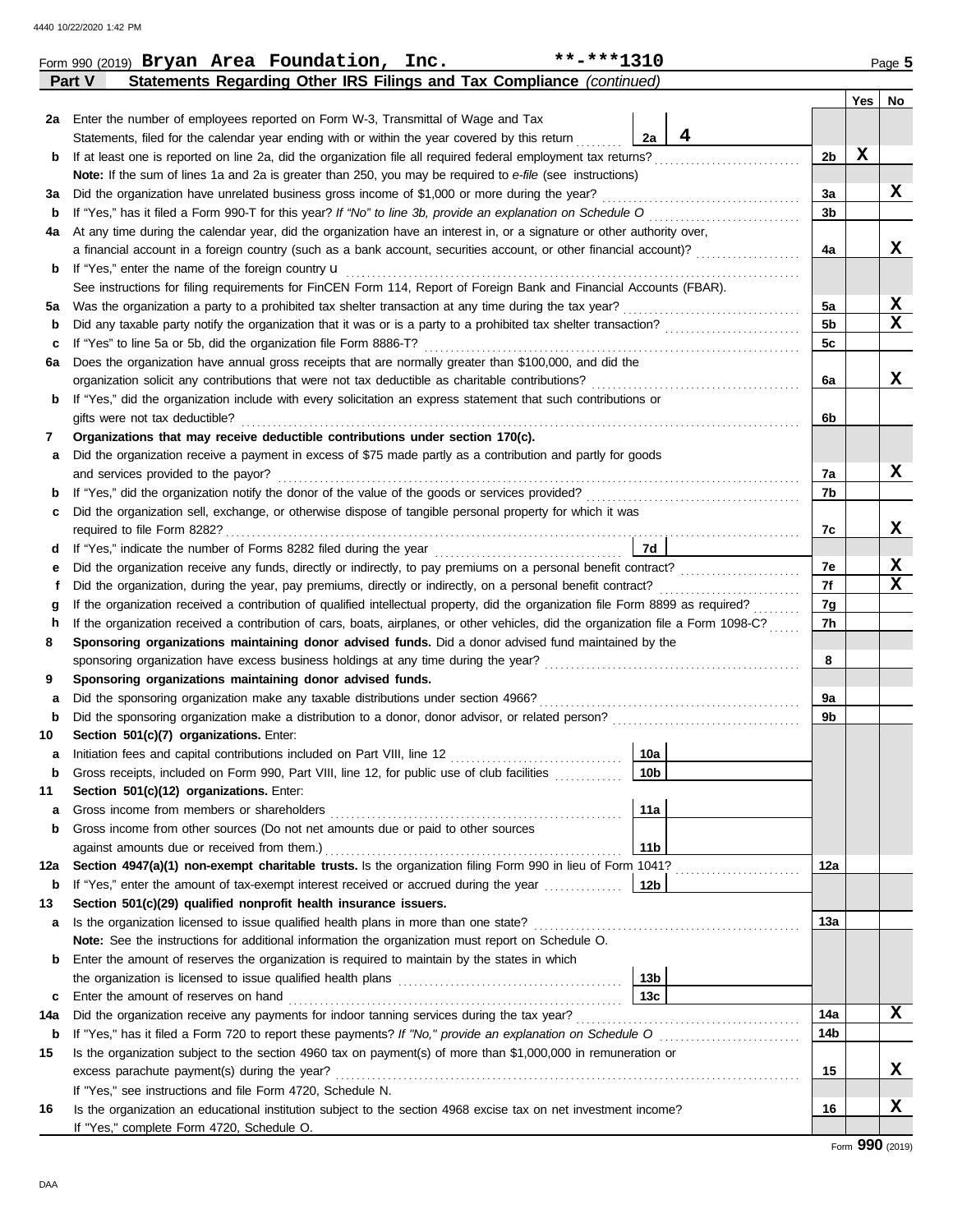Form 990 (2019) **Bryan Area Foundation, Inc.** **-***1310 Page 5

**Part V Statements Regarding Other IRS Filings and Tax Compliance** *(continued)*

| | | | | | Yes | No |
|---|---|---|---|---|---|---|
| **2a** | Enter the number of employees reported on Form W-3, Transmittal of Wage and Tax Statements, filed for the calendar year ending with or within the year covered by this return | 2a | 4 | | | |
| **b** | If at least one is reported on line 2a, did the organization file all required federal employment tax returns? | | | 2b | X | |
| | **Note:** If the sum of lines 1a and 2a is greater than 250, you may be required to *e-file* (see instructions) | | | | | |
| **3a** | Did the organization have unrelated business gross income of $1,000 or more during the year? | | | 3a | | X |
| **b** | If "Yes," has it filed a Form 990-T for this year? *If "No" to line 3b, provide an explanation on Schedule O* | | | 3b | | |
| **4a** | At any time during the calendar year, did the organization have an interest in, or a signature or other authority over, a financial account in a foreign country (such as a bank account, securities account, or other financial account)? | | | 4a | | X |
| **b** | If "Yes," enter the name of the foreign country u | | | | | |
| | See instructions for filing requirements for FinCEN Form 114, Report of Foreign Bank and Financial Accounts (FBAR). | | | | | |
| **5a** | Was the organization a party to a prohibited tax shelter transaction at any time during the tax year? | | | 5a | | X |
| **b** | Did any taxable party notify the organization that it was or is a party to a prohibited tax shelter transaction? | | | 5b | | X |
| **c** | If "Yes" to line 5a or 5b, did the organization file Form 8886-T? | | | 5c | | |
| **6a** | Does the organization have annual gross receipts that are normally greater than $100,000, and did the organization solicit any contributions that were not tax deductible as charitable contributions? | | | 6a | | X |
| **b** | If "Yes," did the organization include with every solicitation an express statement that such contributions or gifts were not tax deductible? | | | 6b | | |
| **7** | **Organizations that may receive deductible contributions under section 170(c).** | | | | | |
| **a** | Did the organization receive a payment in excess of $75 made partly as a contribution and partly for goods and services provided to the payor? | | | 7a | | X |
| **b** | If "Yes," did the organization notify the donor of the value of the goods or services provided? | | | 7b | | |
| **c** | Did the organization sell, exchange, or otherwise dispose of tangible personal property for which it was required to file Form 8282? | | | 7c | | X |
| **d** | If "Yes," indicate the number of Forms 8282 filed during the year | 7d | | | | |
| **e** | Did the organization receive any funds, directly or indirectly, to pay premiums on a personal benefit contract? | | | 7e | | X |
| **f** | Did the organization, during the year, pay premiums, directly or indirectly, on a personal benefit contract? | | | 7f | | X |
| **g** | If the organization received a contribution of qualified intellectual property, did the organization file Form 8899 as required? | | | 7g | | |
| **h** | If the organization received a contribution of cars, boats, airplanes, or other vehicles, did the organization file a Form 1098-C? | | | 7h | | |
| **8** | **Sponsoring organizations maintaining donor advised funds.** Did a donor advised fund maintained by the sponsoring organization have excess business holdings at any time during the year? | | | 8 | | |
| **9** | **Sponsoring organizations maintaining donor advised funds.** | | | | | |
| **a** | Did the sponsoring organization make any taxable distributions under section 4966? | | | 9a | | |
| **b** | Did the sponsoring organization make a distribution to a donor, donor advisor, or related person? | | | 9b | | |
| **10** | **Section 501(c)(7) organizations.** Enter: | | | | | |
| **a** | Initiation fees and capital contributions included on Part VIII, line 12 | 10a | | | | |
| **b** | Gross receipts, included on Form 990, Part VIII, line 12, for public use of club facilities | 10b | | | | |
| **11** | **Section 501(c)(12) organizations.** Enter: | | | | | |
| **a** | Gross income from members or shareholders | 11a | | | | |
| **b** | Gross income from other sources (Do not net amounts due or paid to other sources against amounts due or received from them.) | 11b | | | | |
| **12a** | **Section 4947(a)(1) non-exempt charitable trusts.** Is the organization filing Form 990 in lieu of Form 1041? | | | 12a | | |
| **b** | If "Yes," enter the amount of tax-exempt interest received or accrued during the year | 12b | | | | |
| **13** | **Section 501(c)(29) qualified nonprofit health insurance issuers.** | | | | | |
| **a** | Is the organization licensed to issue qualified health plans in more than one state? | | | 13a | | |
| | **Note:** See the instructions for additional information the organization must report on Schedule O. | | | | | |
| **b** | Enter the amount of reserves the organization is required to maintain by the states in which the organization is licensed to issue qualified health plans | 13b | | | | |
| **c** | Enter the amount of reserves on hand | 13c | | | | |
| **14a** | Did the organization receive any payments for indoor tanning services during the tax year? | | | 14a | | X |
| **b** | If "Yes," has it filed a Form 720 to report these payments? *If "No," provide an explanation on Schedule O* | | | 14b | | |
| **15** | Is the organization subject to the section 4960 tax on payment(s) of more than $1,000,000 in remuneration or excess parachute payment(s) during the year? | | | 15 | | X |
| | If "Yes," see instructions and file Form 4720, Schedule N. | | | | | |
| **16** | Is the organization an educational institution subject to the section 4968 excise tax on net investment income? | | | 16 | | X |
| | If "Yes," complete Form 4720, Schedule O. | | | | | |

Form **990** (2019)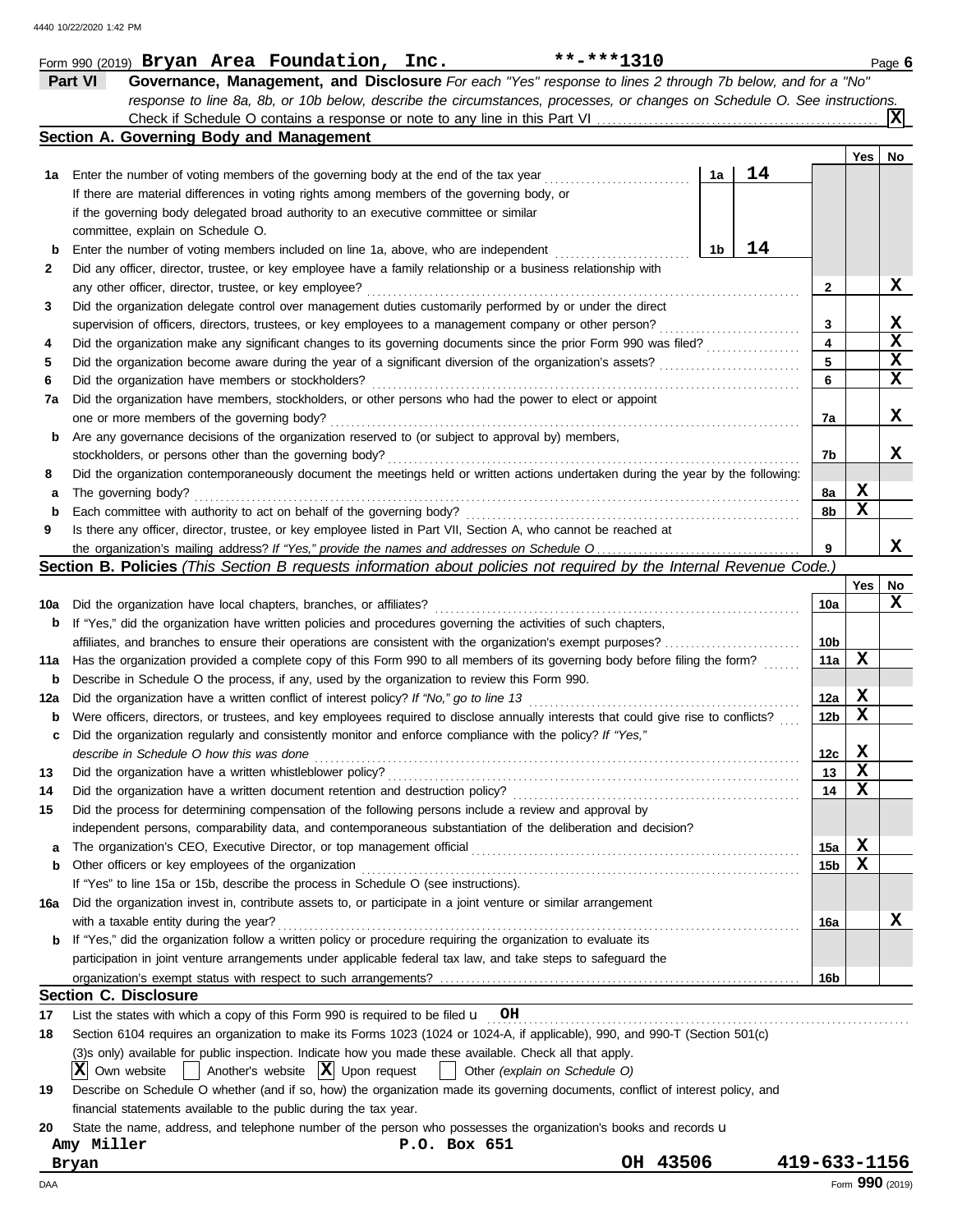Form 990 (2019) **Bryan Area Foundation, Inc.** **-***1310 Page **6**

## Part VI Governance, Management, and Disclosure

*For each "Yes" response to lines 2 through 7b below, and for a "No" response to line 8a, 8b, or 10b below, describe the circumstances, processes, or changes on Schedule O. See instructions.*

Check if Schedule O contains a response or note to any line in this Part VI .......... [X]

### Section A. Governing Body and Management

| | | | | Yes | No |
|---|---|---|---|---|---|
| **1a** | Enter the number of voting members of the governing body at the end of the tax year | 1a | 14 | | |
| | If there are material differences in voting rights among members of the governing body, or if the governing body delegated broad authority to an executive committee or similar committee, explain on Schedule O. | | | | |
| **b** | Enter the number of voting members included on line 1a, above, who are independent | 1b | 14 | | |
| **2** | Did any officer, director, trustee, or key employee have a family relationship or a business relationship with any other officer, director, trustee, or key employee? | | 2 | | X |
| **3** | Did the organization delegate control over management duties customarily performed by or under the direct supervision of officers, directors, trustees, or key employees to a management company or other person? | | 3 | | X |
| **4** | Did the organization make any significant changes to its governing documents since the prior Form 990 was filed? | | 4 | | X |
| **5** | Did the organization become aware during the year of a significant diversion of the organization's assets? | | 5 | | X |
| **6** | Did the organization have members or stockholders? | | 6 | | X |
| **7a** | Did the organization have members, stockholders, or other persons who had the power to elect or appoint one or more members of the governing body? | | 7a | | X |
| **b** | Are any governance decisions of the organization reserved to (or subject to approval by) members, stockholders, or persons other than the governing body? | | 7b | | X |
| **8** | Did the organization contemporaneously document the meetings held or written actions undertaken during the year by the following: | | | | |
| **a** | The governing body? | | 8a | X | |
| **b** | Each committee with authority to act on behalf of the governing body? | | 8b | X | |
| **9** | Is there any officer, director, trustee, or key employee listed in Part VII, Section A, who cannot be reached at the organization's mailing address? *If "Yes," provide the names and addresses on Schedule O* | | 9 | | X |

### Section B. Policies *(This Section B requests information about policies not required by the Internal Revenue Code.)*

| | | | Yes | No |
|---|---|---|---|---|
| **10a** | Did the organization have local chapters, branches, or affiliates? | 10a | | X |
| **b** | If "Yes," did the organization have written policies and procedures governing the activities of such chapters, affiliates, and branches to ensure their operations are consistent with the organization's exempt purposes? | 10b | | |
| **11a** | Has the organization provided a complete copy of this Form 990 to all members of its governing body before filing the form? | 11a | X | |
| **b** | Describe in Schedule O the process, if any, used by the organization to review this Form 990. | | | |
| **12a** | Did the organization have a written conflict of interest policy? *If "No," go to line 13* | 12a | X | |
| **b** | Were officers, directors, or trustees, and key employees required to disclose annually interests that could give rise to conflicts? | 12b | X | |
| **c** | Did the organization regularly and consistently monitor and enforce compliance with the policy? *If "Yes," describe in Schedule O how this was done* | 12c | X | |
| **13** | Did the organization have a written whistleblower policy? | 13 | X | |
| **14** | Did the organization have a written document retention and destruction policy? | 14 | X | |
| **15** | Did the process for determining compensation of the following persons include a review and approval by independent persons, comparability data, and contemporaneous substantiation of the deliberation and decision? | | | |
| **a** | The organization's CEO, Executive Director, or top management official | 15a | X | |
| **b** | Other officers or key employees of the organization | 15b | X | |
| | If "Yes" to line 15a or 15b, describe the process in Schedule O (see instructions). | | | |
| **16a** | Did the organization invest in, contribute assets to, or participate in a joint venture or similar arrangement with a taxable entity during the year? | 16a | | X |
| **b** | If "Yes," did the organization follow a written policy or procedure requiring the organization to evaluate its participation in joint venture arrangements under applicable federal tax law, and take steps to safeguard the organization's exempt status with respect to such arrangements? | 16b | | |

### Section C. Disclosure

**17** List the states with which a copy of this Form 990 is required to be filed u **OH**

**18** Section 6104 requires an organization to make its Forms 1023 (1024 or 1024-A, if applicable), 990, and 990-T (Section 501(c)(3)s only) available for public inspection. Indicate how you made these available. Check all that apply.

[X] Own website [ ] Another's website [X] Upon request [ ] Other *(explain on Schedule O)*

**19** Describe on Schedule O whether (and if so, how) the organization made its governing documents, conflict of interest policy, and financial statements available to the public during the tax year.

**20** State the name, address, and telephone number of the person who possesses the organization's books and records u

**Amy Miller** **P.O. Box 651**
**Bryan** **OH 43506** **419-633-1156**

Form **990** (2019)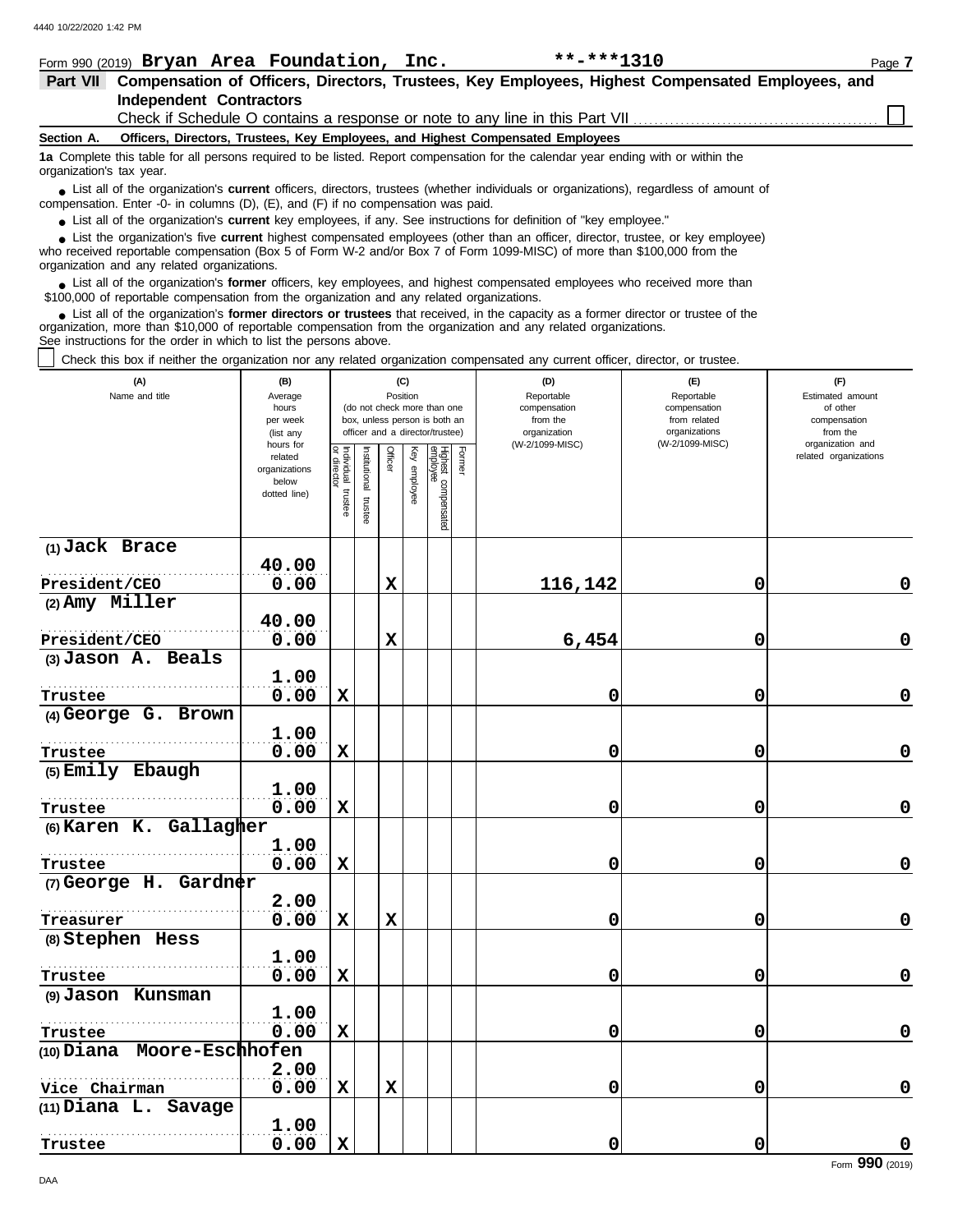4440 10/22/2020 1:42 PM

Form 990 (2019) **Bryan Area Foundation, Inc.** **-***1310 Page **7**

## Part VII Compensation of Officers, Directors, Trustees, Key Employees, Highest Compensated Employees, and Independent Contractors

Check if Schedule O contains a response or note to any line in this Part VII ☐

**Section A. Officers, Directors, Trustees, Key Employees, and Highest Compensated Employees**

**1a** Complete this table for all persons required to be listed. Report compensation for the calendar year ending with or within the organization's tax year.

- List all of the organization's **current** officers, directors, trustees (whether individuals or organizations), regardless of amount of compensation. Enter -0- in columns (D), (E), and (F) if no compensation was paid.
- List all of the organization's **current** key employees, if any. See instructions for definition of "key employee."
- List the organization's five **current** highest compensated employees (other than an officer, director, trustee, or key employee) who received reportable compensation (Box 5 of Form W-2 and/or Box 7 of Form 1099-MISC) of more than $100,000 from the organization and any related organizations.
- List all of the organization's **former** officers, key employees, and highest compensated employees who received more than $100,000 of reportable compensation from the organization and any related organizations.
- List all of the organization's **former directors or trustees** that received, in the capacity as a former director or trustee of the organization, more than $10,000 of reportable compensation from the organization and any related organizations.

See instructions for the order in which to list the persons above.

☐ Check this box if neither the organization nor any related organization compensated any current officer, director, or trustee.

| (A) Name and title | (B) Average hours per week (list any hours for related organizations below dotted line) | (C) Position (do not check more than one box, unless person is both an officer and a director/trustee) | | | | | | (D) Reportable compensation from the organization (W-2/1099-MISC) | (E) Reportable compensation from related organizations (W-2/1099-MISC) | (F) Estimated amount of other compensation from the organization and related organizations |
|---|---|---|---|---|---|---|---|---|---|---|
| | | Individual trustee or director | Institutional trustee | Officer | Key employee | Highest compensated employee | Former | | | |
| (1) Jack Brace<br>President/CEO | 40.00<br>0.00 | | | X | | | | 116,142 | 0 | 0 |
| (2) Amy Miller<br>President/CEO | 40.00<br>0.00 | | | X | | | | 6,454 | 0 | 0 |
| (3) Jason A. Beals<br>Trustee | 1.00<br>0.00 | X | | | | | | 0 | 0 | 0 |
| (4) George G. Brown<br>Trustee | 1.00<br>0.00 | X | | | | | | 0 | 0 | 0 |
| (5) Emily Ebaugh<br>Trustee | 1.00<br>0.00 | X | | | | | | 0 | 0 | 0 |
| (6) Karen K. Gallagher<br>Trustee | 1.00<br>0.00 | X | | | | | | 0 | 0 | 0 |
| (7) George H. Gardner<br>Treasurer | 2.00<br>0.00 | X | | X | | | | 0 | 0 | 0 |
| (8) Stephen Hess<br>Trustee | 1.00<br>0.00 | X | | | | | | 0 | 0 | 0 |
| (9) Jason Kunsman<br>Trustee | 1.00<br>0.00 | X | | | | | | 0 | 0 | 0 |
| (10) Diana Moore-Eschhofen<br>Vice Chairman | 2.00<br>0.00 | X | | X | | | | 0 | 0 | 0 |
| (11) Diana L. Savage<br>Trustee | 1.00<br>0.00 | X | | | | | | 0 | 0 | 0 |

Form **990** (2019)

DAA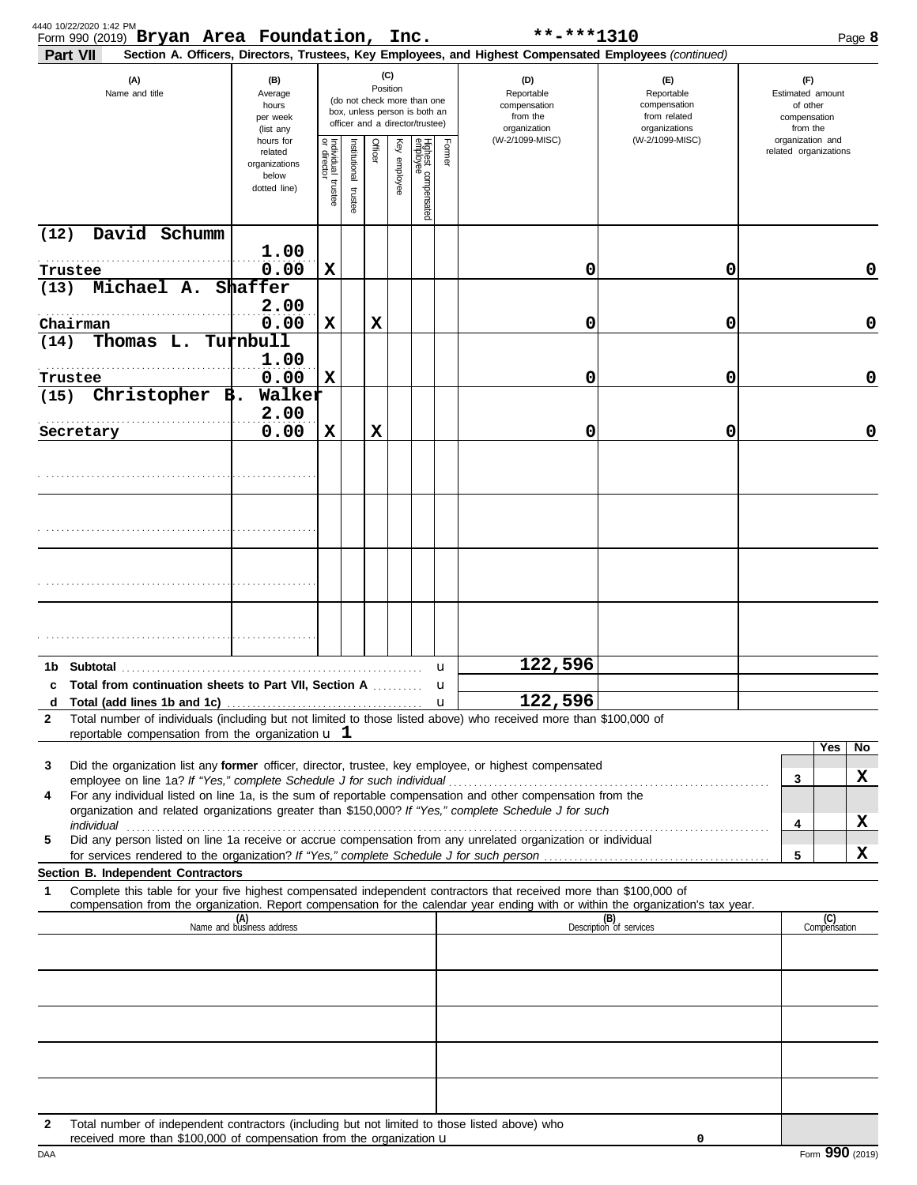Form 990 (2019) **Bryan Area Foundation, Inc.** **-***1310

**Part VII** **Section A. Officers, Directors, Trustees, Key Employees, and Highest Compensated Employees** *(continued)*

| (A) Name and title | (B) Average hours per week (list any hours for related organizations below dotted line) | (C) Position: Individual trustee or director | Institutional trustee | Officer | Key employee | Highest compensated employee | Former | (D) Reportable compensation from the organization (W-2/1099-MISC) | (E) Reportable compensation from related organizations (W-2/1099-MISC) | (F) Estimated amount of other compensation from the organization and related organizations |
|---|---|---|---|---|---|---|---|---|---|---|
| (12) David Schumm<br>Trustee | 1.00<br>0.00 | X | | | | | | 0 | 0 | 0 |
| (13) Michael A. Shaffer<br>Chairman | 2.00<br>0.00 | X | | X | | | | 0 | 0 | 0 |
| (14) Thomas L. Turnbull<br>Trustee | 1.00<br>0.00 | X | | | | | | 0 | 0 | 0 |
| (15) Christopher B. Walker<br>Secretary | 2.00<br>0.00 | X | | X | | | | 0 | 0 | 0 |

**1b Subtotal** ... u 122,596

**c Total from continuation sheets to Part VII, Section A** ... u

**d Total (add lines 1b and 1c)** ... u 122,596

**2** Total number of individuals (including but not limited to those listed above) who received more than $100,000 of reportable compensation from the organization u 1

| | | Yes | No |
|---|---|---|---|
| **3** Did the organization list any **former** officer, director, trustee, key employee, or highest compensated employee on line 1a? *If "Yes," complete Schedule J for such individual* | 3 | | X |
| **4** For any individual listed on line 1a, is the sum of reportable compensation and other compensation from the organization and related organizations greater than $150,000? *If "Yes," complete Schedule J for such individual* | 4 | | X |
| **5** Did any person listed on line 1a receive or accrue compensation from any unrelated organization or individual for services rendered to the organization? *If "Yes," complete Schedule J for such person* | 5 | | X |

**Section B. Independent Contractors**

**1** Complete this table for your five highest compensated independent contractors that received more than $100,000 of compensation from the organization. Report compensation for the calendar year ending with or within the organization's tax year.

| (A) Name and business address | (B) Description of services | (C) Compensation |
|---|---|---|
| | | |
| | | |
| | | |
| | | |
| | | |

**2** Total number of independent contractors (including but not limited to those listed above) who received more than $100,000 of compensation from the organization u 0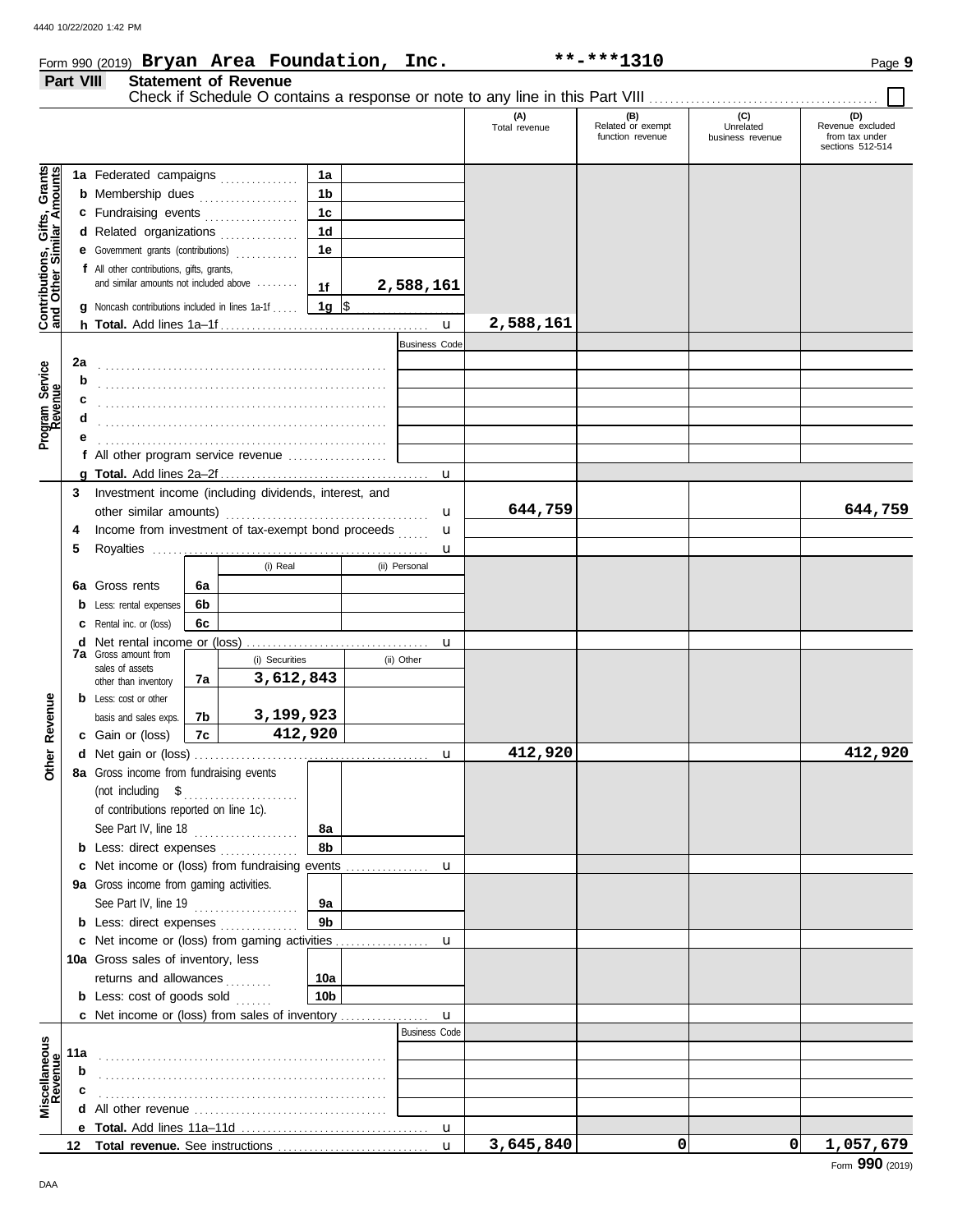Form 990 (2019) **Bryan Area Foundation, Inc.** **-***1310 Page **9**

## Part VIII Statement of Revenue

Check if Schedule O contains a response or note to any line in this Part VIII ☐

| | | | | (A) Total revenue | (B) Related or exempt function revenue | (C) Unrelated business revenue | (D) Revenue excluded from tax under sections 512-514 |
|---|---|---|---|---|---|---|---|
| **Contributions, Gifts, Grants and Other Similar Amounts** | 1a Federated campaigns | 1a | | | | | |
| | b Membership dues | 1b | | | | | |
| | c Fundraising events | 1c | | | | | |
| | d Related organizations | 1d | | | | | |
| | e Government grants (contributions) | 1e | | | | | |
| | f All other contributions, gifts, grants, and similar amounts not included above | 1f | 2,588,161 | | | | |
| | g Noncash contributions included in lines 1a-1f | 1g | $ | | | | |
| | h **Total.** Add lines 1a–1f | | | 2,588,161 | | | |
| **Program Service Revenue** | | | Business Code | | | | |
| | 2a | | | | | | |
| | b | | | | | | |
| | c | | | | | | |
| | d | | | | | | |
| | e | | | | | | |
| | f All other program service revenue | | | | | | |
| | g **Total.** Add lines 2a–2f | | | | | | |
| **Other Revenue** | 3 Investment income (including dividends, interest, and other similar amounts) | | | 644,759 | | | 644,759 |
| | 4 Income from investment of tax-exempt bond proceeds | | | | | | |
| | 5 Royalties | | | | | | |
| | | (i) Real | (ii) Personal | | | | |
| | 6a Gross rents (6a) | | | | | | |
| | b Less: rental expenses (6b) | | | | | | |
| | c Rental inc. or (loss) (6c) | | | | | | |
| | d Net rental income or (loss) | | | | | | |
| | | (i) Securities | (ii) Other | | | | |
| | 7a Gross amount from sales of assets other than inventory (7a) | 3,612,843 | | | | | |
| | b Less: cost or other basis and sales exps. (7b) | 3,199,923 | | | | | |
| | c Gain or (loss) (7c) | 412,920 | | | | | |
| | d Net gain or (loss) | | | 412,920 | | | 412,920 |
| | 8a Gross income from fundraising events (not including $ of contributions reported on line 1c). See Part IV, line 18 | 8a | | | | | |
| | b Less: direct expenses | 8b | | | | | |
| | c Net income or (loss) from fundraising events | | | | | | |
| | 9a Gross income from gaming activities. See Part IV, line 19 | 9a | | | | | |
| | b Less: direct expenses | 9b | | | | | |
| | c Net income or (loss) from gaming activities | | | | | | |
| | 10a Gross sales of inventory, less returns and allowances | 10a | | | | | |
| | b Less: cost of goods sold | 10b | | | | | |
| | c Net income or (loss) from sales of inventory | | | | | | |
| **Miscellaneous Revenue** | | | Business Code | | | | |
| | 11a | | | | | | |
| | b | | | | | | |
| | c | | | | | | |
| | d All other revenue | | | | | | |
| | e **Total.** Add lines 11a–11d | | | | | | |
| | 12 **Total revenue.** See instructions | | | 3,645,840 | 0 | 0 | 1,057,679 |

Form **990** (2019)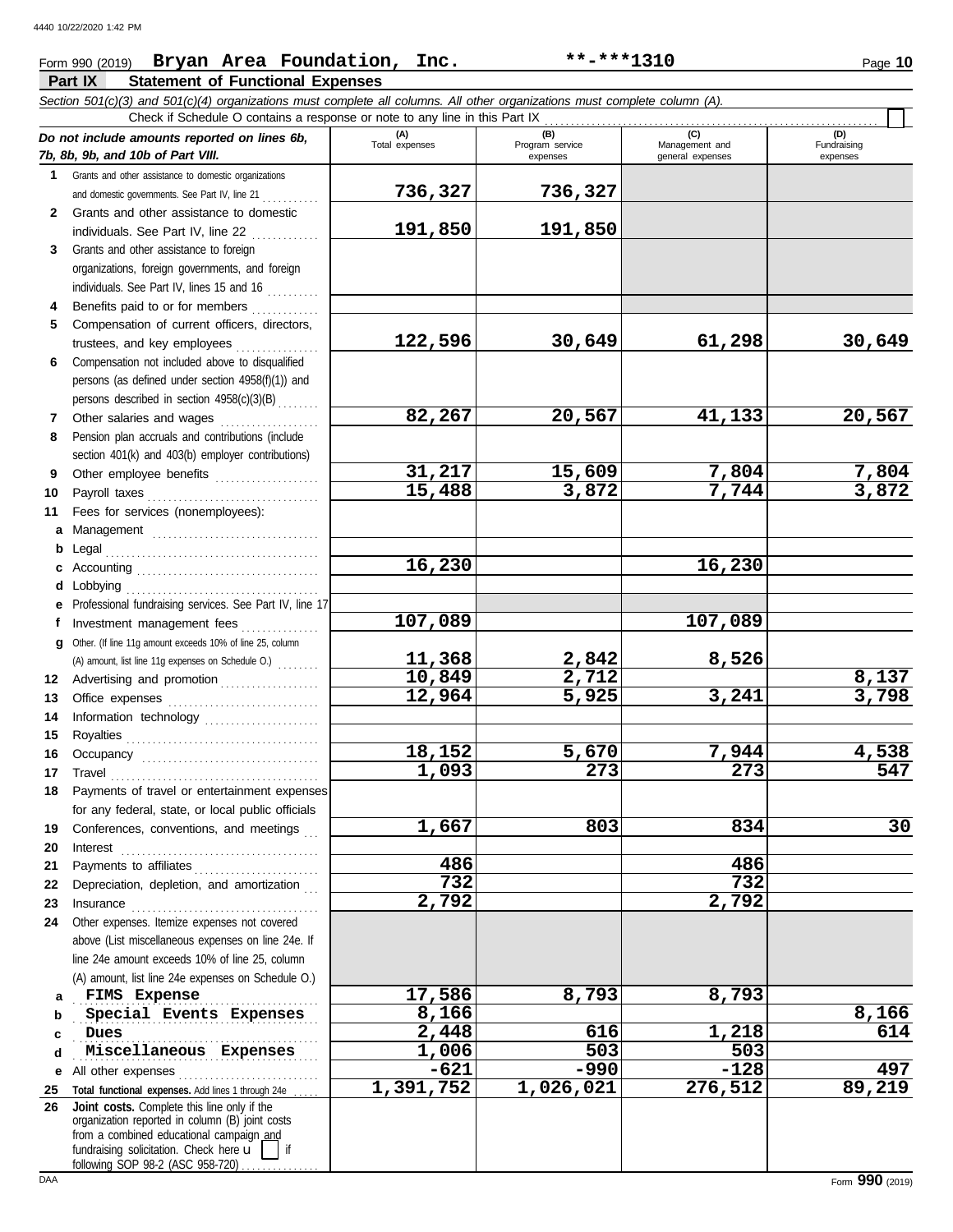Form 990 (2019) **Bryan Area Foundation, Inc.** **-***1310

## Part IX Statement of Functional Expenses

*Section 501(c)(3) and 501(c)(4) organizations must complete all columns. All other organizations must complete column (A).*

Check if Schedule O contains a response or note to any line in this Part IX ☐

| *Do not include amounts reported on lines 6b, 7b, 8b, 9b, and 10b of Part VIII.* | (A) Total expenses | (B) Program service expenses | (C) Management and general expenses | (D) Fundraising expenses |
|---|---|---|---|---|
| **1** Grants and other assistance to domestic organizations and domestic governments. See Part IV, line 21 | 736,327 | 736,327 | | |
| **2** Grants and other assistance to domestic individuals. See Part IV, line 22 | 191,850 | 191,850 | | |
| **3** Grants and other assistance to foreign organizations, foreign governments, and foreign individuals. See Part IV, lines 15 and 16 | | | | |
| **4** Benefits paid to or for members | | | | |
| **5** Compensation of current officers, directors, trustees, and key employees | 122,596 | 30,649 | 61,298 | 30,649 |
| **6** Compensation not included above to disqualified persons (as defined under section 4958(f)(1)) and persons described in section 4958(c)(3)(B) | | | | |
| **7** Other salaries and wages | 82,267 | 20,567 | 41,133 | 20,567 |
| **8** Pension plan accruals and contributions (include section 401(k) and 403(b) employer contributions) | | | | |
| **9** Other employee benefits | 31,217 | 15,609 | 7,804 | 7,804 |
| **10** Payroll taxes | 15,488 | 3,872 | 7,744 | 3,872 |
| **11** Fees for services (nonemployees): | | | | |
| **a** Management | | | | |
| **b** Legal | | | | |
| **c** Accounting | 16,230 | | 16,230 | |
| **d** Lobbying | | | | |
| **e** Professional fundraising services. See Part IV, line 17 | | | | |
| **f** Investment management fees | 107,089 | | 107,089 | |
| **g** Other. (If line 11g amount exceeds 10% of line 25, column (A) amount, list line 11g expenses on Schedule O.) | 11,368 | 2,842 | 8,526 | |
| **12** Advertising and promotion | 10,849 | 2,712 | | 8,137 |
| **13** Office expenses | 12,964 | 5,925 | 3,241 | 3,798 |
| **14** Information technology | | | | |
| **15** Royalties | | | | |
| **16** Occupancy | 18,152 | 5,670 | 7,944 | 4,538 |
| **17** Travel | 1,093 | 273 | 273 | 547 |
| **18** Payments of travel or entertainment expenses for any federal, state, or local public officials | | | | |
| **19** Conferences, conventions, and meetings | 1,667 | 803 | 834 | 30 |
| **20** Interest | | | | |
| **21** Payments to affiliates | 486 | | 486 | |
| **22** Depreciation, depletion, and amortization | 732 | | 732 | |
| **23** Insurance | 2,792 | | 2,792 | |
| **24** Other expenses. Itemize expenses not covered above (List miscellaneous expenses on line 24e. If line 24e amount exceeds 10% of line 25, column (A) amount, list line 24e expenses on Schedule O.) | | | | |
| **a** FIMS Expense | 17,586 | 8,793 | 8,793 | |
| **b** Special Events Expenses | 8,166 | | | 8,166 |
| **c** Dues | 2,448 | 616 | 1,218 | 614 |
| **d** Miscellaneous Expenses | 1,006 | 503 | 503 | |
| **e** All other expenses | -621 | -990 | -128 | 497 |
| **25** **Total functional expenses.** Add lines 1 through 24e | 1,391,752 | 1,026,021 | 276,512 | 89,219 |
| **26** **Joint costs.** Complete this line only if the organization reported in column (B) joint costs from a combined educational campaign and fundraising solicitation. Check here ☐ if following SOP 98-2 (ASC 958-720) | | | | |

Form **990** (2019)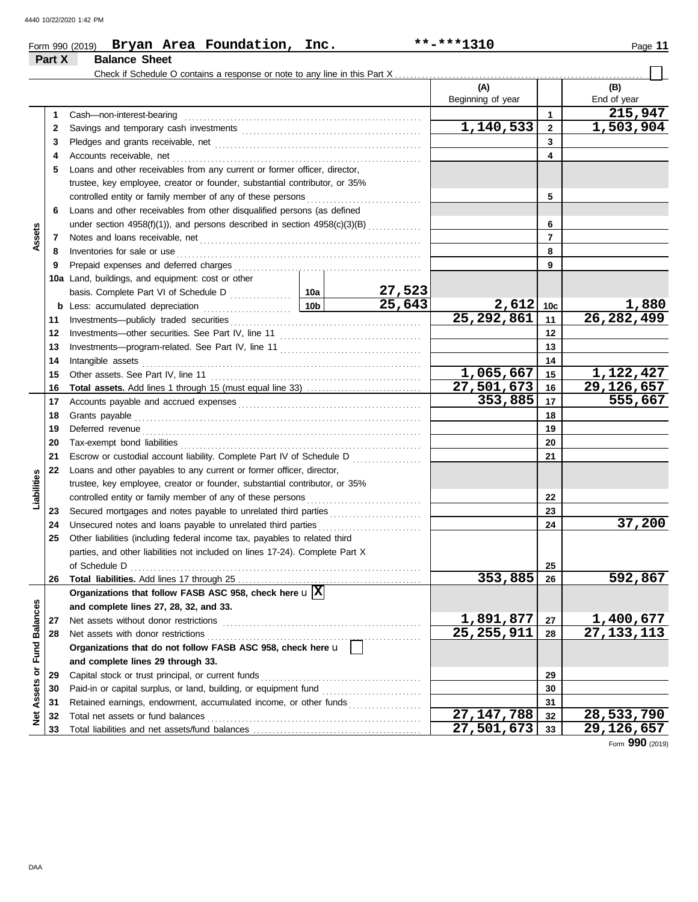Form 990 (2019) **Bryan Area Foundation, Inc.** **-***1310

## Part X Balance Sheet

Check if Schedule O contains a response or note to any line in this Part X ☐

| | | Description | | | (A) Beginning of year | | (B) End of year |
|---|---|---|---|---|---|---|---|
| Assets | 1 | Cash—non-interest-bearing | | | | 1 | 215,947 |
| | 2 | Savings and temporary cash investments | | | 1,140,533 | 2 | 1,503,904 |
| | 3 | Pledges and grants receivable, net | | | | 3 | |
| | 4 | Accounts receivable, net | | | | 4 | |
| | 5 | Loans and other receivables from any current or former officer, director, trustee, key employee, creator or founder, substantial contributor, or 35% controlled entity or family member of any of these persons | | | | 5 | |
| | 6 | Loans and other receivables from other disqualified persons (as defined under section 4958(f)(1)), and persons described in section 4958(c)(3)(B) | | | | 6 | |
| | 7 | Notes and loans receivable, net | | | | 7 | |
| | 8 | Inventories for sale or use | | | | 8 | |
| | 9 | Prepaid expenses and deferred charges | | | | 9 | |
| | 10a | Land, buildings, and equipment: cost or other basis. Complete Part VI of Schedule D | 10a | 27,523 | | | |
| | b | Less: accumulated depreciation | 10b | 25,643 | 2,612 | 10c | 1,880 |
| | 11 | Investments—publicly traded securities | | | 25,292,861 | 11 | 26,282,499 |
| | 12 | Investments—other securities. See Part IV, line 11 | | | | 12 | |
| | 13 | Investments—program-related. See Part IV, line 11 | | | | 13 | |
| | 14 | Intangible assets | | | | 14 | |
| | 15 | Other assets. See Part IV, line 11 | | | 1,065,667 | 15 | 1,122,427 |
| | 16 | **Total assets.** Add lines 1 through 15 (must equal line 33) | | | 27,501,673 | 16 | 29,126,657 |
| Liabilities | 17 | Accounts payable and accrued expenses | | | 353,885 | 17 | 555,667 |
| | 18 | Grants payable | | | | 18 | |
| | 19 | Deferred revenue | | | | 19 | |
| | 20 | Tax-exempt bond liabilities | | | | 20 | |
| | 21 | Escrow or custodial account liability. Complete Part IV of Schedule D | | | | 21 | |
| | 22 | Loans and other payables to any current or former officer, director, trustee, key employee, creator or founder, substantial contributor, or 35% controlled entity or family member of any of these persons | | | | 22 | |
| | 23 | Secured mortgages and notes payable to unrelated third parties | | | | 23 | |
| | 24 | Unsecured notes and loans payable to unrelated third parties | | | | 24 | 37,200 |
| | 25 | Other liabilities (including federal income tax, payables to related third parties, and other liabilities not included on lines 17-24). Complete Part X of Schedule D | | | | 25 | |
| | 26 | **Total liabilities.** Add lines 17 through 25 | | | 353,885 | 26 | 592,867 |
| Net Assets or Fund Balances | | **Organizations that follow FASB ASC 958, check here** ☒ **and complete lines 27, 28, 32, and 33.** | | | | | |
| | 27 | Net assets without donor restrictions | | | 1,891,877 | 27 | 1,400,677 |
| | 28 | Net assets with donor restrictions | | | 25,255,911 | 28 | 27,133,113 |
| | | **Organizations that do not follow FASB ASC 958, check here** ☐ **and complete lines 29 through 33.** | | | | | |
| | 29 | Capital stock or trust principal, or current funds | | | | 29 | |
| | 30 | Paid-in or capital surplus, or land, building, or equipment fund | | | | 30 | |
| | 31 | Retained earnings, endowment, accumulated income, or other funds | | | | 31 | |
| | 32 | Total net assets or fund balances | | | 27,147,788 | 32 | 28,533,790 |
| | 33 | Total liabilities and net assets/fund balances | | | 27,501,673 | 33 | 29,126,657 |

Form **990** (2019)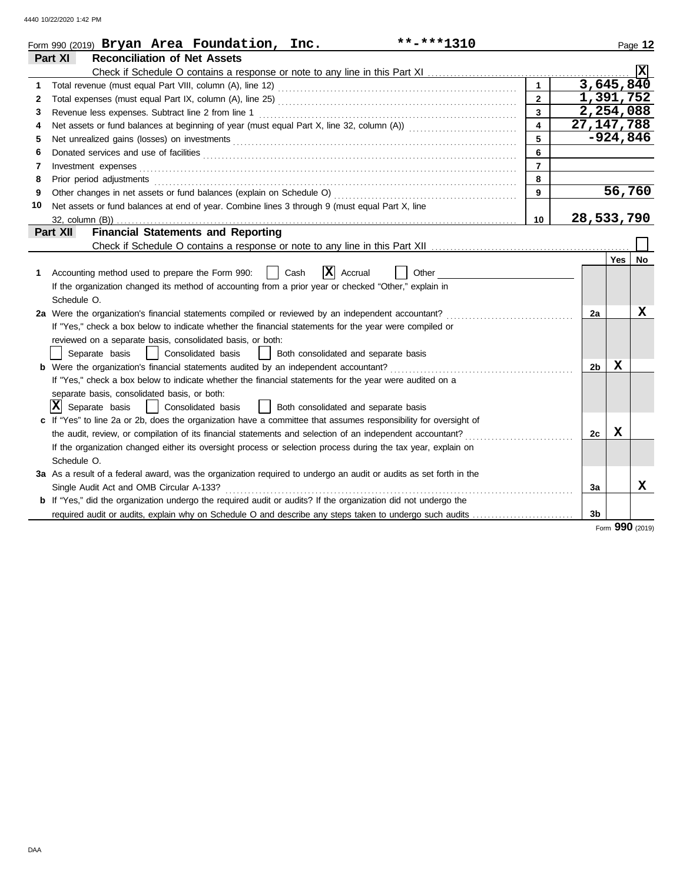Form 990 (2019) **Bryan Area Foundation, Inc.** **-***1310 Page **12**

## Part XI Reconciliation of Net Assets

Check if Schedule O contains a response or note to any line in this Part XI .......... **X**

| | | | |
|---|---|---|---|
| 1 | Total revenue (must equal Part VIII, column (A), line 12) | 1 | 3,645,840 |
| 2 | Total expenses (must equal Part IX, column (A), line 25) | 2 | 1,391,752 |
| 3 | Revenue less expenses. Subtract line 2 from line 1 | 3 | 2,254,088 |
| 4 | Net assets or fund balances at beginning of year (must equal Part X, line 32, column (A)) | 4 | 27,147,788 |
| 5 | Net unrealized gains (losses) on investments | 5 | -924,846 |
| 6 | Donated services and use of facilities | 6 | |
| 7 | Investment expenses | 7 | |
| 8 | Prior period adjustments | 8 | |
| 9 | Other changes in net assets or fund balances (explain on Schedule O) | 9 | 56,760 |
| 10 | Net assets or fund balances at end of year. Combine lines 3 through 9 (must equal Part X, line 32, column (B)) | 10 | 28,533,790 |

## Part XII Financial Statements and Reporting

Check if Schedule O contains a response or note to any line in this Part XII .......... ☐

| | | | Yes | No |
|---|---|---|---|---|
| 1 | Accounting method used to prepare the Form 990: ☐ Cash **☒ Accrual** ☐ Other<br>If the organization changed its method of accounting from a prior year or checked "Other," explain in Schedule O. | | | |
| 2a | Were the organization's financial statements compiled or reviewed by an independent accountant?<br>If "Yes," check a box below to indicate whether the financial statements for the year were compiled or reviewed on a separate basis, consolidated basis, or both:<br>☐ Separate basis ☐ Consolidated basis ☐ Both consolidated and separate basis | 2a | | X |
| b | Were the organization's financial statements audited by an independent accountant?<br>If "Yes," check a box below to indicate whether the financial statements for the year were audited on a separate basis, consolidated basis, or both:<br>**☒ Separate basis** ☐ Consolidated basis ☐ Both consolidated and separate basis | 2b | X | |
| c | If "Yes" to line 2a or 2b, does the organization have a committee that assumes responsibility for oversight of the audit, review, or compilation of its financial statements and selection of an independent accountant?<br>If the organization changed either its oversight process or selection process during the tax year, explain on Schedule O. | 2c | X | |
| 3a | As a result of a federal award, was the organization required to undergo an audit or audits as set forth in the Single Audit Act and OMB Circular A-133? | 3a | | X |
| b | If "Yes," did the organization undergo the required audit or audits? If the organization did not undergo the required audit or audits, explain why on Schedule O and describe any steps taken to undergo such audits | 3b | | |

Form **990** (2019)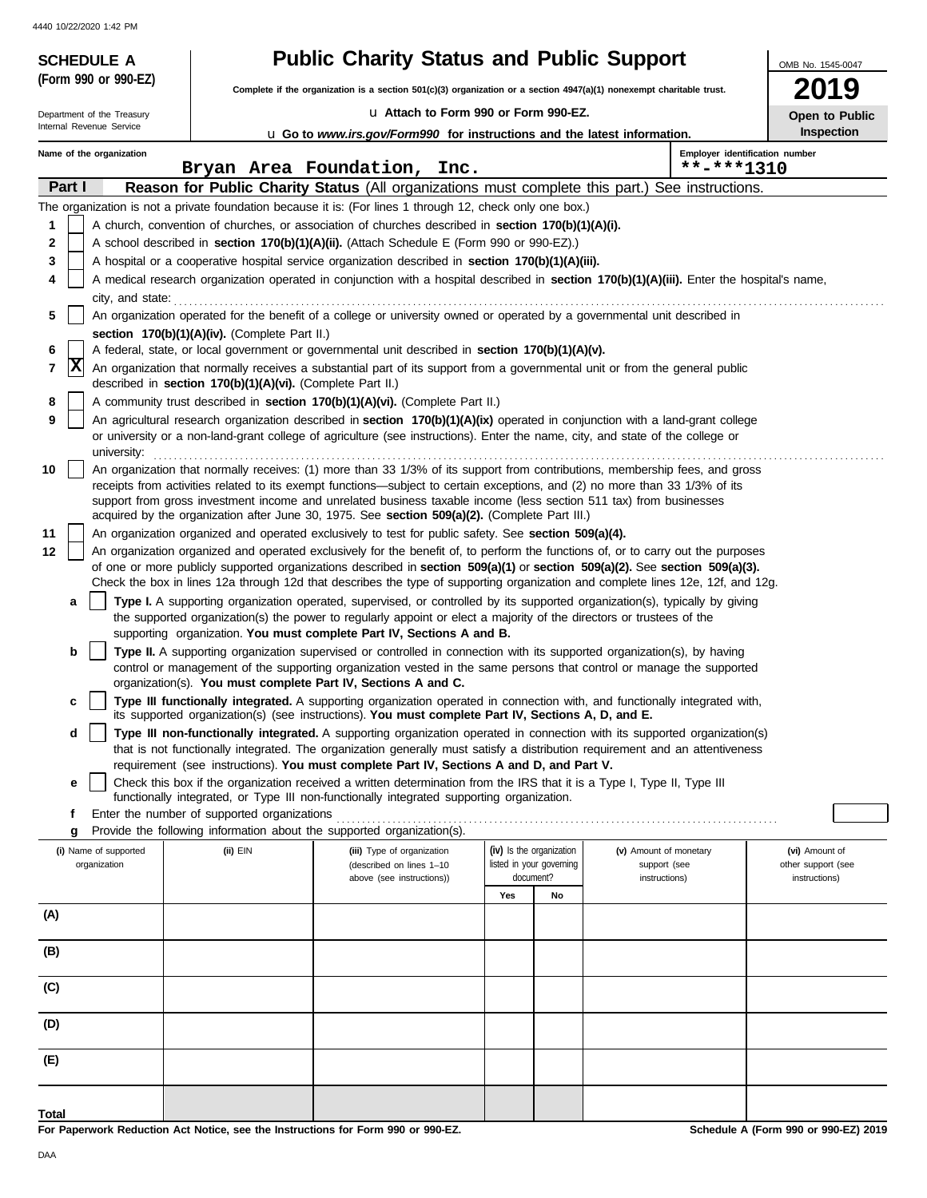4440 10/22/2020 1:42 PM

**SCHEDULE A**
**(Form 990 or 990-EZ)**

Department of the Treasury
Internal Revenue Service

# Public Charity Status and Public Support

**Complete if the organization is a section 501(c)(3) organization or a section 4947(a)(1) nonexempt charitable trust.**

u **Attach to Form 990 or Form 990-EZ.**

u **Go to *www.irs.gov/Form990* for instructions and the latest information.**

OMB No. 1545-0047

**2019**

**Open to Public Inspection**

Name of the organization: Bryan Area Foundation, Inc.

Employer identification number: **-***1310

**Part I** **Reason for Public Charity Status** (All organizations must complete this part.) See instructions.

The organization is not a private foundation because it is: (For lines 1 through 12, check only one box.)

1 [ ] A church, convention of churches, or association of churches described in **section 170(b)(1)(A)(i).**

2 [ ] A school described in **section 170(b)(1)(A)(ii).** (Attach Schedule E (Form 990 or 990-EZ).)

3 [ ] A hospital or a cooperative hospital service organization described in **section 170(b)(1)(A)(iii).**

4 [ ] A medical research organization operated in conjunction with a hospital described in **section 170(b)(1)(A)(iii).** Enter the hospital's name, city, and state:

5 [ ] An organization operated for the benefit of a college or university owned or operated by a governmental unit described in **section 170(b)(1)(A)(iv).** (Complete Part II.)

6 [ ] A federal, state, or local government or governmental unit described in **section 170(b)(1)(A)(v).**

7 [X] An organization that normally receives a substantial part of its support from a governmental unit or from the general public described in **section 170(b)(1)(A)(vi).** (Complete Part II.)

8 [ ] A community trust described in **section 170(b)(1)(A)(vi).** (Complete Part II.)

9 [ ] An agricultural research organization described in **section 170(b)(1)(A)(ix)** operated in conjunction with a land-grant college or university or a non-land-grant college of agriculture (see instructions). Enter the name, city, and state of the college or university:

10 [ ] An organization that normally receives: (1) more than 33 1/3% of its support from contributions, membership fees, and gross receipts from activities related to its exempt functions—subject to certain exceptions, and (2) no more than 33 1/3% of its support from gross investment income and unrelated business taxable income (less section 511 tax) from businesses acquired by the organization after June 30, 1975. See **section 509(a)(2).** (Complete Part III.)

11 [ ] An organization organized and operated exclusively to test for public safety. See **section 509(a)(4).**

12 [ ] An organization organized and operated exclusively for the benefit of, to perform the functions of, or to carry out the purposes of one or more publicly supported organizations described in **section 509(a)(1)** or **section 509(a)(2).** See **section 509(a)(3).** Check the box in lines 12a through 12d that describes the type of supporting organization and complete lines 12e, 12f, and 12g.

a [ ] **Type I.** A supporting organization operated, supervised, or controlled by its supported organization(s), typically by giving the supported organization(s) the power to regularly appoint or elect a majority of the directors or trustees of the supporting organization. **You must complete Part IV, Sections A and B.**

b [ ] **Type II.** A supporting organization supervised or controlled in connection with its supported organization(s), by having control or management of the supporting organization vested in the same persons that control or manage the supported organization(s). **You must complete Part IV, Sections A and C.**

c [ ] **Type III functionally integrated.** A supporting organization operated in connection with, and functionally integrated with, its supported organization(s) (see instructions). **You must complete Part IV, Sections A, D, and E.**

d [ ] **Type III non-functionally integrated.** A supporting organization operated in connection with its supported organization(s) that is not functionally integrated. The organization generally must satisfy a distribution requirement and an attentiveness requirement (see instructions). **You must complete Part IV, Sections A and D, and Part V.**

e [ ] Check this box if the organization received a written determination from the IRS that it is a Type I, Type II, Type III functionally integrated, or Type III non-functionally integrated supporting organization.

f Enter the number of supported organizations

g Provide the following information about the supported organization(s).

| (i) Name of supported organization | (ii) EIN | (iii) Type of organization (described on lines 1–10 above (see instructions)) | (iv) Is the organization listed in your governing document? Yes | No | (v) Amount of monetary support (see instructions) | (vi) Amount of other support (see instructions) |
|---|---|---|---|---|---|---|
| (A) | | | | | | |
| (B) | | | | | | |
| (C) | | | | | | |
| (D) | | | | | | |
| (E) | | | | | | |
| **Total** | | | | | | |

**For Paperwork Reduction Act Notice, see the Instructions for Form 990 or 990-EZ.**

**Schedule A (Form 990 or 990-EZ) 2019**

DAA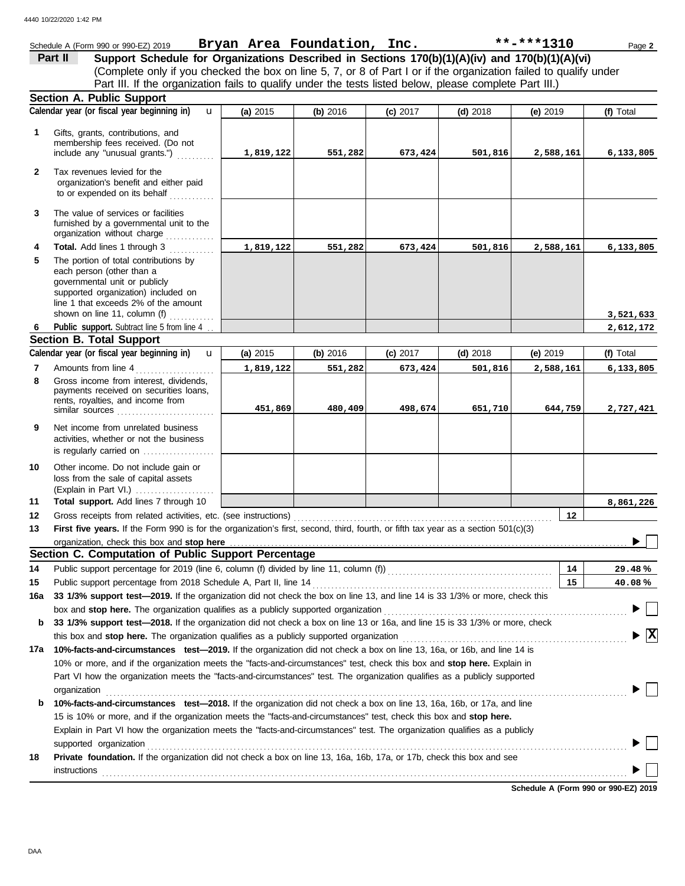Schedule A (Form 990 or 990-EZ) 2019 **Bryan Area Foundation, Inc.** **-***1310

## Part II Support Schedule for Organizations Described in Sections 170(b)(1)(A)(iv) and 170(b)(1)(A)(vi)

(Complete only if you checked the box on line 5, 7, or 8 of Part I or if the organization failed to qualify under Part III. If the organization fails to qualify under the tests listed below, please complete Part III.)

### Section A. Public Support

| | Calendar year (or fiscal year beginning in) | (a) 2015 | (b) 2016 | (c) 2017 | (d) 2018 | (e) 2019 | (f) Total |
|---|---|---|---|---|---|---|---|
| 1 | Gifts, grants, contributions, and membership fees received. (Do not include any "unusual grants.") | 1,819,122 | 551,282 | 673,424 | 501,816 | 2,588,161 | 6,133,805 |
| 2 | Tax revenues levied for the organization's benefit and either paid to or expended on its behalf | | | | | | |
| 3 | The value of services or facilities furnished by a governmental unit to the organization without charge | | | | | | |
| 4 | **Total.** Add lines 1 through 3 | 1,819,122 | 551,282 | 673,424 | 501,816 | 2,588,161 | 6,133,805 |
| 5 | The portion of total contributions by each person (other than a governmental unit or publicly supported organization) included on line 1 that exceeds 2% of the amount shown on line 11, column (f) | | | | | | 3,521,633 |
| 6 | **Public support.** Subtract line 5 from line 4 | | | | | | 2,612,172 |

### Section B. Total Support

| | Calendar year (or fiscal year beginning in) | (a) 2015 | (b) 2016 | (c) 2017 | (d) 2018 | (e) 2019 | (f) Total |
|---|---|---|---|---|---|---|---|
| 7 | Amounts from line 4 | 1,819,122 | 551,282 | 673,424 | 501,816 | 2,588,161 | 6,133,805 |
| 8 | Gross income from interest, dividends, payments received on securities loans, rents, royalties, and income from similar sources | 451,869 | 480,409 | 498,674 | 651,710 | 644,759 | 2,727,421 |
| 9 | Net income from unrelated business activities, whether or not the business is regularly carried on | | | | | | |
| 10 | Other income. Do not include gain or loss from the sale of capital assets (Explain in Part VI.) | | | | | | |
| 11 | **Total support.** Add lines 7 through 10 | | | | | | 8,861,226 |

**12** Gross receipts from related activities, etc. (see instructions) — **12**

**13** **First five years.** If the Form 990 is for the organization's first, second, third, fourth, or fifth tax year as a section 501(c)(3) organization, check this box and **stop here** ☐

### Section C. Computation of Public Support Percentage

**14** Public support percentage for 2019 (line 6, column (f) divided by line 11, column (f)) — **14** — 29.48 %

**15** Public support percentage from 2018 Schedule A, Part II, line 14 — **15** — 40.08 %

**16a** **33 1/3% support test—2019.** If the organization did not check the box on line 13, and line 14 is 33 1/3% or more, check this box and **stop here.** The organization qualifies as a publicly supported organization ☐

**b** **33 1/3% support test—2018.** If the organization did not check a box on line 13 or 16a, and line 15 is 33 1/3% or more, check this box and **stop here.** The organization qualifies as a publicly supported organization ☒

**17a** **10%-facts-and-circumstances test—2019.** If the organization did not check a box on line 13, 16a, or 16b, and line 14 is 10% or more, and if the organization meets the "facts-and-circumstances" test, check this box and **stop here.** Explain in Part VI how the organization meets the "facts-and-circumstances" test. The organization qualifies as a publicly supported organization ☐

**b** **10%-facts-and-circumstances test—2018.** If the organization did not check a box on line 13, 16a, 16b, or 17a, and line 15 is 10% or more, and if the organization meets the "facts-and-circumstances" test, check this box and **stop here.** Explain in Part VI how the organization meets the "facts-and-circumstances" test. The organization qualifies as a publicly supported organization ☐

**18** **Private foundation.** If the organization did not check a box on line 13, 16a, 16b, 17a, or 17b, check this box and see instructions ☐

**Schedule A (Form 990 or 990-EZ) 2019**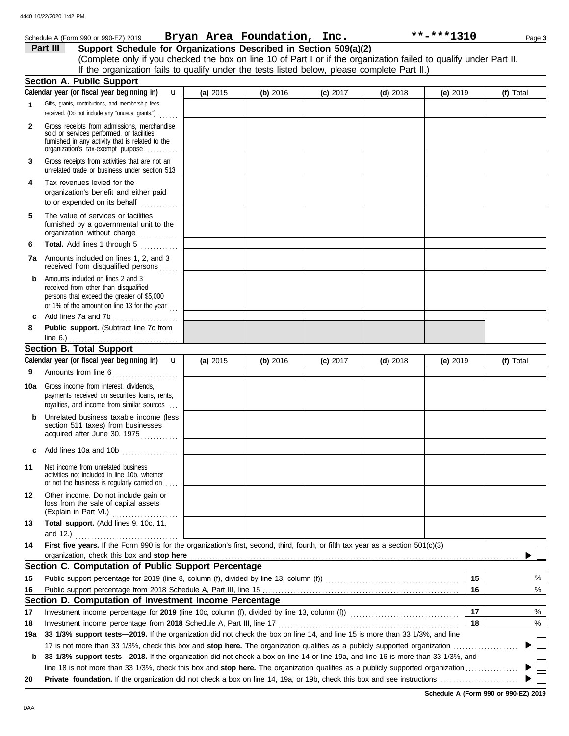4440 10/22/2020 1:42 PM

Schedule A (Form 990 or 990-EZ) 2019 **Bryan Area Foundation, Inc.** **-***1310

## Part III Support Schedule for Organizations Described in Section 509(a)(2)

(Complete only if you checked the box on line 10 of Part I or if the organization failed to qualify under Part II. If the organization fails to qualify under the tests listed below, please complete Part II.)

### Section A. Public Support

| Calendar year (or fiscal year beginning in) u | (a) 2015 | (b) 2016 | (c) 2017 | (d) 2018 | (e) 2019 | (f) Total |
|---|---|---|---|---|---|---|
| **1** Gifts, grants, contributions, and membership fees received. (Do not include any "unusual grants.") | | | | | | |
| **2** Gross receipts from admissions, merchandise sold or services performed, or facilities furnished in any activity that is related to the organization's tax-exempt purpose | | | | | | |
| **3** Gross receipts from activities that are not an unrelated trade or business under section 513 | | | | | | |
| **4** Tax revenues levied for the organization's benefit and either paid to or expended on its behalf | | | | | | |
| **5** The value of services or facilities furnished by a governmental unit to the organization without charge | | | | | | |
| **6** **Total.** Add lines 1 through 5 | | | | | | |
| **7a** Amounts included on lines 1, 2, and 3 received from disqualified persons | | | | | | |
| **b** Amounts included on lines 2 and 3 received from other than disqualified persons that exceed the greater of $5,000 or 1% of the amount on line 13 for the year | | | | | | |
| **c** Add lines 7a and 7b | | | | | | |
| **8** **Public support.** (Subtract line 7c from line 6.) | | | | | | |

### Section B. Total Support

| Calendar year (or fiscal year beginning in) u | (a) 2015 | (b) 2016 | (c) 2017 | (d) 2018 | (e) 2019 | (f) Total |
|---|---|---|---|---|---|---|
| **9** Amounts from line 6 | | | | | | |
| **10a** Gross income from interest, dividends, payments received on securities loans, rents, royalties, and income from similar sources | | | | | | |
| **b** Unrelated business taxable income (less section 511 taxes) from businesses acquired after June 30, 1975 | | | | | | |
| **c** Add lines 10a and 10b | | | | | | |
| **11** Net income from unrelated business activities not included in line 10b, whether or not the business is regularly carried on | | | | | | |
| **12** Other income. Do not include gain or loss from the sale of capital assets (Explain in Part VI.) | | | | | | |
| **13** **Total support.** (Add lines 9, 10c, 11, and 12.) | | | | | | |

**14** **First five years.** If the Form 990 is for the organization's first, second, third, fourth, or fifth tax year as a section 501(c)(3) organization, check this box and **stop here** ▶ ☐

### Section C. Computation of Public Support Percentage

| | | | |
|---|---|---|---|
| **15** | Public support percentage for 2019 (line 8, column (f), divided by line 13, column (f)) | 15 | % |
| **16** | Public support percentage from 2018 Schedule A, Part III, line 15 | 16 | % |

### Section D. Computation of Investment Income Percentage

| | | | |
|---|---|---|---|
| **17** | Investment income percentage for **2019** (line 10c, column (f), divided by line 13, column (f)) | 17 | % |
| **18** | Investment income percentage from **2018** Schedule A, Part III, line 17 | 18 | % |

**19a** **33 1/3% support tests—2019.** If the organization did not check the box on line 14, and line 15 is more than 33 1/3%, and line 17 is not more than 33 1/3%, check this box and **stop here.** The organization qualifies as a publicly supported organization ▶ ☐

**b** **33 1/3% support tests—2018.** If the organization did not check a box on line 14 or line 19a, and line 16 is more than 33 1/3%, and line 18 is not more than 33 1/3%, check this box and **stop here.** The organization qualifies as a publicly supported organization ▶ ☐

**20** **Private foundation.** If the organization did not check a box on line 14, 19a, or 19b, check this box and see instructions ▶ ☐

**Schedule A (Form 990 or 990-EZ) 2019**

DAA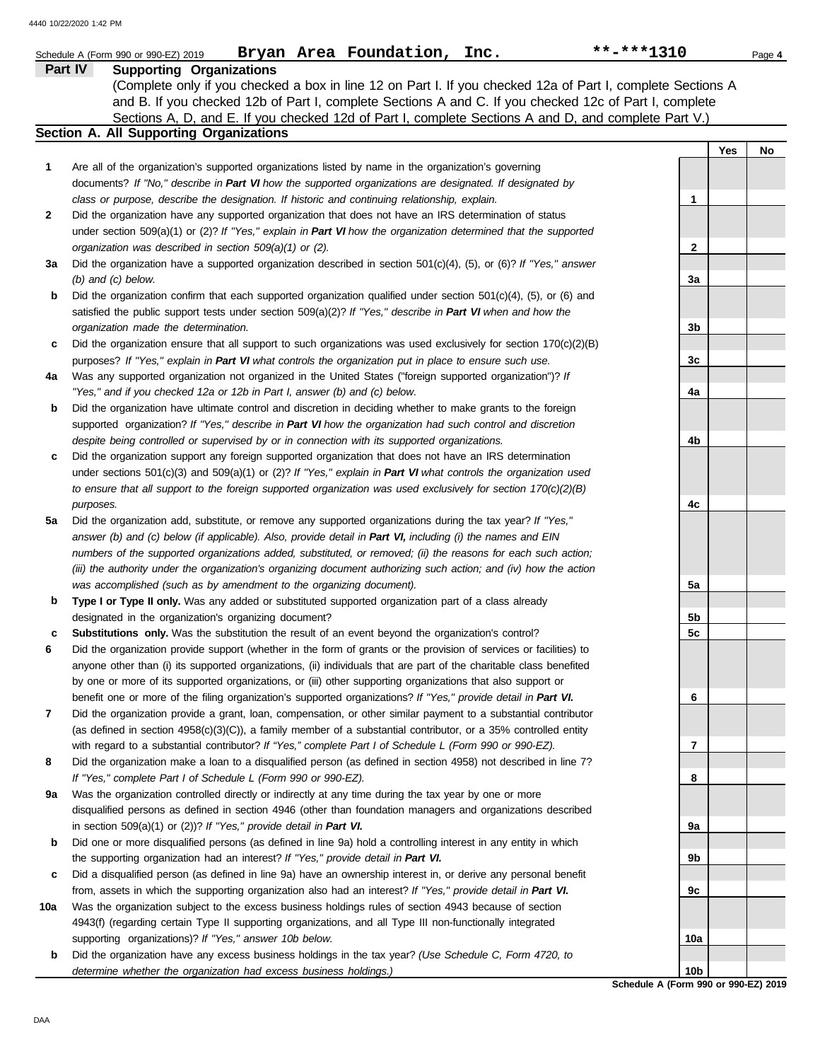Schedule A (Form 990 or 990-EZ) 2019 **Bryan Area Foundation, Inc.** **-***1310 Page **4**

## Part IV Supporting Organizations

(Complete only if you checked a box in line 12 on Part I. If you checked 12a of Part I, complete Sections A and B. If you checked 12b of Part I, complete Sections A and C. If you checked 12c of Part I, complete Sections A, D, and E. If you checked 12d of Part I, complete Sections A and D, and complete Part V.)

### Section A. All Supporting Organizations

| | | | Yes | No |
|---|---|---|---|---|
| **1** | Are all of the organization's supported organizations listed by name in the organization's governing documents? *If "No," describe in **Part VI** how the supported organizations are designated. If designated by class or purpose, describe the designation. If historic and continuing relationship, explain.* | **1** | | |
| **2** | Did the organization have any supported organization that does not have an IRS determination of status under section 509(a)(1) or (2)? *If "Yes," explain in **Part VI** how the organization determined that the supported organization was described in section 509(a)(1) or (2).* | **2** | | |
| **3a** | Did the organization have a supported organization described in section 501(c)(4), (5), or (6)? *If "Yes," answer (b) and (c) below.* | **3a** | | |
| **b** | Did the organization confirm that each supported organization qualified under section 501(c)(4), (5), or (6) and satisfied the public support tests under section 509(a)(2)? *If "Yes," describe in **Part VI** when and how the organization made the determination.* | **3b** | | |
| **c** | Did the organization ensure that all support to such organizations was used exclusively for section 170(c)(2)(B) purposes? *If "Yes," explain in **Part VI** what controls the organization put in place to ensure such use.* | **3c** | | |
| **4a** | Was any supported organization not organized in the United States ("foreign supported organization")? *If "Yes," and if you checked 12a or 12b in Part I, answer (b) and (c) below.* | **4a** | | |
| **b** | Did the organization have ultimate control and discretion in deciding whether to make grants to the foreign supported organization? *If "Yes," describe in **Part VI** how the organization had such control and discretion despite being controlled or supervised by or in connection with its supported organizations.* | **4b** | | |
| **c** | Did the organization support any foreign supported organization that does not have an IRS determination under sections 501(c)(3) and 509(a)(1) or (2)? *If "Yes," explain in **Part VI** what controls the organization used to ensure that all support to the foreign supported organization was used exclusively for section 170(c)(2)(B) purposes.* | **4c** | | |
| **5a** | Did the organization add, substitute, or remove any supported organizations during the tax year? *If "Yes," answer (b) and (c) below (if applicable). Also, provide detail in **Part VI,** including (i) the names and EIN numbers of the supported organizations added, substituted, or removed; (ii) the reasons for each such action; (iii) the authority under the organization's organizing document authorizing such action; and (iv) how the action was accomplished (such as by amendment to the organizing document).* | **5a** | | |
| **b** | **Type I or Type II only.** Was any added or substituted supported organization part of a class already designated in the organization's organizing document? | **5b** | | |
| **c** | **Substitutions only.** Was the substitution the result of an event beyond the organization's control? | **5c** | | |
| **6** | Did the organization provide support (whether in the form of grants or the provision of services or facilities) to anyone other than (i) its supported organizations, (ii) individuals that are part of the charitable class benefited by one or more of its supported organizations, or (iii) other supporting organizations that also support or benefit one or more of the filing organization's supported organizations? *If "Yes," provide detail in **Part VI.*** | **6** | | |
| **7** | Did the organization provide a grant, loan, compensation, or other similar payment to a substantial contributor (as defined in section 4958(c)(3)(C)), a family member of a substantial contributor, or a 35% controlled entity with regard to a substantial contributor? *If "Yes," complete Part I of Schedule L (Form 990 or 990-EZ).* | **7** | | |
| **8** | Did the organization make a loan to a disqualified person (as defined in section 4958) not described in line 7? *If "Yes," complete Part I of Schedule L (Form 990 or 990-EZ).* | **8** | | |
| **9a** | Was the organization controlled directly or indirectly at any time during the tax year by one or more disqualified persons as defined in section 4946 (other than foundation managers and organizations described in section 509(a)(1) or (2))? *If "Yes," provide detail in **Part VI.*** | **9a** | | |
| **b** | Did one or more disqualified persons (as defined in line 9a) hold a controlling interest in any entity in which the supporting organization had an interest? *If "Yes," provide detail in **Part VI.*** | **9b** | | |
| **c** | Did a disqualified person (as defined in line 9a) have an ownership interest in, or derive any personal benefit from, assets in which the supporting organization also had an interest? *If "Yes," provide detail in **Part VI.*** | **9c** | | |
| **10a** | Was the organization subject to the excess business holdings rules of section 4943 because of section 4943(f) (regarding certain Type II supporting organizations, and all Type III non-functionally integrated supporting organizations)? *If "Yes," answer 10b below.* | **10a** | | |
| **b** | Did the organization have any excess business holdings in the tax year? *(Use Schedule C, Form 4720, to determine whether the organization had excess business holdings.)* | **10b** | | |

**Schedule A (Form 990 or 990-EZ) 2019**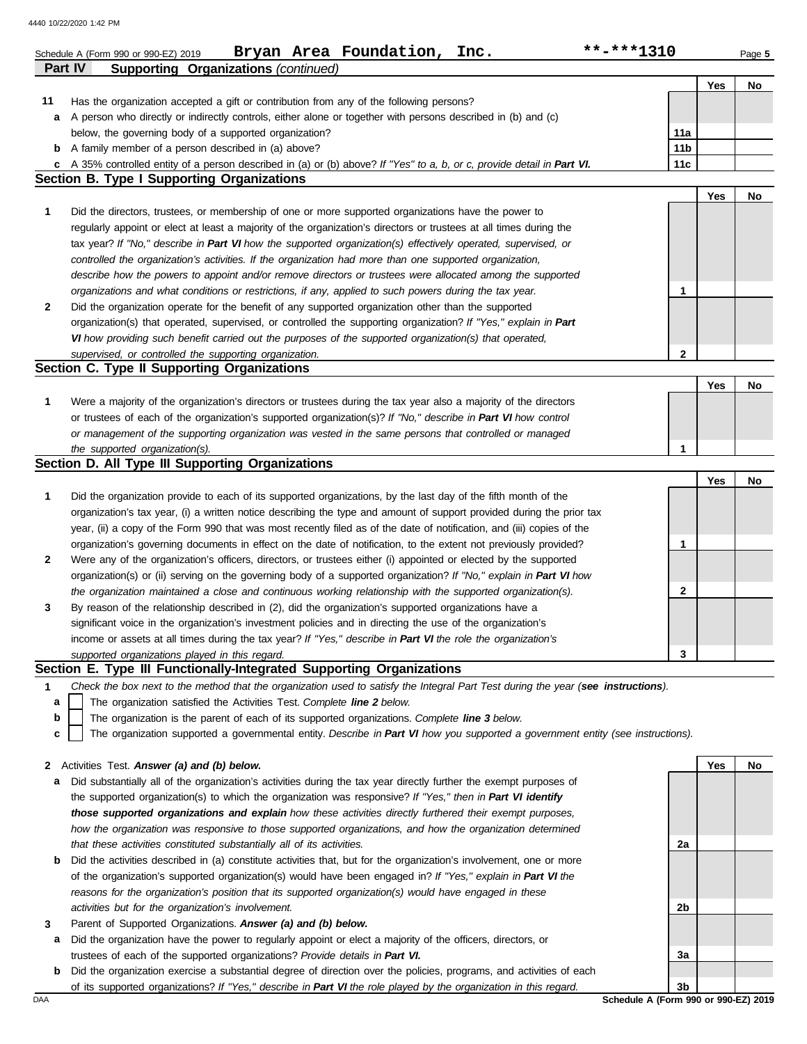Schedule A (Form 990 or 990-EZ) 2019 **Bryan Area Foundation, Inc.** **-***1310 Page **5**

**Part IV Supporting Organizations** *(continued)*

| | | | Yes | No |
|---|---|---|---|---|
| **11** | Has the organization accepted a gift or contribution from any of the following persons? | | | |
| **a** | A person who directly or indirectly controls, either alone or with persons described in (b) and (c) below, the governing body of a supported organization? | 11a | | |
| **b** | A family member of a person described in (a) above? | 11b | | |
| **c** | A 35% controlled entity of a person described in (a) or (b) above? *If "Yes" to a, b, or c, provide detail in* ***Part VI.*** | 11c | | |

## Section B. Type I Supporting Organizations

| | | | Yes | No |
|---|---|---|---|---|
| **1** | Did the directors, trustees, or membership of one or more supported organizations have the power to regularly appoint or elect at least a majority of the organization's directors or trustees at all times during the tax year? *If "No," describe in* ***Part VI*** *how the supported organization(s) effectively operated, supervised, or controlled the organization's activities. If the organization had more than one supported organization, describe how the powers to appoint and/or remove directors or trustees were allocated among the supported organizations and what conditions or restrictions, if any, applied to such powers during the tax year.* | 1 | | |
| **2** | Did the organization operate for the benefit of any supported organization other than the supported organization(s) that operated, supervised, or controlled the supporting organization? *If "Yes," explain in* ***Part VI*** *how providing such benefit carried out the purposes of the supported organization(s) that operated, supervised, or controlled the supporting organization.* | 2 | | |

## Section C. Type II Supporting Organizations

| | | | Yes | No |
|---|---|---|---|---|
| **1** | Were a majority of the organization's directors or trustees during the tax year also a majority of the directors or trustees of each of the organization's supported organization(s)? *If "No," describe in* ***Part VI*** *how control or management of the supporting organization was vested in the same persons that controlled or managed the supported organization(s).* | 1 | | |

## Section D. All Type III Supporting Organizations

| | | | Yes | No |
|---|---|---|---|---|
| **1** | Did the organization provide to each of its supported organizations, by the last day of the fifth month of the organization's tax year, (i) a written notice describing the type and amount of support provided during the prior tax year, (ii) a copy of the Form 990 that was most recently filed as of the date of notification, and (iii) copies of the organization's governing documents in effect on the date of notification, to the extent not previously provided? | 1 | | |
| **2** | Were any of the organization's officers, directors, or trustees either (i) appointed or elected by the supported organization(s) or (ii) serving on the governing body of a supported organization? *If "No," explain in* ***Part VI*** *how the organization maintained a close and continuous working relationship with the supported organization(s).* | 2 | | |
| **3** | By reason of the relationship described in (2), did the organization's supported organizations have a significant voice in the organization's investment policies and in directing the use of the organization's income or assets at all times during the tax year? *If "Yes," describe in* ***Part VI*** *the role the organization's supported organizations played in this regard.* | 3 | | |

## Section E. Type III Functionally-Integrated Supporting Organizations

**1** *Check the box next to the method that the organization used to satisfy the Integral Part Test during the year (**see instructions**).*

- **a** ☐ The organization satisfied the Activities Test. *Complete* ***line 2*** *below.*
- **b** ☐ The organization is the parent of each of its supported organizations. *Complete* ***line 3*** *below.*
- **c** ☐ The organization supported a governmental entity. *Describe in* ***Part VI*** *how you supported a government entity (see instructions).*

| | | | Yes | No |
|---|---|---|---|---|
| **2** | Activities Test. ***Answer (a) and (b) below.*** | | | |
| **a** | Did substantially all of the organization's activities during the tax year directly further the exempt purposes of the supported organization(s) to which the organization was responsive? *If "Yes," then in* ***Part VI identify those supported organizations and explain*** *how these activities directly furthered their exempt purposes, how the organization was responsive to those supported organizations, and how the organization determined that these activities constituted substantially all of its activities.* | 2a | | |
| **b** | Did the activities described in (a) constitute activities that, but for the organization's involvement, one or more of the organization's supported organization(s) would have been engaged in? *If "Yes," explain in* ***Part VI*** *the reasons for the organization's position that its supported organization(s) would have engaged in these activities but for the organization's involvement.* | 2b | | |
| **3** | Parent of Supported Organizations. ***Answer (a) and (b) below.*** | | | |
| **a** | Did the organization have the power to regularly appoint or elect a majority of the officers, directors, or trustees of each of the supported organizations? *Provide details in* ***Part VI.*** | 3a | | |
| **b** | Did the organization exercise a substantial degree of direction over the policies, programs, and activities of each of its supported organizations? *If "Yes," describe in* ***Part VI*** *the role played by the organization in this regard.* | 3b | | |

**Schedule A (Form 990 or 990-EZ) 2019**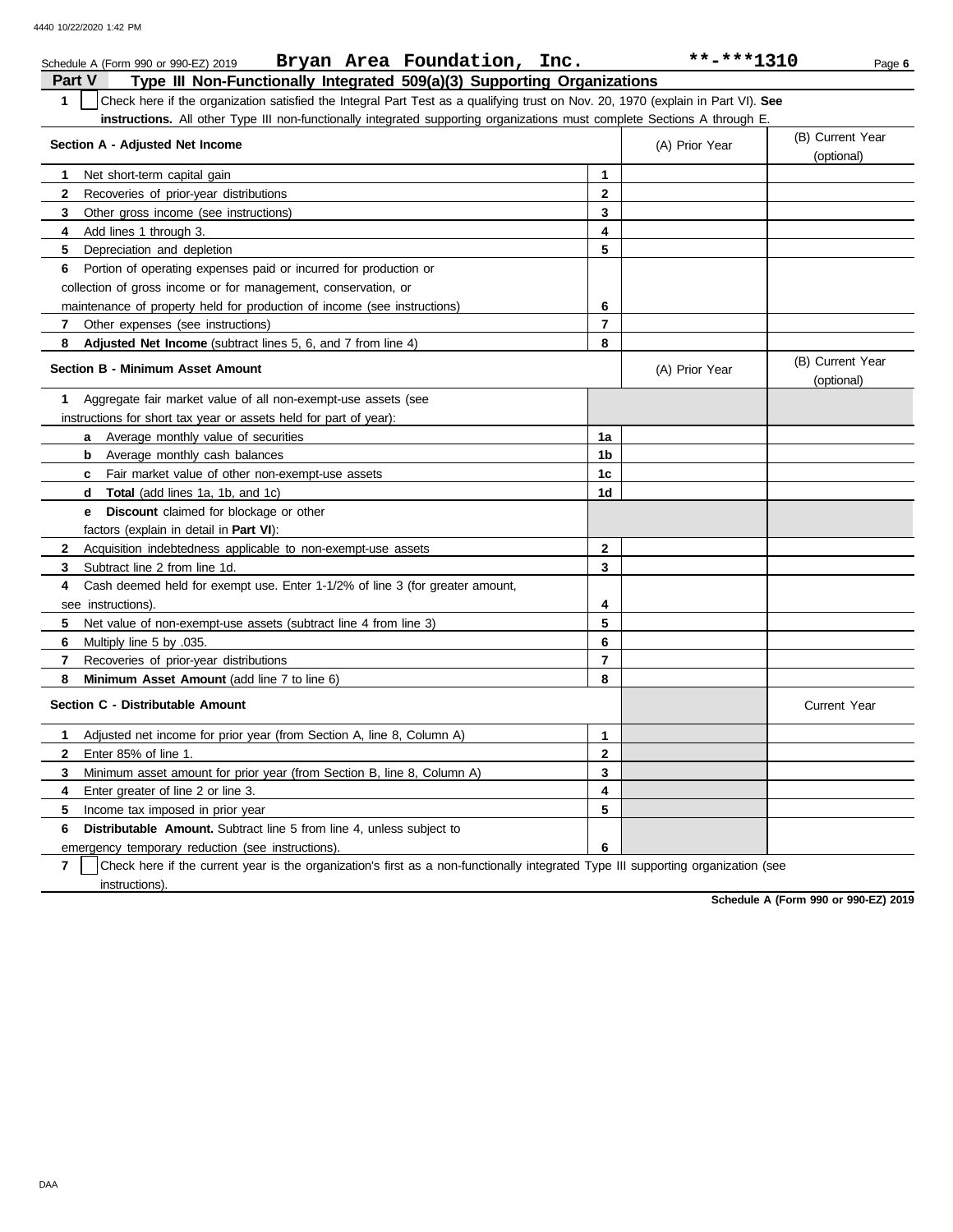Schedule A (Form 990 or 990-EZ) 2019 **Bryan Area Foundation, Inc.** **-***1310

## Part V Type III Non-Functionally Integrated 509(a)(3) Supporting Organizations

**1** ☐ Check here if the organization satisfied the Integral Part Test as a qualifying trust on Nov. 20, 1970 (explain in Part VI). **See instructions.** All other Type III non-functionally integrated supporting organizations must complete Sections A through E.

| Section A - Adjusted Net Income | | (A) Prior Year | (B) Current Year (optional) |
|---|---|---|---|
| **1** Net short-term capital gain | 1 | | |
| **2** Recoveries of prior-year distributions | 2 | | |
| **3** Other gross income (see instructions) | 3 | | |
| **4** Add lines 1 through 3. | 4 | | |
| **5** Depreciation and depletion | 5 | | |
| **6** Portion of operating expenses paid or incurred for production or collection of gross income or for management, conservation, or maintenance of property held for production of income (see instructions) | 6 | | |
| **7** Other expenses (see instructions) | 7 | | |
| **8** **Adjusted Net Income** (subtract lines 5, 6, and 7 from line 4) | 8 | | |

| Section B - Minimum Asset Amount | | (A) Prior Year | (B) Current Year (optional) |
|---|---|---|---|
| **1** Aggregate fair market value of all non-exempt-use assets (see instructions for short tax year or assets held for part of year): | | | |
| **a** Average monthly value of securities | 1a | | |
| **b** Average monthly cash balances | 1b | | |
| **c** Fair market value of other non-exempt-use assets | 1c | | |
| **d** **Total** (add lines 1a, 1b, and 1c) | 1d | | |
| **e** **Discount** claimed for blockage or other factors (explain in detail in **Part VI**): | | | |
| **2** Acquisition indebtedness applicable to non-exempt-use assets | 2 | | |
| **3** Subtract line 2 from line 1d. | 3 | | |
| **4** Cash deemed held for exempt use. Enter 1-1/2% of line 3 (for greater amount, see instructions). | 4 | | |
| **5** Net value of non-exempt-use assets (subtract line 4 from line 3) | 5 | | |
| **6** Multiply line 5 by .035. | 6 | | |
| **7** Recoveries of prior-year distributions | 7 | | |
| **8** **Minimum Asset Amount** (add line 7 to line 6) | 8 | | |

| Section C - Distributable Amount | | | Current Year |
|---|---|---|---|
| **1** Adjusted net income for prior year (from Section A, line 8, Column A) | 1 | | |
| **2** Enter 85% of line 1. | 2 | | |
| **3** Minimum asset amount for prior year (from Section B, line 8, Column A) | 3 | | |
| **4** Enter greater of line 2 or line 3. | 4 | | |
| **5** Income tax imposed in prior year | 5 | | |
| **6** **Distributable Amount.** Subtract line 5 from line 4, unless subject to emergency temporary reduction (see instructions). | 6 | | |

**7** ☐ Check here if the current year is the organization's first as a non-functionally integrated Type III supporting organization (see instructions).

**Schedule A (Form 990 or 990-EZ) 2019**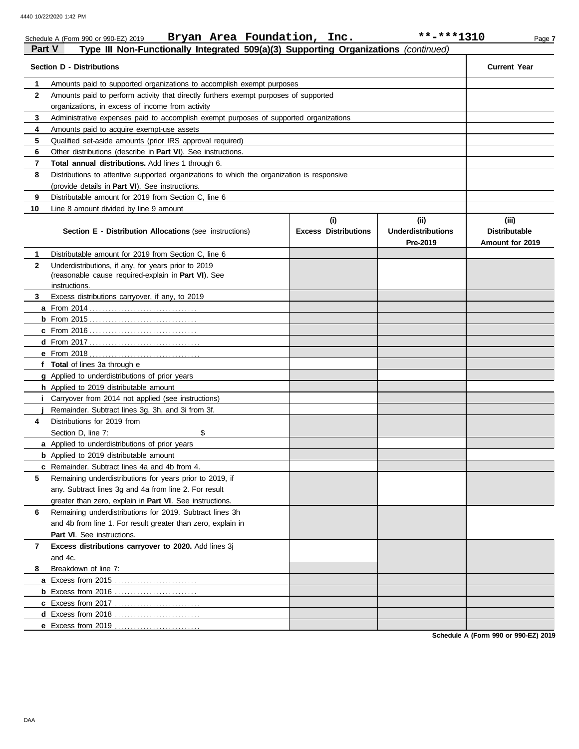Schedule A (Form 990 or 990-EZ) 2019 **Bryan Area Foundation, Inc.** **-***1310

**Part V — Type III Non-Functionally Integrated 509(a)(3) Supporting Organizations** *(continued)*

| Section D - Distributions | | Current Year |
|---|---|---|
| 1 | Amounts paid to supported organizations to accomplish exempt purposes | |
| 2 | Amounts paid to perform activity that directly furthers exempt purposes of supported organizations, in excess of income from activity | |
| 3 | Administrative expenses paid to accomplish exempt purposes of supported organizations | |
| 4 | Amounts paid to acquire exempt-use assets | |
| 5 | Qualified set-aside amounts (prior IRS approval required) | |
| 6 | Other distributions (describe in **Part VI**). See instructions. | |
| 7 | **Total annual distributions.** Add lines 1 through 6. | |
| 8 | Distributions to attentive supported organizations to which the organization is responsive (provide details in **Part VI**). See instructions. | |
| 9 | Distributable amount for 2019 from Section C, line 6 | |
| 10 | Line 8 amount divided by line 9 amount | |

| | Section E - Distribution Allocations (see instructions) | (i) Excess Distributions | (ii) Underdistributions Pre-2019 | (iii) Distributable Amount for 2019 |
|---|---|---|---|---|
| 1 | Distributable amount for 2019 from Section C, line 6 | | | |
| 2 | Underdistributions, if any, for years prior to 2019 (reasonable cause required-explain in **Part VI**). See instructions. | | | |
| 3 | Excess distributions carryover, if any, to 2019 | | | |
| a | From 2014 | | | |
| b | From 2015 | | | |
| c | From 2016 | | | |
| d | From 2017 | | | |
| e | From 2018 | | | |
| f | **Total** of lines 3a through e | | | |
| g | Applied to underdistributions of prior years | | | |
| h | Applied to 2019 distributable amount | | | |
| i | Carryover from 2014 not applied (see instructions) | | | |
| j | Remainder. Subtract lines 3g, 3h, and 3i from 3f. | | | |
| 4 | Distributions for 2019 from Section D, line 7: $ | | | |
| a | Applied to underdistributions of prior years | | | |
| b | Applied to 2019 distributable amount | | | |
| c | Remainder. Subtract lines 4a and 4b from 4. | | | |
| 5 | Remaining underdistributions for years prior to 2019, if any. Subtract lines 3g and 4a from line 2. For result greater than zero, explain in **Part VI**. See instructions. | | | |
| 6 | Remaining underdistributions for 2019. Subtract lines 3h and 4b from line 1. For result greater than zero, explain in **Part VI**. See instructions. | | | |
| 7 | **Excess distributions carryover to 2020.** Add lines 3j and 4c. | | | |
| 8 | Breakdown of line 7: | | | |
| a | Excess from 2015 | | | |
| b | Excess from 2016 | | | |
| c | Excess from 2017 | | | |
| d | Excess from 2018 | | | |
| e | Excess from 2019 | | | |

Schedule A (Form 990 or 990-EZ) 2019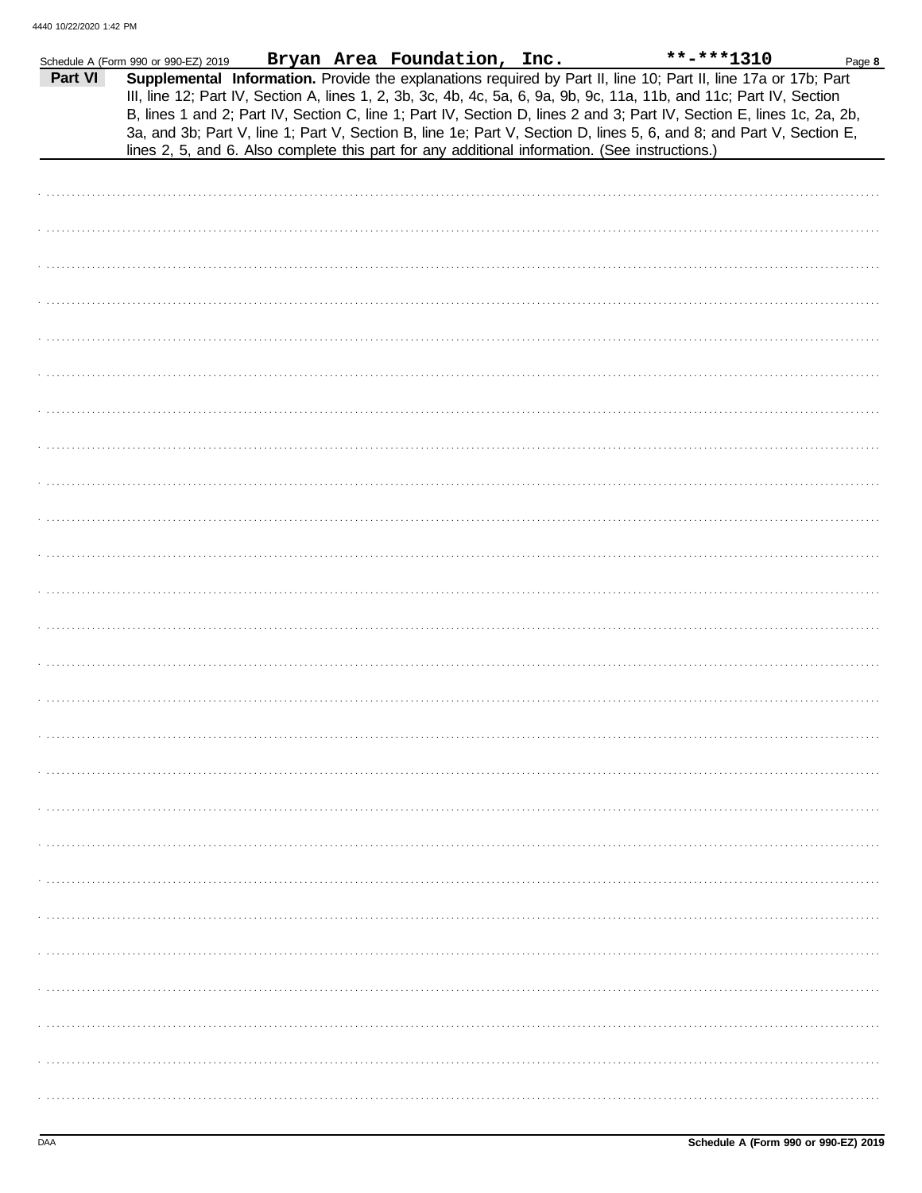Schedule A (Form 990 or 990-EZ) 2019 **Bryan Area Foundation, Inc.** **-***1310

**Part VI** **Supplemental Information.** Provide the explanations required by Part II, line 10; Part II, line 17a or 17b; Part III, line 12; Part IV, Section A, lines 1, 2, 3b, 3c, 4b, 4c, 5a, 6, 9a, 9b, 9c, 11a, 11b, and 11c; Part IV, Section B, lines 1 and 2; Part IV, Section C, line 1; Part IV, Section D, lines 2 and 3; Part IV, Section E, lines 1c, 2a, 2b, 3a, and 3b; Part V, line 1; Part V, Section B, line 1e; Part V, Section D, lines 5, 6, and 8; and Part V, Section E, lines 2, 5, and 6. Also complete this part for any additional information. (See instructions.)

DAA **Schedule A (Form 990 or 990-EZ) 2019**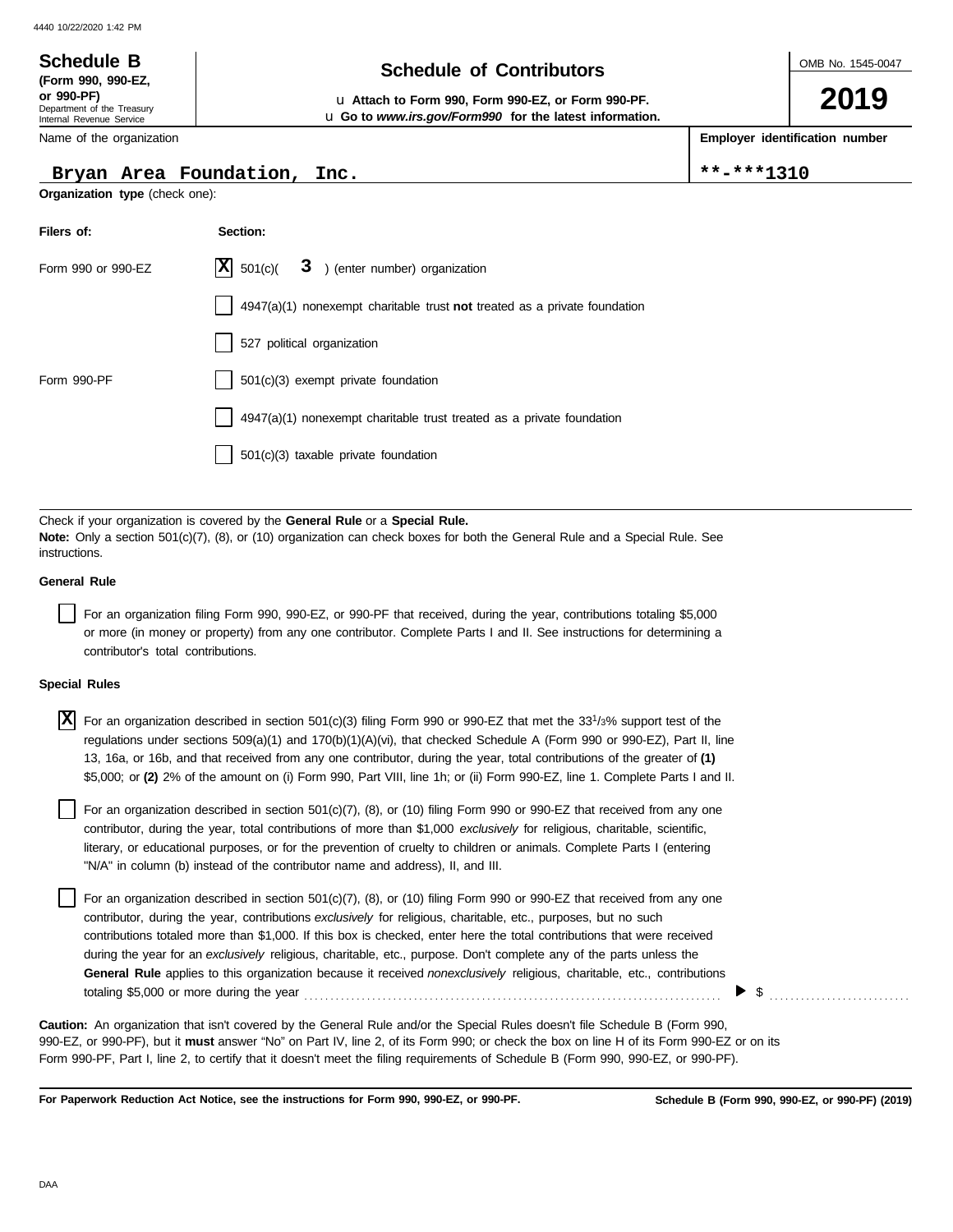4440 10/22/2020 1:42 PM

**Schedule B**
**(Form 990, 990-EZ, or 990-PF)**
Department of the Treasury
Internal Revenue Service

# Schedule of Contributors

u **Attach to Form 990, Form 990-EZ, or Form 990-PF.**
u **Go to *www.irs.gov/Form990* for the latest information.**

OMB No. 1545-0047

**2019**

Name of the organization: Bryan Area Foundation, Inc.

**Employer identification number**: **-***1310

**Organization type** (check one):

| Filers of: | Section: |
|---|---|
| Form 990 or 990-EZ | [X] 501(c)( 3 ) (enter number) organization |
| | [ ] 4947(a)(1) nonexempt charitable trust **not** treated as a private foundation |
| | [ ] 527 political organization |
| Form 990-PF | [ ] 501(c)(3) exempt private foundation |
| | [ ] 4947(a)(1) nonexempt charitable trust treated as a private foundation |
| | [ ] 501(c)(3) taxable private foundation |

Check if your organization is covered by the **General Rule** or a **Special Rule.**
**Note:** Only a section 501(c)(7), (8), or (10) organization can check boxes for both the General Rule and a Special Rule. See instructions.

**General Rule**

[ ] For an organization filing Form 990, 990-EZ, or 990-PF that received, during the year, contributions totaling $5,000 or more (in money or property) from any one contributor. Complete Parts I and II. See instructions for determining a contributor's total contributions.

**Special Rules**

[X] For an organization described in section 501(c)(3) filing Form 990 or 990-EZ that met the 33 1/3% support test of the regulations under sections 509(a)(1) and 170(b)(1)(A)(vi), that checked Schedule A (Form 990 or 990-EZ), Part II, line 13, 16a, or 16b, and that received from any one contributor, during the year, total contributions of the greater of **(1)** $5,000; or **(2)** 2% of the amount on (i) Form 990, Part VIII, line 1h; or (ii) Form 990-EZ, line 1. Complete Parts I and II.

[ ] For an organization described in section 501(c)(7), (8), or (10) filing Form 990 or 990-EZ that received from any one contributor, during the year, total contributions of more than $1,000 *exclusively* for religious, charitable, scientific, literary, or educational purposes, or for the prevention of cruelty to children or animals. Complete Parts I (entering "N/A" in column (b) instead of the contributor name and address), II, and III.

[ ] For an organization described in section 501(c)(7), (8), or (10) filing Form 990 or 990-EZ that received from any one contributor, during the year, contributions *exclusively* for religious, charitable, etc., purposes, but no such contributions totaled more than $1,000. If this box is checked, enter here the total contributions that were received during the year for an *exclusively* religious, charitable, etc., purpose. Don't complete any of the parts unless the **General Rule** applies to this organization because it received *nonexclusively* religious, charitable, etc., contributions totaling $5,000 or more during the year ........ ▶ $ ..........

**Caution:** An organization that isn't covered by the General Rule and/or the Special Rules doesn't file Schedule B (Form 990, 990-EZ, or 990-PF), but it **must** answer "No" on Part IV, line 2, of its Form 990; or check the box on line H of its Form 990-EZ or on its Form 990-PF, Part I, line 2, to certify that it doesn't meet the filing requirements of Schedule B (Form 990, 990-EZ, or 990-PF).

**For Paperwork Reduction Act Notice, see the instructions for Form 990, 990-EZ, or 990-PF.**

**Schedule B (Form 990, 990-EZ, or 990-PF) (2019)**

DAA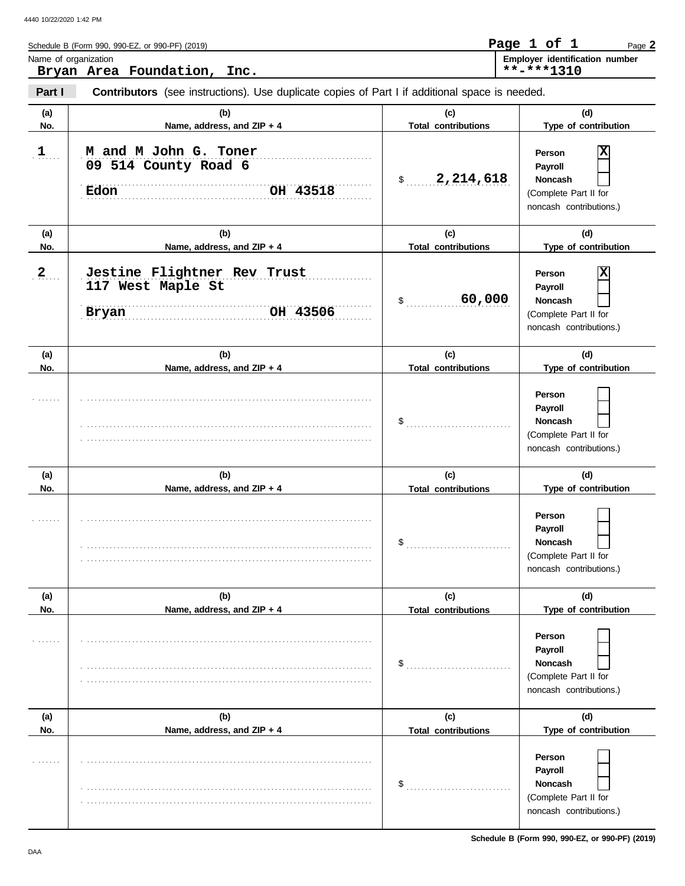Schedule B (Form 990, 990-EZ, or 990-PF) (2019)

Name of organization: **Bryan Area Foundation, Inc.**

Employer identification number: **\*\*-\*\*\*1310**

**Part I** **Contributors** (see instructions). Use duplicate copies of Part I if additional space is needed.

| (a) No. | (b) Name, address, and ZIP + 4 | (c) Total contributions | (d) Type of contribution |
|---|---|---|---|
| 1 | M and M John G. Toner<br>09 514 County Road 6<br>Edon OH 43518 | $ 2,214,618 | Person [X]<br>Payroll [ ]<br>Noncash [ ]<br>(Complete Part II for noncash contributions.) |
| 2 | Jestine Flightner Rev Trust<br>117 West Maple St<br>Bryan OH 43506 | $ 60,000 | Person [X]<br>Payroll [ ]<br>Noncash [ ]<br>(Complete Part II for noncash contributions.) |
| | | $ | Person [ ]<br>Payroll [ ]<br>Noncash [ ]<br>(Complete Part II for noncash contributions.) |
| | | $ | Person [ ]<br>Payroll [ ]<br>Noncash [ ]<br>(Complete Part II for noncash contributions.) |
| | | $ | Person [ ]<br>Payroll [ ]<br>Noncash [ ]<br>(Complete Part II for noncash contributions.) |
| | | $ | Person [ ]<br>Payroll [ ]<br>Noncash [ ]<br>(Complete Part II for noncash contributions.) |

Schedule B (Form 990, 990-EZ, or 990-PF) (2019)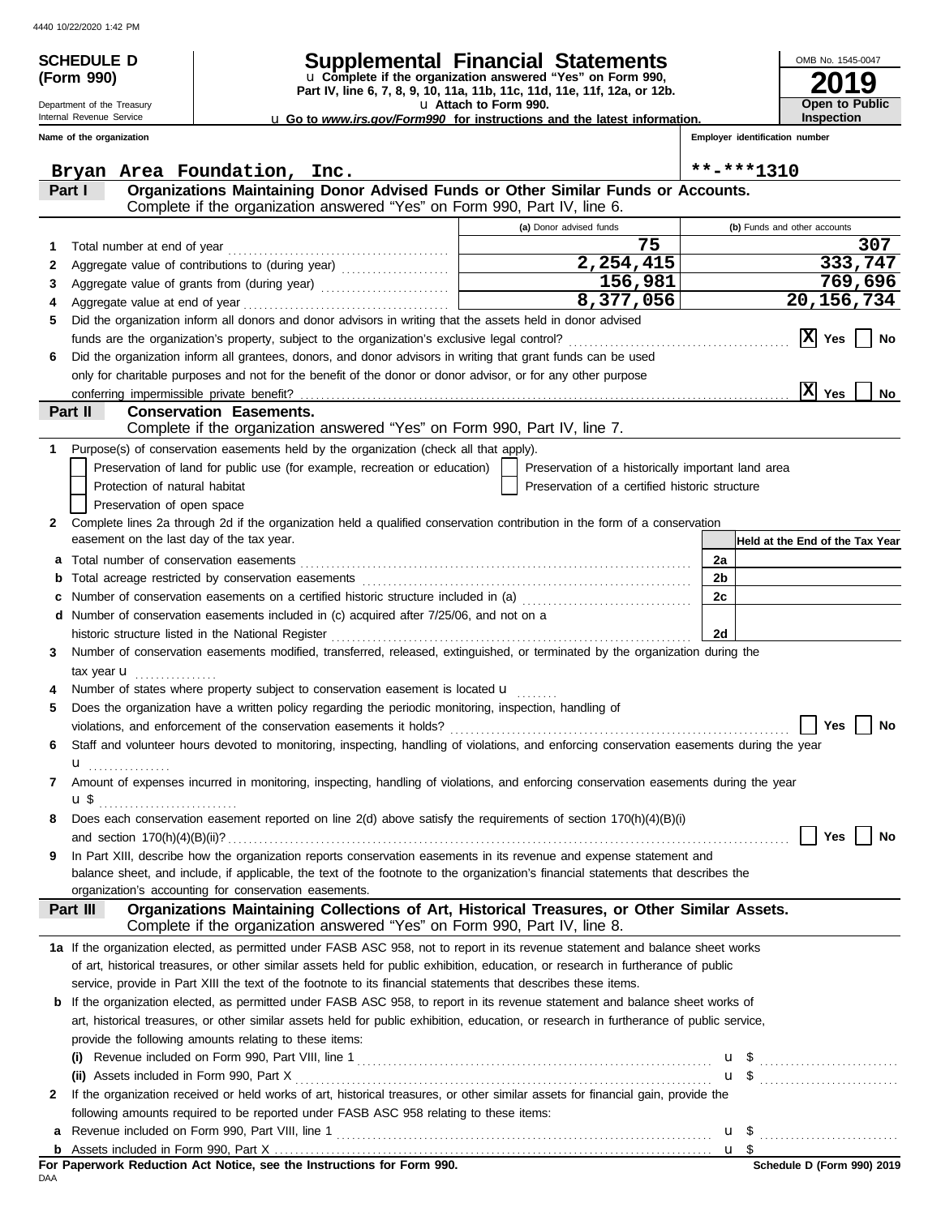4440 10/22/2020 1:42 PM

**SCHEDULE D (Form 990)**

Department of the Treasury
Internal Revenue Service

# Supplemental Financial Statements

u **Complete if the organization answered "Yes" on Form 990, Part IV, line 6, 7, 8, 9, 10, 11a, 11b, 11c, 11d, 11e, 11f, 12a, or 12b.**
u **Attach to Form 990.**
u **Go to *www.irs.gov/Form990* for instructions and the latest information.**

OMB No. 1545-0047
**2019**
**Open to Public Inspection**

**Name of the organization:** Bryan Area Foundation, Inc.
**Employer identification number:** **-***1310

## Part I — Organizations Maintaining Donor Advised Funds or Other Similar Funds or Accounts.
Complete if the organization answered "Yes" on Form 990, Part IV, line 6.

| | | (a) Donor advised funds | (b) Funds and other accounts |
|---|---|---|---|
| 1 | Total number at end of year | 75 | 307 |
| 2 | Aggregate value of contributions to (during year) | 2,254,415 | 333,747 |
| 3 | Aggregate value of grants from (during year) | 156,981 | 769,696 |
| 4 | Aggregate value at end of year | 8,377,056 | 20,156,734 |

5 Did the organization inform all donors and donor advisors in writing that the assets held in donor advised funds are the organization's property, subject to the organization's exclusive legal control? [X] Yes [ ] No

6 Did the organization inform all grantees, donors, and donor advisors in writing that grant funds can be used only for charitable purposes and not for the benefit of the donor or donor advisor, or for any other purpose conferring impermissible private benefit? [X] Yes [ ] No

## Part II — Conservation Easements.
Complete if the organization answered "Yes" on Form 990, Part IV, line 7.

1 Purpose(s) of conservation easements held by the organization (check all that apply).

- [ ] Preservation of land for public use (for example, recreation or education)
- [ ] Protection of natural habitat
- [ ] Preservation of open space
- [ ] Preservation of a historically important land area
- [ ] Preservation of a certified historic structure

2 Complete lines 2a through 2d if the organization held a qualified conservation contribution in the form of a conservation easement on the last day of the tax year.

| | | | Held at the End of the Tax Year |
|---|---|---|---|
| a | Total number of conservation easements | 2a | |
| b | Total acreage restricted by conservation easements | 2b | |
| c | Number of conservation easements on a certified historic structure included in (a) | 2c | |
| d | Number of conservation easements included in (c) acquired after 7/25/06, and not on a historic structure listed in the National Register | 2d | |

3 Number of conservation easements modified, transferred, released, extinguished, or terminated by the organization during the tax year u ................

4 Number of states where property subject to conservation easement is located u ........

5 Does the organization have a written policy regarding the periodic monitoring, inspection, handling of violations, and enforcement of the conservation easements it holds? [ ] Yes [ ] No

6 Staff and volunteer hours devoted to monitoring, inspecting, handling of violations, and enforcing conservation easements during the year u ................

7 Amount of expenses incurred in monitoring, inspecting, handling of violations, and enforcing conservation easements during the year u $ ..........................

8 Does each conservation easement reported on line 2(d) above satisfy the requirements of section 170(h)(4)(B)(i) and section 170(h)(4)(B)(ii)? [ ] Yes [ ] No

9 In Part XIII, describe how the organization reports conservation easements in its revenue and expense statement and balance sheet, and include, if applicable, the text of the footnote to the organization's financial statements that describes the organization's accounting for conservation easements.

## Part III — Organizations Maintaining Collections of Art, Historical Treasures, or Other Similar Assets.
Complete if the organization answered "Yes" on Form 990, Part IV, line 8.

**1a** If the organization elected, as permitted under FASB ASC 958, not to report in its revenue statement and balance sheet works of art, historical treasures, or other similar assets held for public exhibition, education, or research in furtherance of public service, provide in Part XIII the text of the footnote to its financial statements that describes these items.

**b** If the organization elected, as permitted under FASB ASC 958, to report in its revenue statement and balance sheet works of art, historical treasures, or other similar assets held for public exhibition, education, or research in furtherance of public service, provide the following amounts relating to these items:

(i) Revenue included on Form 990, Part VIII, line 1 u $ ..........................

(ii) Assets included in Form 990, Part X u $ ..........................

**2** If the organization received or held works of art, historical treasures, or other similar assets for financial gain, provide the following amounts required to be reported under FASB ASC 958 relating to these items:

**a** Revenue included on Form 990, Part VIII, line 1 u $ ..........................

**b** Assets included in Form 990, Part X u $

**For Paperwork Reduction Act Notice, see the Instructions for Form 990.**

DAA

**Schedule D (Form 990) 2019**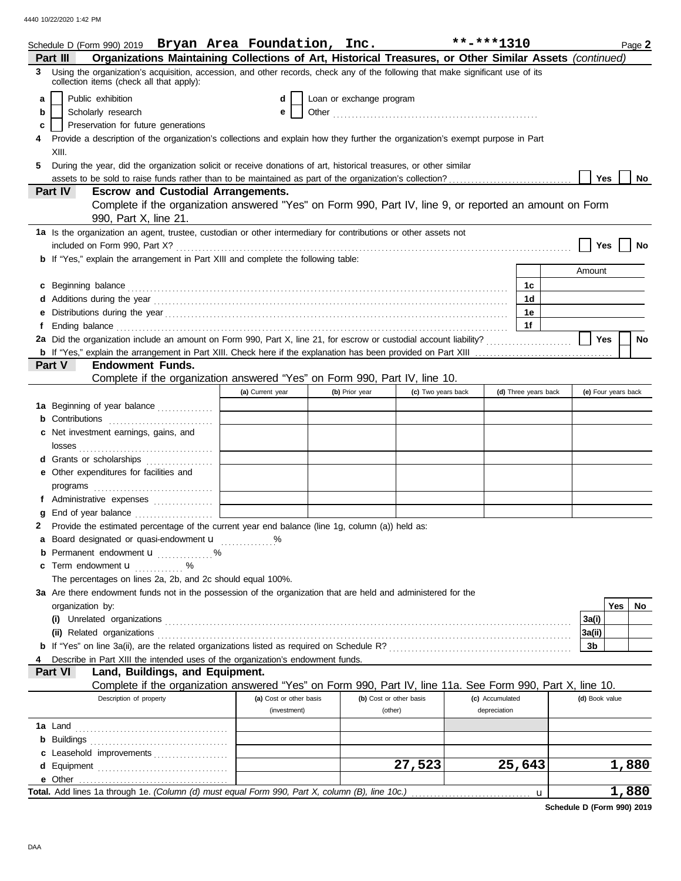Schedule D (Form 990) 2019 **Bryan Area Foundation, Inc.** **-***1310 Page **2**

## Part III Organizations Maintaining Collections of Art, Historical Treasures, or Other Similar Assets *(continued)*

**3** Using the organization's acquisition, accession, and other records, check any of the following that make significant use of its collection items (check all that apply):

- **a** [ ] Public exhibition
- **b** [ ] Scholarly research
- **c** [ ] Preservation for future generations
- **d** [ ] Loan or exchange program
- **e** [ ] Other

**4** Provide a description of the organization's collections and explain how they further the organization's exempt purpose in Part XIII.

**5** During the year, did the organization solicit or receive donations of art, historical treasures, or other similar assets to be sold to raise funds rather than to be maintained as part of the organization's collection? [ ] Yes [ ] No

## Part IV Escrow and Custodial Arrangements.

Complete if the organization answered "Yes" on Form 990, Part IV, line 9, or reported an amount on Form 990, Part X, line 21.

**1a** Is the organization an agent, trustee, custodian or other intermediary for contributions or other assets not included on Form 990, Part X? [ ] Yes [ ] No

**b** If "Yes," explain the arrangement in Part XIII and complete the following table:

| | | Amount |
|---|---|---|
| **c** Beginning balance | 1c | |
| **d** Additions during the year | 1d | |
| **e** Distributions during the year | 1e | |
| **f** Ending balance | 1f | |

**2a** Did the organization include an amount on Form 990, Part X, line 21, for escrow or custodial account liability? [ ] Yes [ ] No

**b** If "Yes," explain the arrangement in Part XIII. Check here if the explanation has been provided on Part XIII [ ]

## Part V Endowment Funds.

Complete if the organization answered "Yes" on Form 990, Part IV, line 10.

| | (a) Current year | (b) Prior year | (c) Two years back | (d) Three years back | (e) Four years back |
|---|---|---|---|---|---|
| **1a** Beginning of year balance | | | | | |
| **b** Contributions | | | | | |
| **c** Net investment earnings, gains, and losses | | | | | |
| **d** Grants or scholarships | | | | | |
| **e** Other expenditures for facilities and programs | | | | | |
| **f** Administrative expenses | | | | | |
| **g** End of year balance | | | | | |

**2** Provide the estimated percentage of the current year end balance (line 1g, column (a)) held as:

- **a** Board designated or quasi-endowment ______ %
- **b** Permanent endowment ______ %
- **c** Term endowment ______ %

The percentages on lines 2a, 2b, and 2c should equal 100%.

**3a** Are there endowment funds not in the possession of the organization that are held and administered for the organization by:

| | | Yes | No |
|---|---|---|---|
| **(i)** Unrelated organizations | 3a(i) | | |
| **(ii)** Related organizations | 3a(ii) | | |
| **b** If "Yes" on line 3a(ii), are the related organizations listed as required on Schedule R? | 3b | | |

**4** Describe in Part XIII the intended uses of the organization's endowment funds.

## Part VI Land, Buildings, and Equipment.

Complete if the organization answered "Yes" on Form 990, Part IV, line 11a. See Form 990, Part X, line 10.

| Description of property | (a) Cost or other basis (investment) | (b) Cost or other basis (other) | (c) Accumulated depreciation | (d) Book value |
|---|---|---|---|---|
| **1a** Land | | | | |
| **b** Buildings | | | | |
| **c** Leasehold improvements | | | | |
| **d** Equipment | | 27,523 | 25,643 | 1,880 |
| **e** Other | | | | |
| **Total.** Add lines 1a through 1e. *(Column (d) must equal Form 990, Part X, column (B), line 10c.)* | | | | 1,880 |

**Schedule D (Form 990) 2019**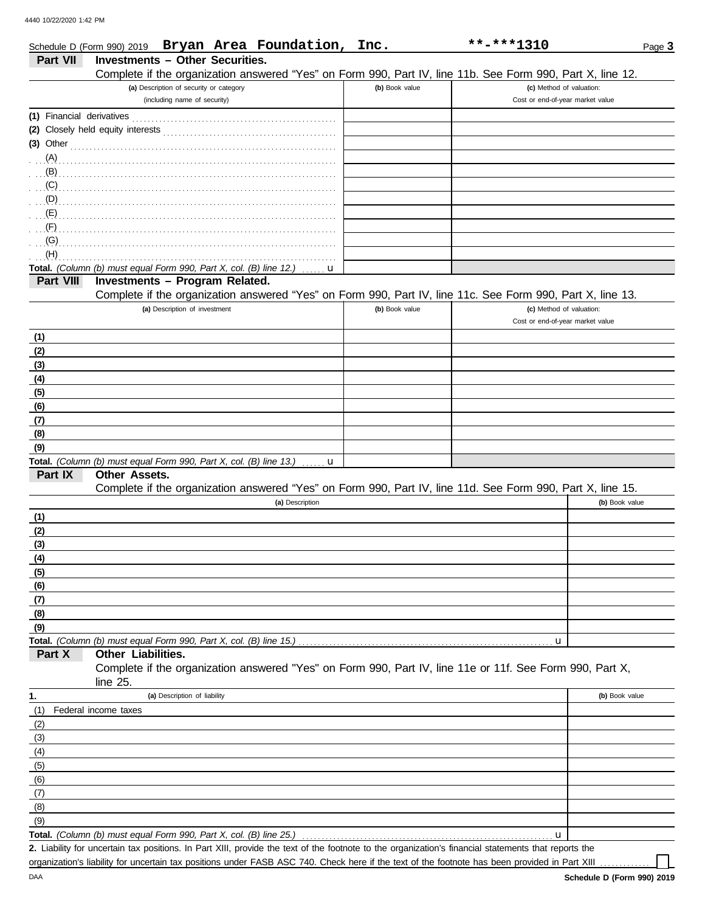Schedule D (Form 990) 2019 **Bryan Area Foundation, Inc.** **-***1310

## Part VII Investments – Other Securities.

Complete if the organization answered "Yes" on Form 990, Part IV, line 11b. See Form 990, Part X, line 12.

| (a) Description of security or category (including name of security) | (b) Book value | (c) Method of valuation: Cost or end-of-year market value |
|---|---|---|
| (1) Financial derivatives | | |
| (2) Closely held equity interests | | |
| (3) Other | | |
| (A) | | |
| (B) | | |
| (C) | | |
| (D) | | |
| (E) | | |
| (F) | | |
| (G) | | |
| (H) | | |
| **Total.** *(Column (b) must equal Form 990, Part X, col. (B) line 12.)* u | | |

## Part VIII Investments – Program Related.

Complete if the organization answered "Yes" on Form 990, Part IV, line 11c. See Form 990, Part X, line 13.

| (a) Description of investment | (b) Book value | (c) Method of valuation: Cost or end-of-year market value |
|---|---|---|
| (1) | | |
| (2) | | |
| (3) | | |
| (4) | | |
| (5) | | |
| (6) | | |
| (7) | | |
| (8) | | |
| (9) | | |
| **Total.** *(Column (b) must equal Form 990, Part X, col. (B) line 13.)* u | | |

## Part IX Other Assets.

Complete if the organization answered "Yes" on Form 990, Part IV, line 11d. See Form 990, Part X, line 15.

| (a) Description | (b) Book value |
|---|---|
| (1) | |
| (2) | |
| (3) | |
| (4) | |
| (5) | |
| (6) | |
| (7) | |
| (8) | |
| (9) | |
| **Total.** *(Column (b) must equal Form 990, Part X, col. (B) line 15.)* u | |

## Part X Other Liabilities.

Complete if the organization answered "Yes" on Form 990, Part IV, line 11e or 11f. See Form 990, Part X, line 25.

| 1. (a) Description of liability | (b) Book value |
|---|---|
| (1) Federal income taxes | |
| (2) | |
| (3) | |
| (4) | |
| (5) | |
| (6) | |
| (7) | |
| (8) | |
| (9) | |
| **Total.** *(Column (b) must equal Form 990, Part X, col. (B) line 25.)* u | |

**2.** Liability for uncertain tax positions. In Part XIII, provide the text of the footnote to the organization's financial statements that reports the organization's liability for uncertain tax positions under FASB ASC 740. Check here if the text of the footnote has been provided in Part XIII ☐

Schedule D (Form 990) 2019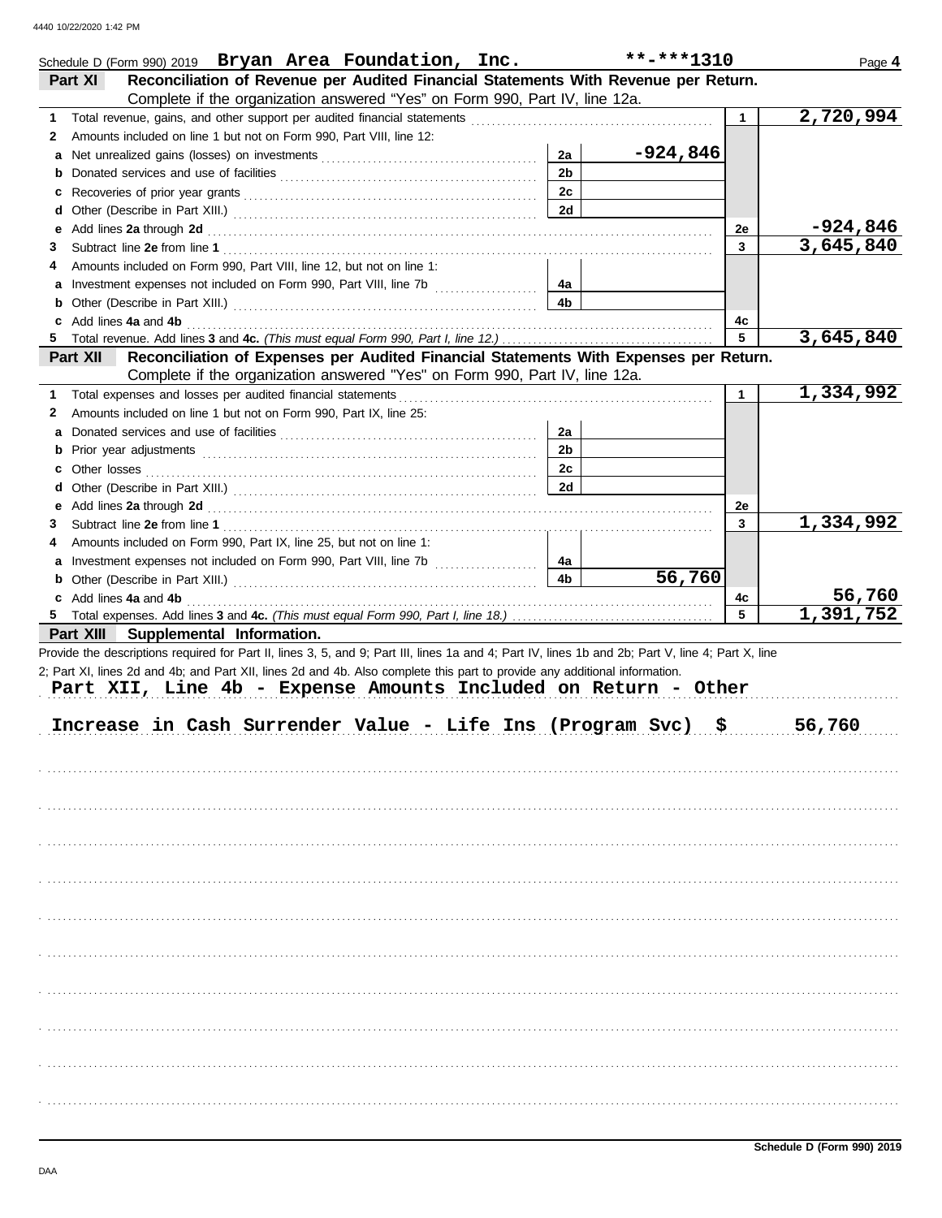Schedule D (Form 990) 2019 **Bryan Area Foundation, Inc.** **-***1310 Page **4**

## Part XI Reconciliation of Revenue per Audited Financial Statements With Revenue per Return.

Complete if the organization answered "Yes" on Form 990, Part IV, line 12a.

| | | | | | |
|---|---|---|---|---|---|
| **1** | Total revenue, gains, and other support per audited financial statements | | | 1 | 2,720,994 |
| **2** | Amounts included on line 1 but not on Form 990, Part VIII, line 12: | | | | |
| **a** | Net unrealized gains (losses) on investments | 2a | -924,846 | | |
| **b** | Donated services and use of facilities | 2b | | | |
| **c** | Recoveries of prior year grants | 2c | | | |
| **d** | Other (Describe in Part XIII.) | 2d | | | |
| **e** | Add lines **2a** through **2d** | | | 2e | -924,846 |
| **3** | Subtract line **2e** from line **1** | | | 3 | 3,645,840 |
| **4** | Amounts included on Form 990, Part VIII, line 12, but not on line 1: | | | | |
| **a** | Investment expenses not included on Form 990, Part VIII, line 7b | 4a | | | |
| **b** | Other (Describe in Part XIII.) | 4b | | | |
| **c** | Add lines **4a** and **4b** | | | 4c | |
| **5** | Total revenue. Add lines **3** and **4c.** *(This must equal Form 990, Part I, line 12.)* | | | 5 | 3,645,840 |

## Part XII Reconciliation of Expenses per Audited Financial Statements With Expenses per Return.

Complete if the organization answered "Yes" on Form 990, Part IV, line 12a.

| | | | | | |
|---|---|---|---|---|---|
| **1** | Total expenses and losses per audited financial statements | | | 1 | 1,334,992 |
| **2** | Amounts included on line 1 but not on Form 990, Part IX, line 25: | | | | |
| **a** | Donated services and use of facilities | 2a | | | |
| **b** | Prior year adjustments | 2b | | | |
| **c** | Other losses | 2c | | | |
| **d** | Other (Describe in Part XIII.) | 2d | | | |
| **e** | Add lines **2a** through **2d** | | | 2e | |
| **3** | Subtract line **2e** from line **1** | | | 3 | 1,334,992 |
| **4** | Amounts included on Form 990, Part IX, line 25, but not on line 1: | | | | |
| **a** | Investment expenses not included on Form 990, Part VIII, line 7b | 4a | | | |
| **b** | Other (Describe in Part XIII.) | 4b | 56,760 | | |
| **c** | Add lines **4a** and **4b** | | | 4c | 56,760 |
| **5** | Total expenses. Add lines **3** and **4c.** *(This must equal Form 990, Part I, line 18.)* | | | 5 | 1,391,752 |

## Part XIII Supplemental Information.

Provide the descriptions required for Part II, lines 3, 5, and 9; Part III, lines 1a and 4; Part IV, lines 1b and 2b; Part V, line 4; Part X, line 2; Part XI, lines 2d and 4b; and Part XII, lines 2d and 4b. Also complete this part to provide any additional information.

**Part XII, Line 4b - Expense Amounts Included on Return - Other**

Increase in Cash Surrender Value - Life Ins (Program Svc) $ 56,760

Schedule D (Form 990) 2019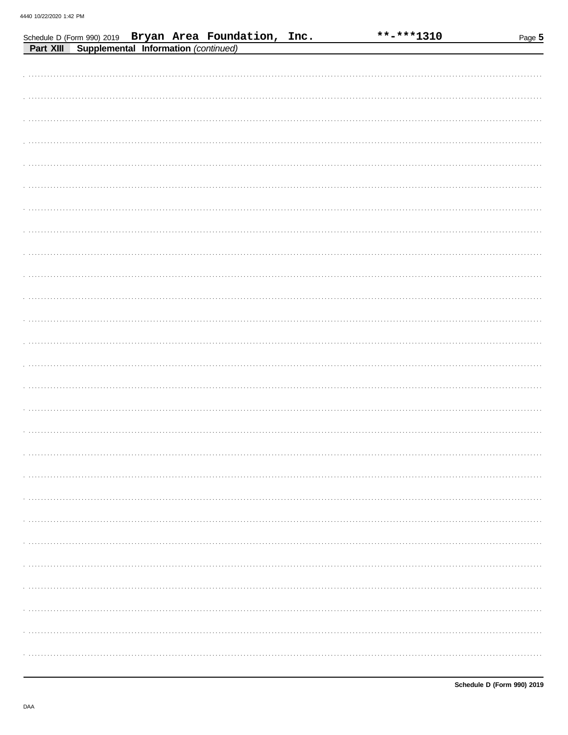Schedule D (Form 990) 2019 **Bryan Area Foundation, Inc.** **\*\*-\*\*\*1310** Page **5**

**Part XIII** **Supplemental Information** *(continued)*

**Schedule D (Form 990) 2019**

DAA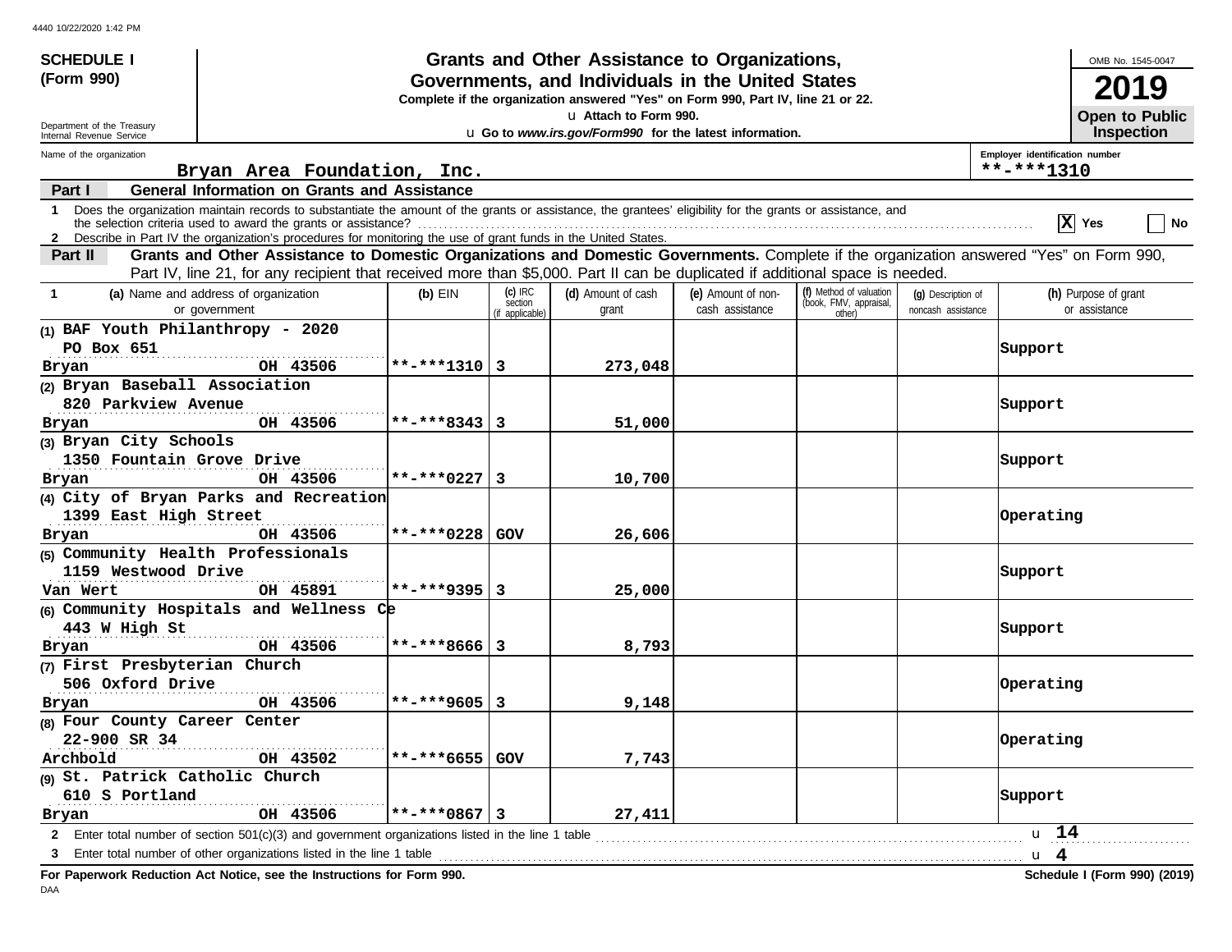**SCHEDULE I (Form 990)**

Department of the Treasury
Internal Revenue Service

# Grants and Other Assistance to Organizations, Governments, and Individuals in the United States

**Complete if the organization answered "Yes" on Form 990, Part IV, line 21 or 22.**

u Attach to Form 990.

u Go to *www.irs.gov/Form990* for the latest information.

OMB No. 1545-0047

**2019**

**Open to Public Inspection**

Name of the organization: Bryan Area Foundation, Inc.

Employer identification number: **-***1310

## Part I General Information on Grants and Assistance

1 Does the organization maintain records to substantiate the amount of the grants or assistance, the grantees' eligibility for the grants or assistance, and the selection criteria used to award the grants or assistance? [X] Yes [ ] No

2 Describe in Part IV the organization's procedures for monitoring the use of grant funds in the United States.

## Part II Grants and Other Assistance to Domestic Organizations and Domestic Governments.

Complete if the organization answered "Yes" on Form 990, Part IV, line 21, for any recipient that received more than $5,000. Part II can be duplicated if additional space is needed.

| 1 (a) Name and address of organization or government | (b) EIN | (c) IRC section (if applicable) | (d) Amount of cash grant | (e) Amount of non-cash assistance | (f) Method of valuation (book, FMV, appraisal, other) | (g) Description of noncash assistance | (h) Purpose of grant or assistance |
|---|---|---|---|---|---|---|---|
| (1) BAF Youth Philanthropy - 2020<br>PO Box 651<br>Bryan OH 43506 | **-***1310 | 3 | 273,048 | | | | Support |
| (2) Bryan Baseball Association<br>820 Parkview Avenue<br>Bryan OH 43506 | **-***8343 | 3 | 51,000 | | | | Support |
| (3) Bryan City Schools<br>1350 Fountain Grove Drive<br>Bryan OH 43506 | **-***0227 | 3 | 10,700 | | | | Support |
| (4) City of Bryan Parks and Recreation<br>1399 East High Street<br>Bryan OH 43506 | **-***0228 | GOV | 26,606 | | | | Operating |
| (5) Community Health Professionals<br>1159 Westwood Drive<br>Van Wert OH 45891 | **-***9395 | 3 | 25,000 | | | | Support |
| (6) Community Hospitals and Wellness Ce<br>443 W High St<br>Bryan OH 43506 | **-***8666 | 3 | 8,793 | | | | Support |
| (7) First Presbyterian Church<br>506 Oxford Drive<br>Bryan OH 43506 | **-***9605 | 3 | 9,148 | | | | Operating |
| (8) Four County Career Center<br>22-900 SR 34<br>Archbold OH 43502 | **-***6655 | GOV | 7,743 | | | | Operating |
| (9) St. Patrick Catholic Church<br>610 S Portland<br>Bryan OH 43506 | **-***0867 | 3 | 27,411 | | | | Support |

2 Enter total number of section 501(c)(3) and government organizations listed in the line 1 table u 14

3 Enter total number of other organizations listed in the line 1 table u 4

**For Paperwork Reduction Act Notice, see the Instructions for Form 990.** **Schedule I (Form 990) (2019)**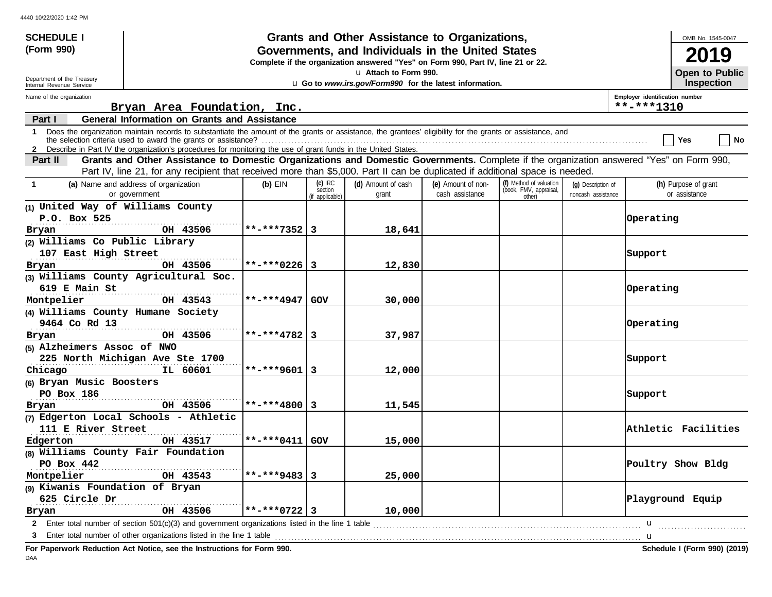4440 10/22/2020 1:42 PM

**SCHEDULE I (Form 990)**

Department of the Treasury
Internal Revenue Service

# Grants and Other Assistance to Organizations, Governments, and Individuals in the United States

**Complete if the organization answered "Yes" on Form 990, Part IV, line 21 or 22.**

u Attach to Form 990.

u **Go to *www.irs.gov/Form990* for the latest information.**

OMB No. 1545-0047

**2019**

**Open to Public Inspection**

Name of the organization: Bryan Area Foundation, Inc.

Employer identification number: **-***1310

**Part I — General Information on Grants and Assistance**

1 Does the organization maintain records to substantiate the amount of the grants or assistance, the grantees' eligibility for the grants or assistance, and the selection criteria used to award the grants or assistance? ☐ Yes ☐ No

2 Describe in Part IV the organization's procedures for monitoring the use of grant funds in the United States.

**Part II — Grants and Other Assistance to Domestic Organizations and Domestic Governments.** Complete if the organization answered "Yes" on Form 990, Part IV, line 21, for any recipient that received more than $5,000. Part II can be duplicated if additional space is needed.

| 1 (a) Name and address of organization or government | (b) EIN | (c) IRC section (if applicable) | (d) Amount of cash grant | (e) Amount of non-cash assistance | (f) Method of valuation (book, FMV, appraisal, other) | (g) Description of noncash assistance | (h) Purpose of grant or assistance |
|---|---|---|---|---|---|---|---|
| (1) United Way of Williams County, P.O. Box 525, Bryan OH 43506 | **-***7352 | 3 | 18,641 | | | | Operating |
| (2) Williams Co Public Library, 107 East High Street, Bryan OH 43506 | **-***0226 | 3 | 12,830 | | | | Support |
| (3) Williams County Agricultural Soc., 619 E Main St, Montpelier OH 43543 | **-***4947 | GOV | 30,000 | | | | Operating |
| (4) Williams County Humane Society, 9464 Co Rd 13, Bryan OH 43506 | **-***4782 | 3 | 37,987 | | | | Operating |
| (5) Alzheimers Assoc of NWO, 225 North Michigan Ave Ste 1700, Chicago IL 60601 | **-***9601 | 3 | 12,000 | | | | Support |
| (6) Bryan Music Boosters, PO Box 186, Bryan OH 43506 | **-***4800 | 3 | 11,545 | | | | Support |
| (7) Edgerton Local Schools - Athletic, 111 E River Street, Edgerton OH 43517 | **-***0411 | GOV | 15,000 | | | | Athletic Facilities |
| (8) Williams County Fair Foundation, PO Box 442, Montpelier OH 43543 | **-***9483 | 3 | 25,000 | | | | Poultry Show Bldg |
| (9) Kiwanis Foundation of Bryan, 625 Circle Dr, Bryan OH 43506 | **-***0722 | 3 | 10,000 | | | | Playground Equip |

2 Enter total number of section 501(c)(3) and government organizations listed in the line 1 table u

3 Enter total number of other organizations listed in the line 1 table u

**For Paperwork Reduction Act Notice, see the Instructions for Form 990.** **Schedule I (Form 990) (2019)**

DAA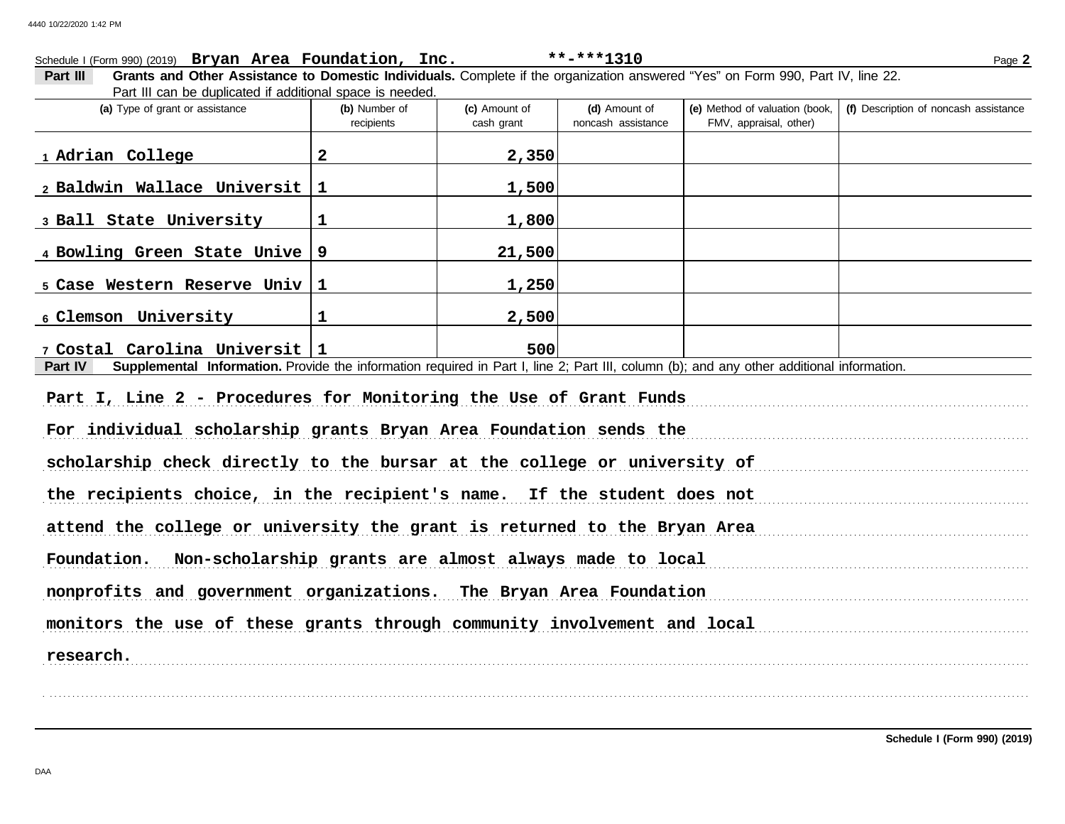Schedule I (Form 990) (2019) **Bryan Area Foundation, Inc.** **-***1310 Page **2**

**Part III** **Grants and Other Assistance to Domestic Individuals.** Complete if the organization answered "Yes" on Form 990, Part IV, line 22. Part III can be duplicated if additional space is needed.

| (a) Type of grant or assistance | (b) Number of recipients | (c) Amount of cash grant | (d) Amount of noncash assistance | (e) Method of valuation (book, FMV, appraisal, other) | (f) Description of noncash assistance |
|---|---|---|---|---|---|
| 1 Adrian College | 2 | 2,350 | | | |
| 2 Baldwin Wallace Universit | 1 | 1,500 | | | |
| 3 Ball State University | 1 | 1,800 | | | |
| 4 Bowling Green State Unive | 9 | 21,500 | | | |
| 5 Case Western Reserve Univ | 1 | 1,250 | | | |
| 6 Clemson University | 1 | 2,500 | | | |
| 7 Costal Carolina Universit | 1 | 500 | | | |

**Part IV** **Supplemental Information.** Provide the information required in Part I, line 2; Part III, column (b); and any other additional information.

**Part I, Line 2 - Procedures for Monitoring the Use of Grant Funds**

For individual scholarship grants Bryan Area Foundation sends the scholarship check directly to the bursar at the college or university of the recipients choice, in the recipient's name. If the student does not attend the college or university the grant is returned to the Bryan Area Foundation. Non-scholarship grants are almost always made to local nonprofits and government organizations. The Bryan Area Foundation monitors the use of these grants through community involvement and local research.

**Schedule I (Form 990) (2019)**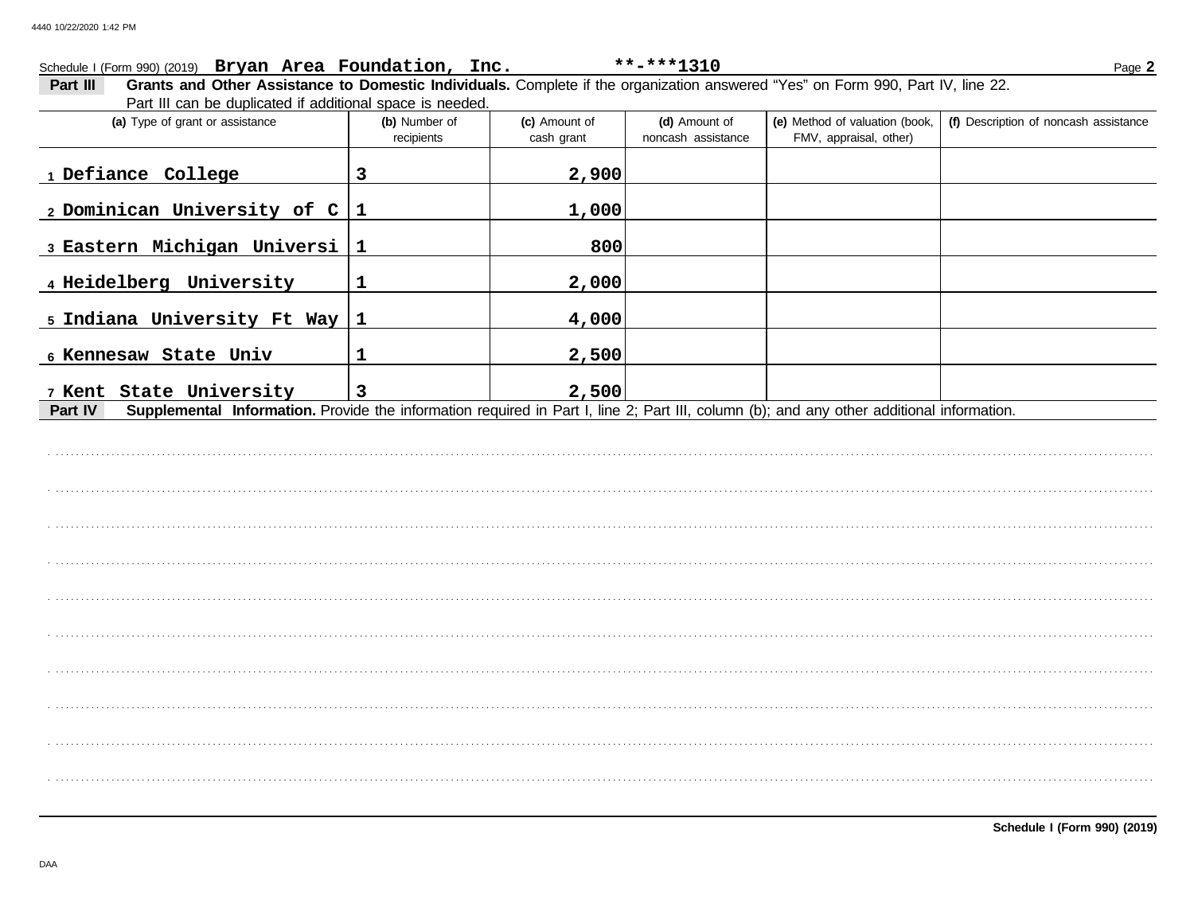Schedule I (Form 990) (2019) **Bryan Area Foundation, Inc.** **-***1310 Page **2**

**Part III** **Grants and Other Assistance to Domestic Individuals.** Complete if the organization answered "Yes" on Form 990, Part IV, line 22. Part III can be duplicated if additional space is needed.

| (a) Type of grant or assistance | (b) Number of recipients | (c) Amount of cash grant | (d) Amount of noncash assistance | (e) Method of valuation (book, FMV, appraisal, other) | (f) Description of noncash assistance |
|---|---|---|---|---|---|
| 1 Defiance College | 3 | 2,900 | | | |
| 2 Dominican University of C | 1 | 1,000 | | | |
| 3 Eastern Michigan Universi | 1 | 800 | | | |
| 4 Heidelberg University | 1 | 2,000 | | | |
| 5 Indiana University Ft Way | 1 | 4,000 | | | |
| 6 Kennesaw State Univ | 1 | 2,500 | | | |
| 7 Kent State University | 3 | 2,500 | | | |

**Part IV** **Supplemental Information.** Provide the information required in Part I, line 2; Part III, column (b); and any other additional information.

**Schedule I (Form 990) (2019)**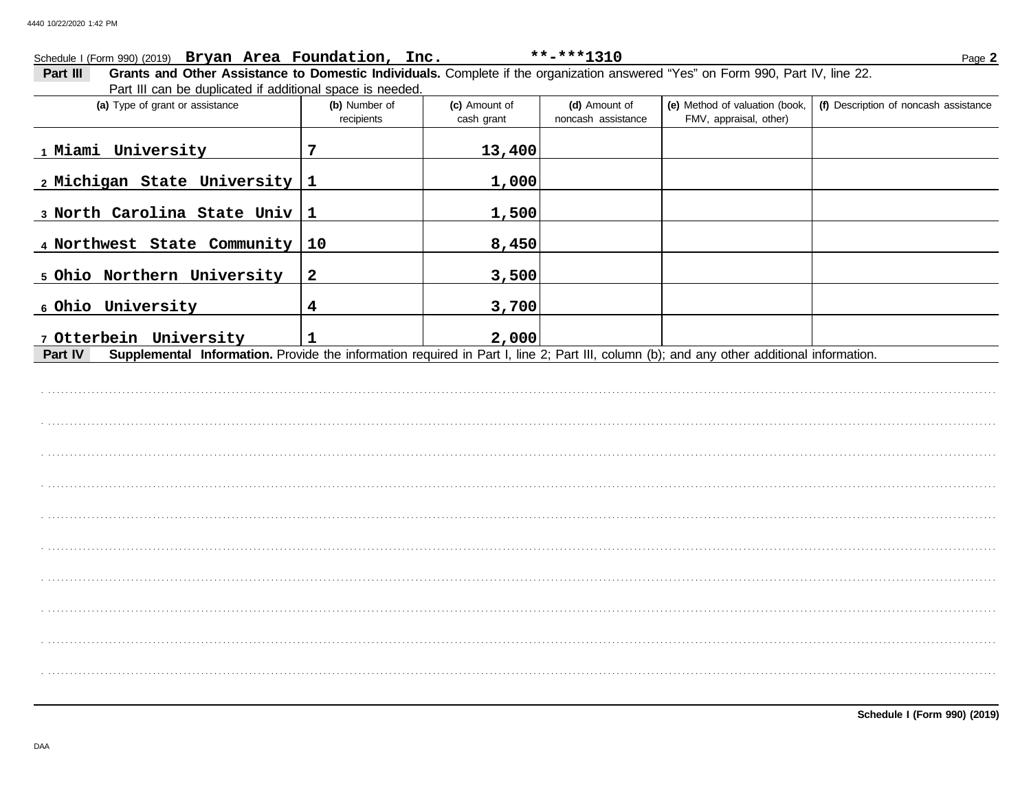Schedule I (Form 990) (2019) **Bryan Area Foundation, Inc.** **-***1310 Page **2**

**Part III** **Grants and Other Assistance to Domestic Individuals.** Complete if the organization answered "Yes" on Form 990, Part IV, line 22. Part III can be duplicated if additional space is needed.

| (a) Type of grant or assistance | (b) Number of recipients | (c) Amount of cash grant | (d) Amount of noncash assistance | (e) Method of valuation (book, FMV, appraisal, other) | (f) Description of noncash assistance |
|---|---|---|---|---|---|
| 1 Miami University | 7 | 13,400 | | | |
| 2 Michigan State University | 1 | 1,000 | | | |
| 3 North Carolina State Univ | 1 | 1,500 | | | |
| 4 Northwest State Community | 10 | 8,450 | | | |
| 5 Ohio Northern University | 2 | 3,500 | | | |
| 6 Ohio University | 4 | 3,700 | | | |
| 7 Otterbein University | 1 | 2,000 | | | |

**Part IV** **Supplemental Information.** Provide the information required in Part I, line 2; Part III, column (b); and any other additional information.

**Schedule I (Form 990) (2019)**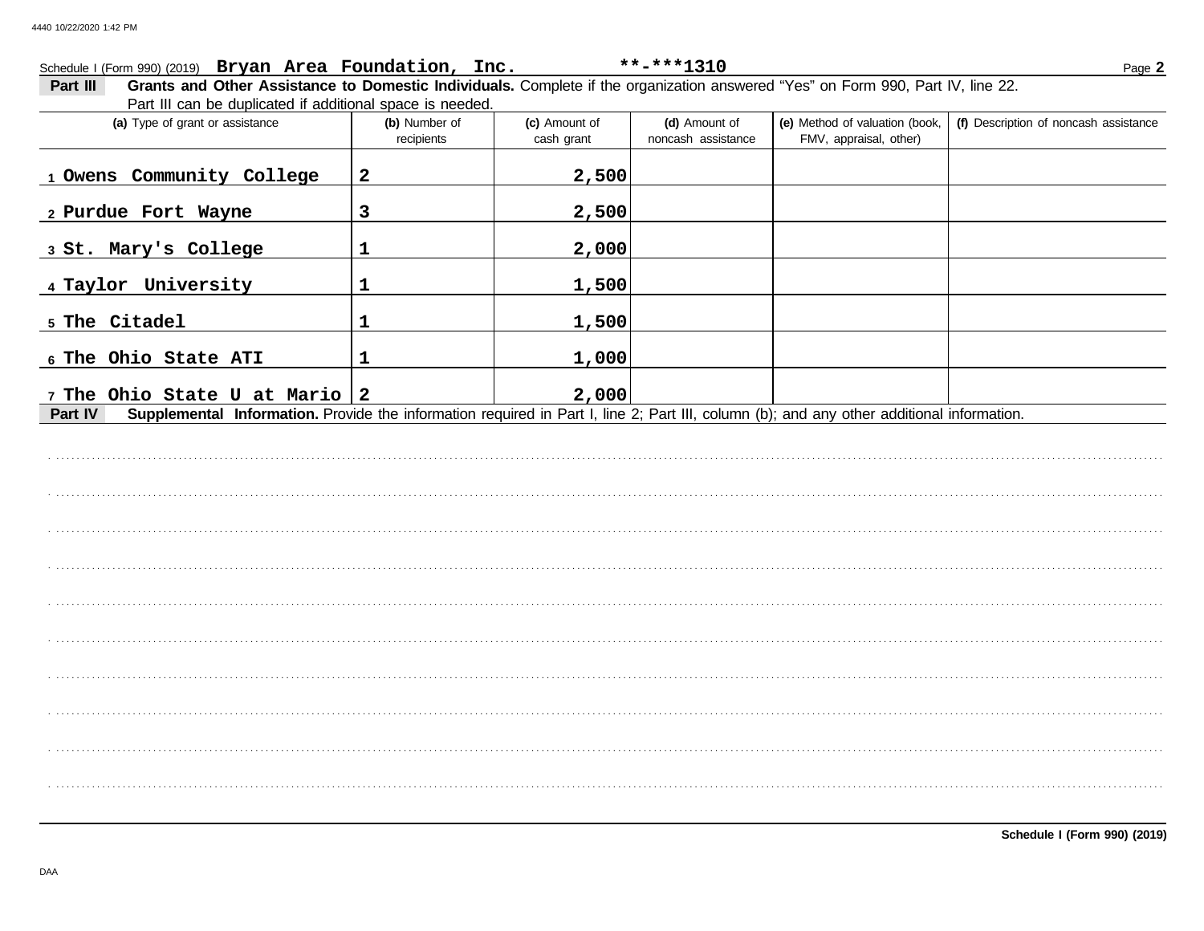Schedule I (Form 990) (2019) **Bryan Area Foundation, Inc.** **\*\*-\*\*\*1310** Page **2**

**Part III** **Grants and Other Assistance to Domestic Individuals.** Complete if the organization answered "Yes" on Form 990, Part IV, line 22. Part III can be duplicated if additional space is needed.

| (a) Type of grant or assistance | (b) Number of recipients | (c) Amount of cash grant | (d) Amount of noncash assistance | (e) Method of valuation (book, FMV, appraisal, other) | (f) Description of noncash assistance |
|---|---|---|---|---|---|
| 1 Owens Community College | 2 | 2,500 | | | |
| 2 Purdue Fort Wayne | 3 | 2,500 | | | |
| 3 St. Mary's College | 1 | 2,000 | | | |
| 4 Taylor University | 1 | 1,500 | | | |
| 5 The Citadel | 1 | 1,500 | | | |
| 6 The Ohio State ATI | 1 | 1,000 | | | |
| 7 The Ohio State U at Mario | 2 | 2,000 | | | |

**Part IV** **Supplemental Information.** Provide the information required in Part I, line 2; Part III, column (b); and any other additional information.

**Schedule I (Form 990) (2019)**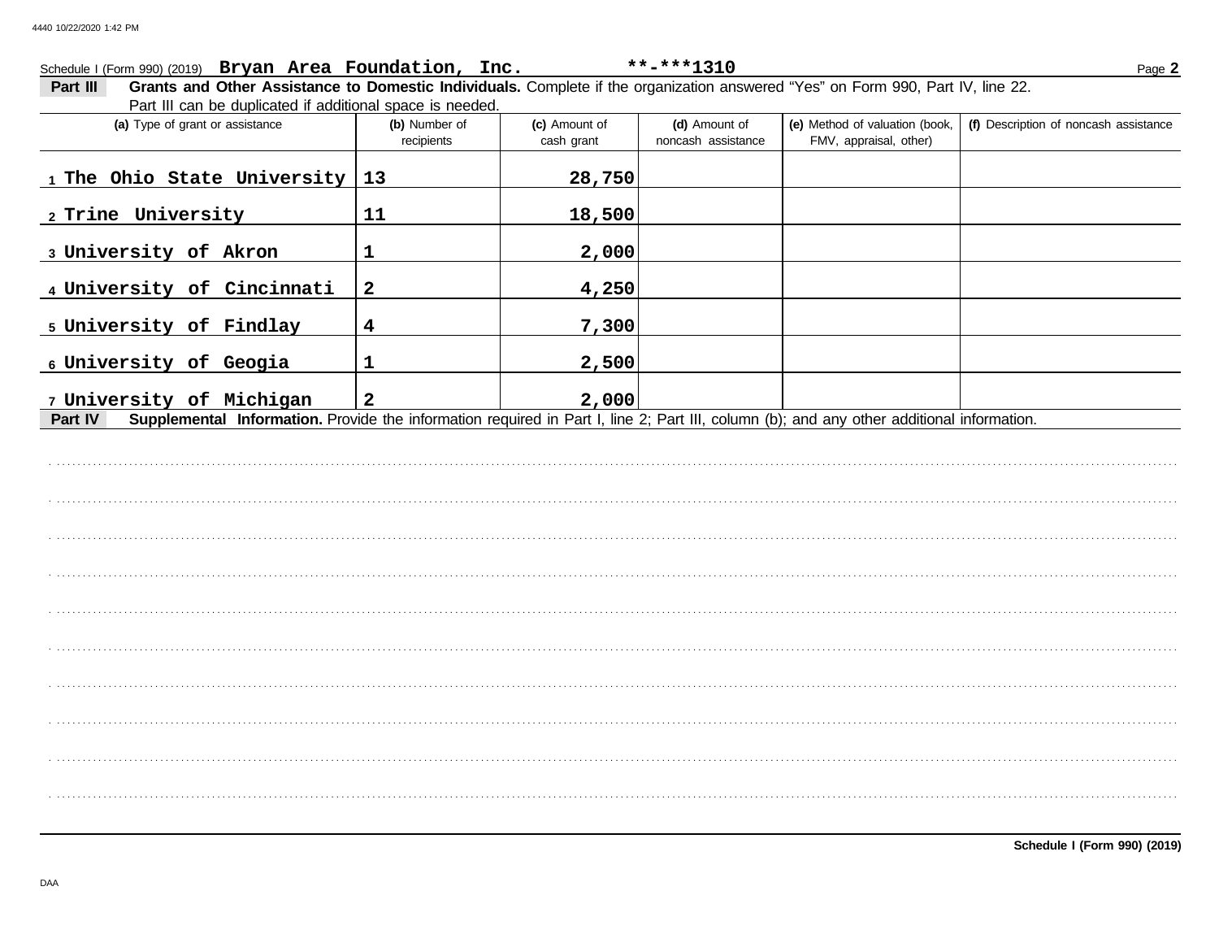Schedule I (Form 990) (2019) **Bryan Area Foundation, Inc.** **-***1310

**Part III** **Grants and Other Assistance to Domestic Individuals.** Complete if the organization answered "Yes" on Form 990, Part IV, line 22. Part III can be duplicated if additional space is needed.

| (a) Type of grant or assistance | (b) Number of recipients | (c) Amount of cash grant | (d) Amount of noncash assistance | (e) Method of valuation (book, FMV, appraisal, other) | (f) Description of noncash assistance |
|---|---|---|---|---|---|
| 1 The Ohio State University | 13 | 28,750 | | | |
| 2 Trine University | 11 | 18,500 | | | |
| 3 University of Akron | 1 | 2,000 | | | |
| 4 University of Cincinnati | 2 | 4,250 | | | |
| 5 University of Findlay | 4 | 7,300 | | | |
| 6 University of Geogia | 1 | 2,500 | | | |
| 7 University of Michigan | 2 | 2,000 | | | |

**Part IV** **Supplemental Information.** Provide the information required in Part I, line 2; Part III, column (b); and any other additional information.

**Schedule I (Form 990) (2019)**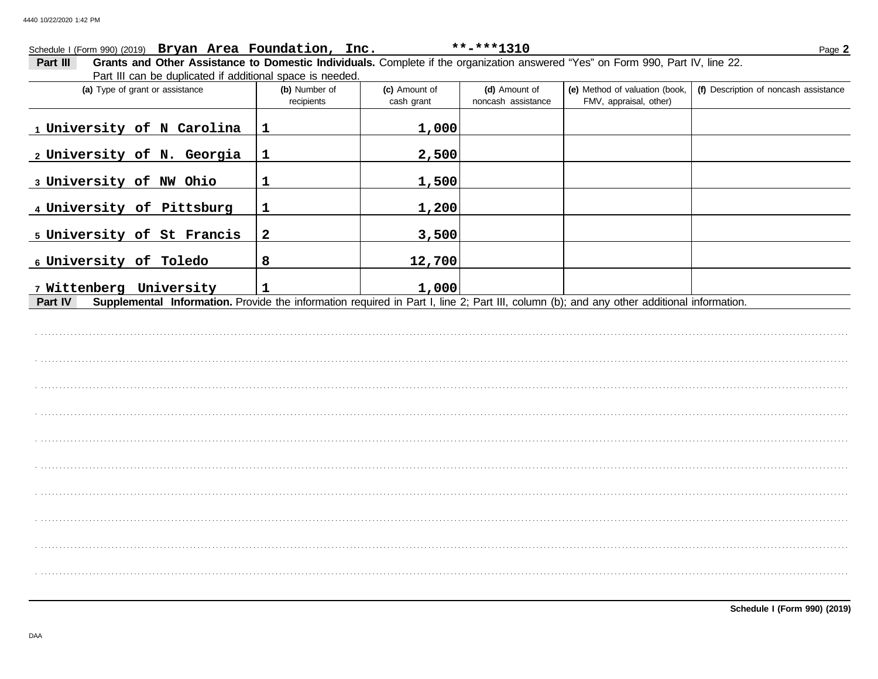Schedule I (Form 990) (2019) **Bryan Area Foundation, Inc.** **-***1310

**Part III** **Grants and Other Assistance to Domestic Individuals.** Complete if the organization answered "Yes" on Form 990, Part IV, line 22. Part III can be duplicated if additional space is needed.

| (a) Type of grant or assistance | (b) Number of recipients | (c) Amount of cash grant | (d) Amount of noncash assistance | (e) Method of valuation (book, FMV, appraisal, other) | (f) Description of noncash assistance |
|---|---|---|---|---|---|
| 1 University of N Carolina | 1 | 1,000 | | | |
| 2 University of N. Georgia | 1 | 2,500 | | | |
| 3 University of NW Ohio | 1 | 1,500 | | | |
| 4 University of Pittsburg | 1 | 1,200 | | | |
| 5 University of St Francis | 2 | 3,500 | | | |
| 6 University of Toledo | 8 | 12,700 | | | |
| 7 Wittenberg University | 1 | 1,000 | | | |

**Part IV** **Supplemental Information.** Provide the information required in Part I, line 2; Part III, column (b); and any other additional information.

**Schedule I (Form 990) (2019)**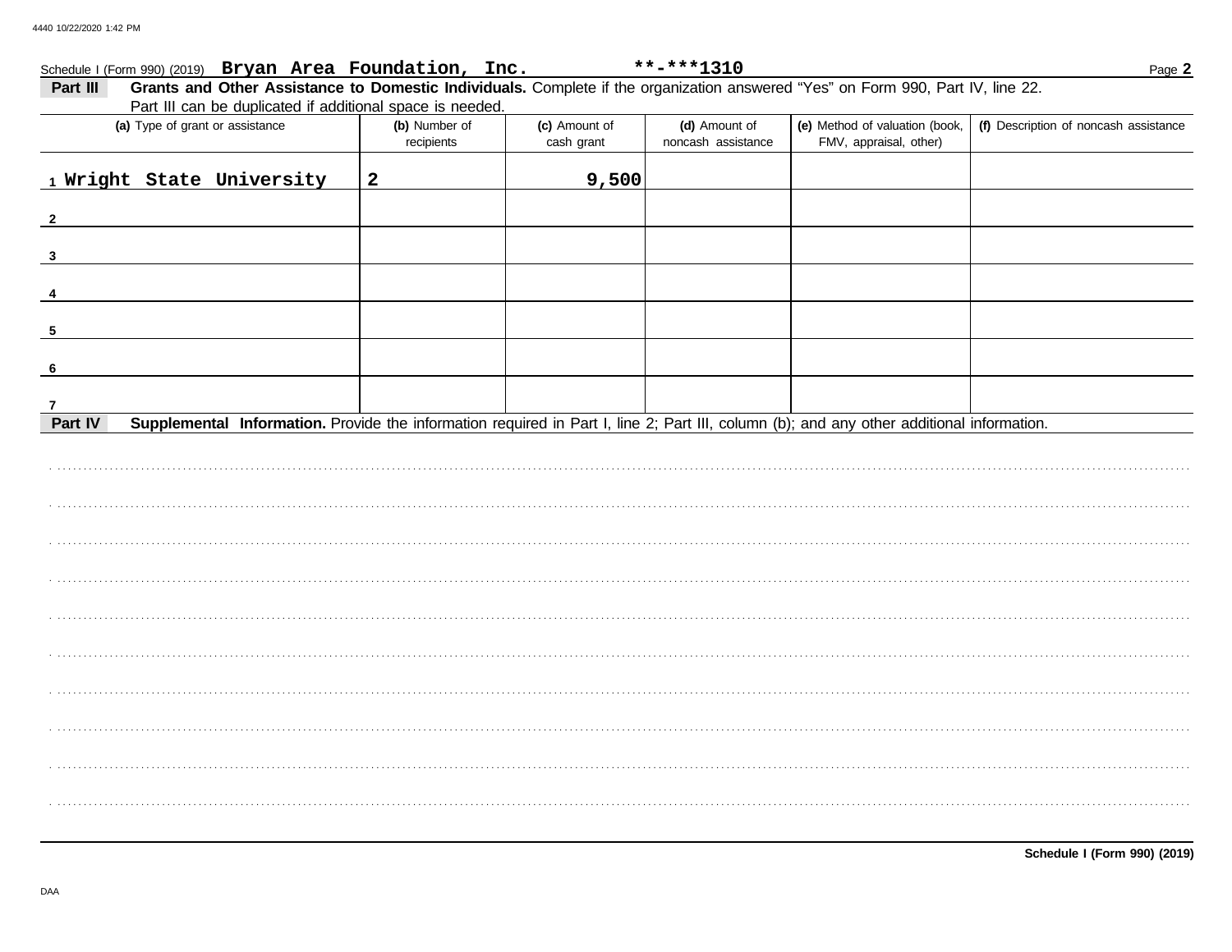Schedule I (Form 990) (2019) **Bryan Area Foundation, Inc.** **-***1310

## Part III Grants and Other Assistance to Domestic Individuals.

Complete if the organization answered "Yes" on Form 990, Part IV, line 22. Part III can be duplicated if additional space is needed.

| | (a) Type of grant or assistance | (b) Number of recipients | (c) Amount of cash grant | (d) Amount of noncash assistance | (e) Method of valuation (book, FMV, appraisal, other) | (f) Description of noncash assistance |
|---|---|---|---|---|---|---|
| 1 | Wright State University | 2 | 9,500 | | | |
| 2 | | | | | | |
| 3 | | | | | | |
| 4 | | | | | | |
| 5 | | | | | | |
| 6 | | | | | | |
| 7 | | | | | | |

## Part IV Supplemental Information.

Provide the information required in Part I, line 2; Part III, column (b); and any other additional information.

**Schedule I (Form 990) (2019)**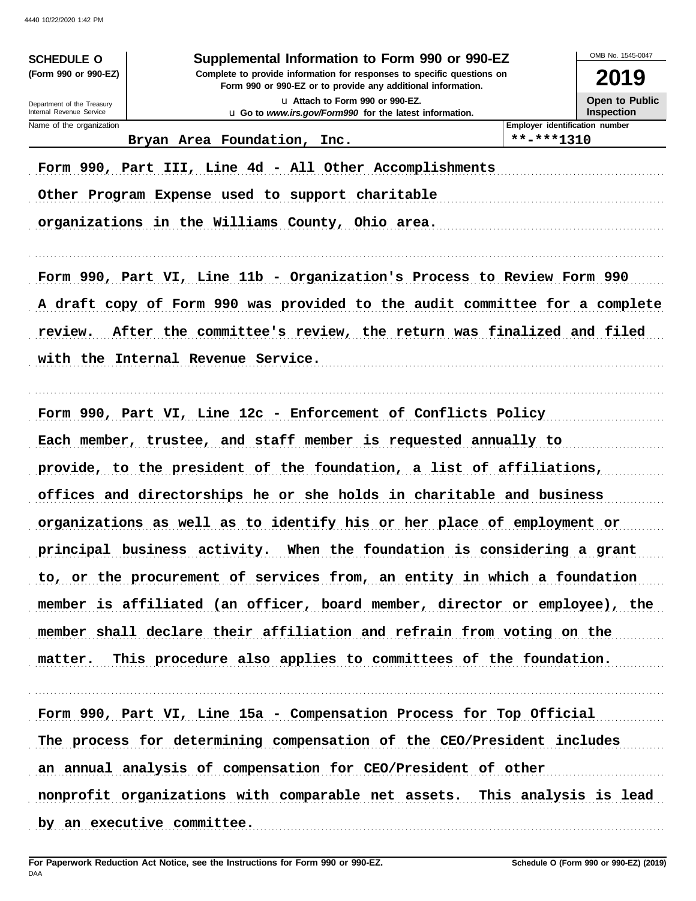**SCHEDULE O**
**(Form 990 or 990-EZ)**

Department of the Treasury
Internal Revenue Service

# Supplemental Information to Form 990 or 990-EZ

**Complete to provide information for responses to specific questions on Form 990 or 990-EZ or to provide any additional information.**

u Attach to Form 990 or 990-EZ.
u Go to *www.irs.gov/Form990* for the latest information.

OMB No. 1545-0047

**2019**

**Open to Public Inspection**

| Name of the organization | Employer identification number |
|---|---|
| Bryan Area Foundation, Inc. | **-***1310 |

Form 990, Part III, Line 4d - All Other Accomplishments

Other Program Expense used to support charitable organizations in the Williams County, Ohio area.

Form 990, Part VI, Line 11b - Organization's Process to Review Form 990

A draft copy of Form 990 was provided to the audit committee for a complete review. After the committee's review, the return was finalized and filed with the Internal Revenue Service.

Form 990, Part VI, Line 12c - Enforcement of Conflicts Policy

Each member, trustee, and staff member is requested annually to provide, to the president of the foundation, a list of affiliations, offices and directorships he or she holds in charitable and business organizations as well as to identify his or her place of employment or principal business activity. When the foundation is considering a grant to, or the procurement of services from, an entity in which a foundation member is affiliated (an officer, board member, director or employee), the member shall declare their affiliation and refrain from voting on the matter. This procedure also applies to committees of the foundation.

Form 990, Part VI, Line 15a - Compensation Process for Top Official

The process for determining compensation of the CEO/President includes an annual analysis of compensation for CEO/President of other nonprofit organizations with comparable net assets. This analysis is lead by an executive committee.

**For Paperwork Reduction Act Notice, see the Instructions for Form 990 or 990-EZ.** **Schedule O (Form 990 or 990-EZ) (2019)**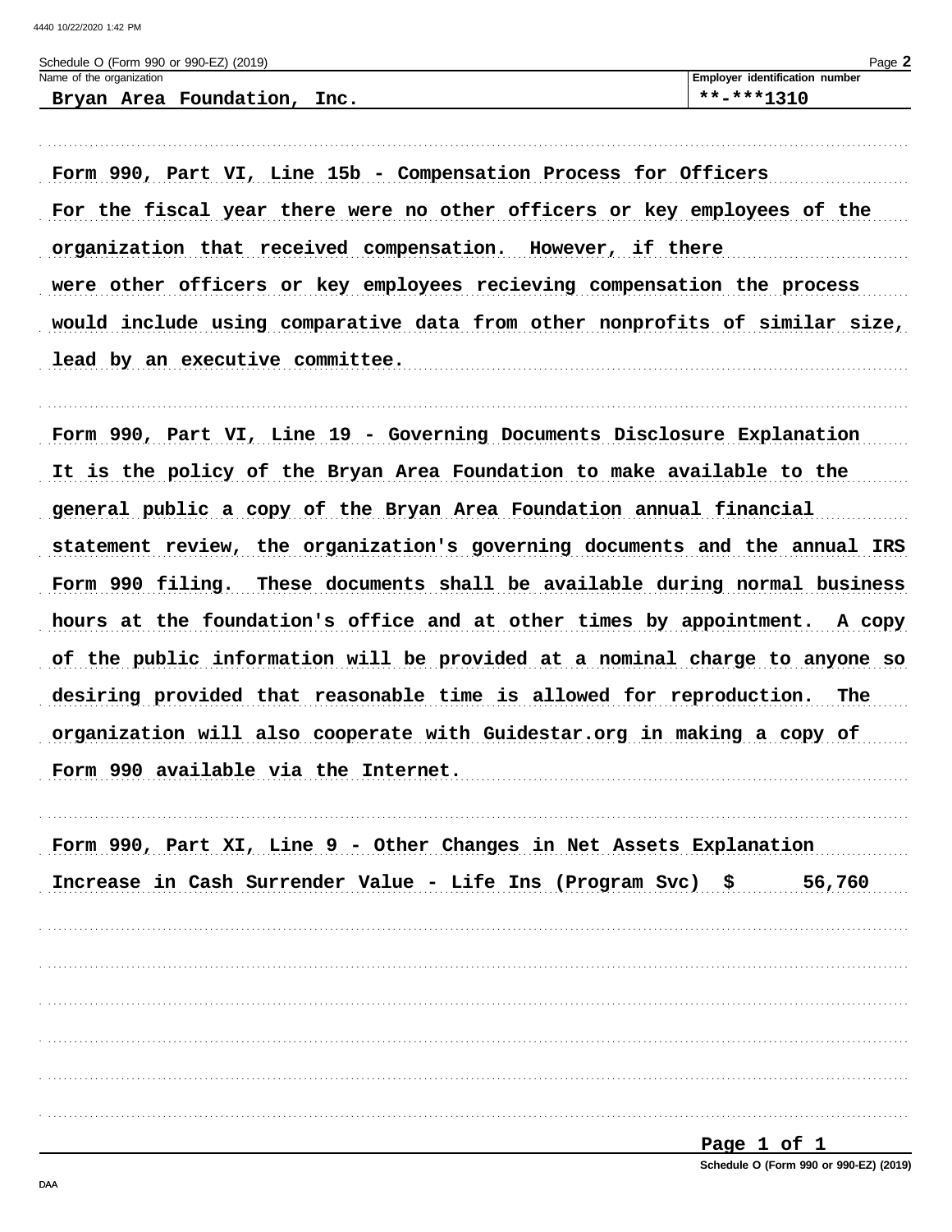Schedule O (Form 990 or 990-EZ) (2019)

| Name of the organization | Employer identification number |
| --- | --- |
| Bryan Area Foundation, Inc. | **-***1310 |

Form 990, Part VI, Line 15b - Compensation Process for Officers

For the fiscal year there were no other officers or key employees of the organization that received compensation. However, if there were other officers or key employees recieving compensation the process would include using comparative data from other nonprofits of similar size, lead by an executive committee.

Form 990, Part VI, Line 19 - Governing Documents Disclosure Explanation

It is the policy of the Bryan Area Foundation to make available to the general public a copy of the Bryan Area Foundation annual financial statement review, the organization's governing documents and the annual IRS Form 990 filing. These documents shall be available during normal business hours at the foundation's office and at other times by appointment. A copy of the public information will be provided at a nominal charge to anyone so desiring provided that reasonable time is allowed for reproduction. The organization will also cooperate with Guidestar.org in making a copy of Form 990 available via the Internet.

Form 990, Part XI, Line 9 - Other Changes in Net Assets Explanation

Increase in Cash Surrender Value - Life Ins (Program Svc) $ 56,760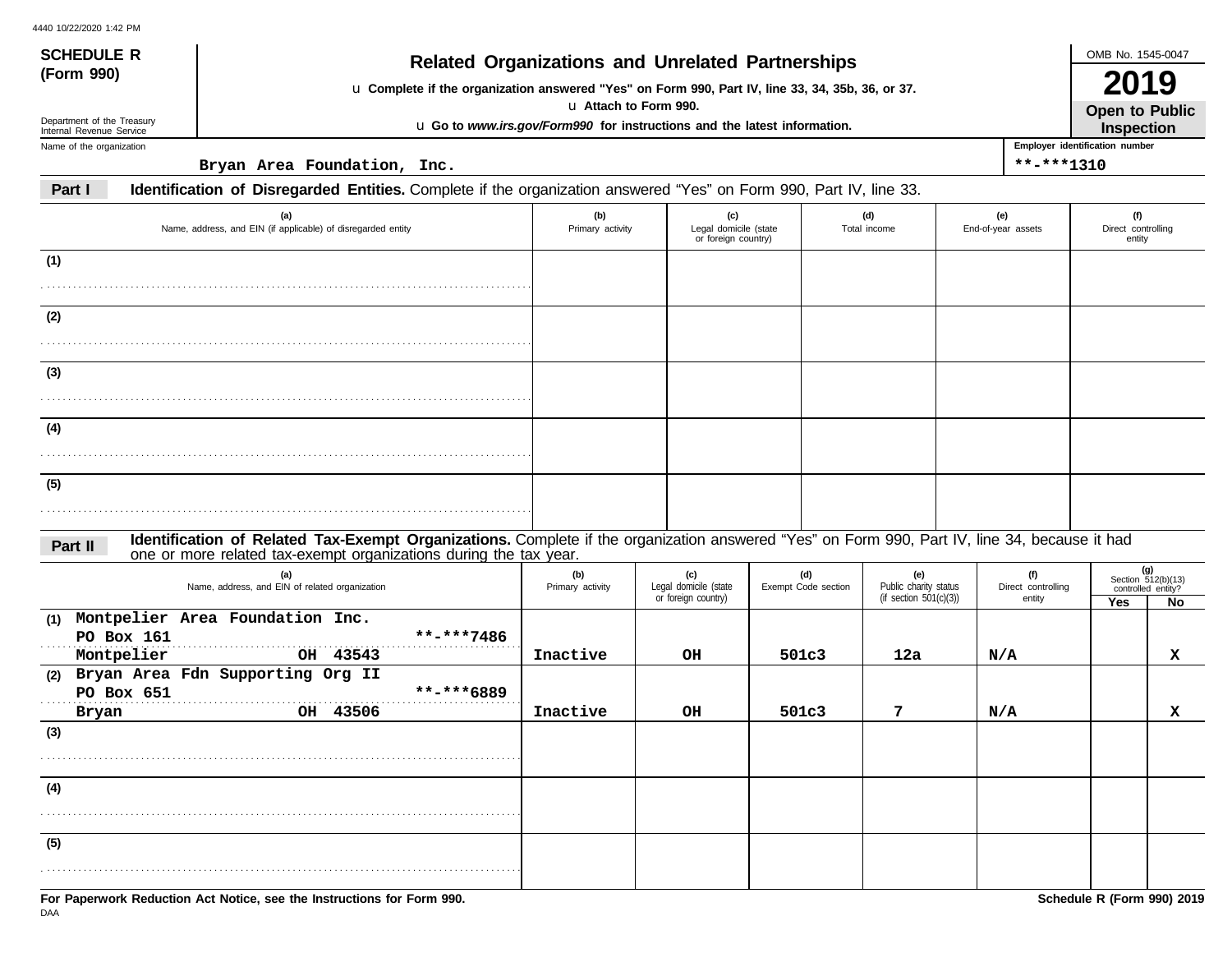4440 10/22/2020 1:42 PM

**SCHEDULE R (Form 990)**

Department of the Treasury
Internal Revenue Service

# Related Organizations and Unrelated Partnerships

u **Complete if the organization answered "Yes" on Form 990, Part IV, line 33, 34, 35b, 36, or 37.**
u **Attach to Form 990.**
u **Go to *www.irs.gov/Form990* for instructions and the latest information.**

OMB No. 1545-0047

**2019**

**Open to Public Inspection**

Name of the organization: **Bryan Area Foundation, Inc.**

Employer identification number: **\*\*-\*\*\*1310**

## Part I Identification of Disregarded Entities. 

Complete if the organization answered "Yes" on Form 990, Part IV, line 33.

| (a) Name, address, and EIN (if applicable) of disregarded entity | (b) Primary activity | (c) Legal domicile (state or foreign country) | (d) Total income | (e) End-of-year assets | (f) Direct controlling entity |
|---|---|---|---|---|---|
| (1) | | | | | |
| (2) | | | | | |
| (3) | | | | | |
| (4) | | | | | |
| (5) | | | | | |

## Part II Identification of Related Tax-Exempt Organizations. 

Complete if the organization answered "Yes" on Form 990, Part IV, line 34, because it had one or more related tax-exempt organizations during the tax year.

| (a) Name, address, and EIN of related organization | (b) Primary activity | (c) Legal domicile (state or foreign country) | (d) Exempt Code section | (e) Public charity status (if section 501(c)(3)) | (f) Direct controlling entity | (g) Section 512(b)(13) controlled entity? Yes | No |
|---|---|---|---|---|---|---|---|
| (1) Montpelier Area Foundation Inc. PO Box 161 \*\*-\*\*\*7486 Montpelier OH 43543 | Inactive | OH | 501c3 | 12a | N/A | | X |
| (2) Bryan Area Fdn Supporting Org II PO Box 651 \*\*-\*\*\*6889 Bryan OH 43506 | Inactive | OH | 501c3 | 7 | N/A | | X |
| (3) | | | | | | | |
| (4) | | | | | | | |
| (5) | | | | | | | |

**For Paperwork Reduction Act Notice, see the Instructions for Form 990.**

DAA

**Schedule R (Form 990) 2019**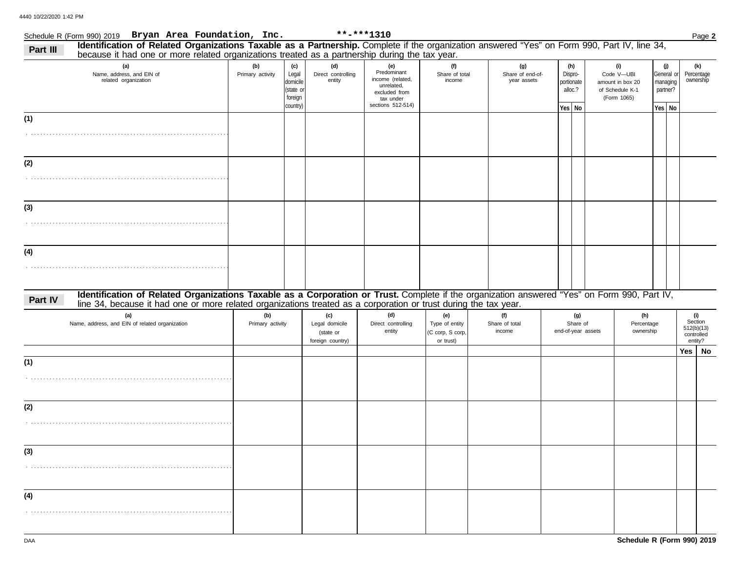Schedule R (Form 990) 2019 **Bryan Area Foundation, Inc.** **-***1310

**Part III** **Identification of Related Organizations Taxable as a Partnership.** Complete if the organization answered "Yes" on Form 990, Part IV, line 34, because it had one or more related organizations treated as a partnership during the tax year.

| (a) Name, address, and EIN of related organization | (b) Primary activity | (c) Legal domicile (state or foreign country) | (d) Direct controlling entity | (e) Predominant income (related, unrelated, excluded from tax under sections 512-514) | (f) Share of total income | (g) Share of end-of-year assets | (h) Dispro-portionate alloc.? Yes | No | (i) Code V—UBI amount in box 20 of Schedule K-1 (Form 1065) | (j) General or managing partner? Yes | No | (k) Percentage ownership |
|---|---|---|---|---|---|---|---|---|---|---|---|---|
| (1) | | | | | | | | | | | | |
| (2) | | | | | | | | | | | | |
| (3) | | | | | | | | | | | | |
| (4) | | | | | | | | | | | | |

**Part IV** **Identification of Related Organizations Taxable as a Corporation or Trust.** Complete if the organization answered "Yes" on Form 990, Part IV, line 34, because it had one or more related organizations treated as a corporation or trust during the tax year.

| (a) Name, address, and EIN of related organization | (b) Primary activity | (c) Legal domicile (state or foreign country) | (d) Direct controlling entity | (e) Type of entity (C corp, S corp, or trust) | (f) Share of total income | (g) Share of end-of-year assets | (h) Percentage ownership | (i) Section 512(b)(13) controlled entity? Yes | No |
|---|---|---|---|---|---|---|---|---|---|
| (1) | | | | | | | | | |
| (2) | | | | | | | | | |
| (3) | | | | | | | | | |
| (4) | | | | | | | | | |

Schedule R (Form 990) 2019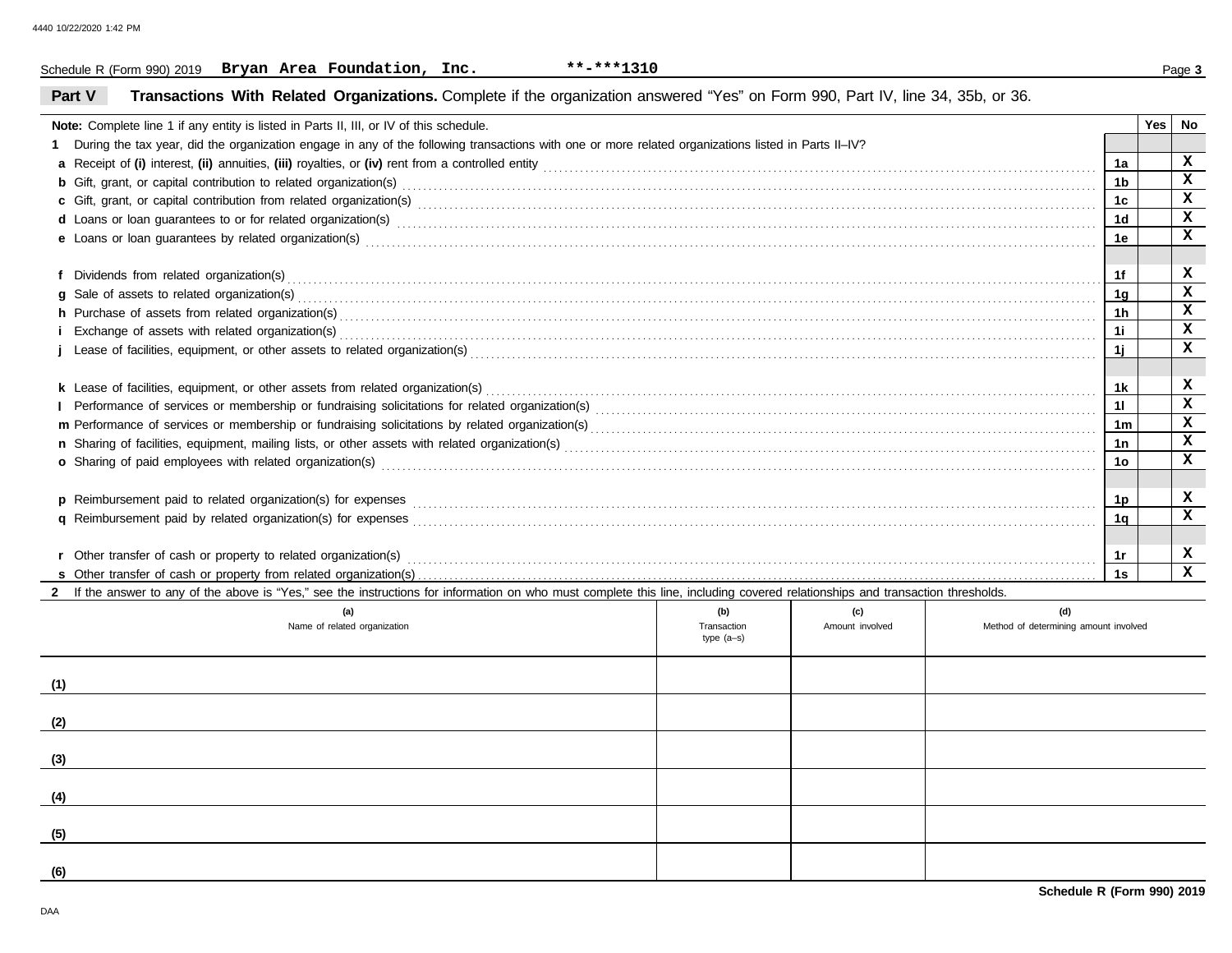Schedule R (Form 990) 2019 **Bryan Area Foundation, Inc.** **-***1310

## Part V Transactions With Related Organizations.

Complete if the organization answered "Yes" on Form 990, Part IV, line 34, 35b, or 36.

| | | Yes | No |
|---|---|---|---|
| **Note:** Complete line 1 if any entity is listed in Parts II, III, or IV of this schedule. | | | |
| **1** During the tax year, did the organization engage in any of the following transactions with one or more related organizations listed in Parts II–IV? | | | |
| **a** Receipt of **(i)** interest, **(ii)** annuities, **(iii)** royalties, or **(iv)** rent from a controlled entity | 1a | | X |
| **b** Gift, grant, or capital contribution to related organization(s) | 1b | | X |
| **c** Gift, grant, or capital contribution from related organization(s) | 1c | | X |
| **d** Loans or loan guarantees to or for related organization(s) | 1d | | X |
| **e** Loans or loan guarantees by related organization(s) | 1e | | X |
| **f** Dividends from related organization(s) | 1f | | X |
| **g** Sale of assets to related organization(s) | 1g | | X |
| **h** Purchase of assets from related organization(s) | 1h | | X |
| **i** Exchange of assets with related organization(s) | 1i | | X |
| **j** Lease of facilities, equipment, or other assets to related organization(s) | 1j | | X |
| **k** Lease of facilities, equipment, or other assets from related organization(s) | 1k | | X |
| **l** Performance of services or membership or fundraising solicitations for related organization(s) | 1l | | X |
| **m** Performance of services or membership or fundraising solicitations by related organization(s) | 1m | | X |
| **n** Sharing of facilities, equipment, mailing lists, or other assets with related organization(s) | 1n | | X |
| **o** Sharing of paid employees with related organization(s) | 1o | | X |
| **p** Reimbursement paid to related organization(s) for expenses | 1p | | X |
| **q** Reimbursement paid by related organization(s) for expenses | 1q | | X |
| **r** Other transfer of cash or property to related organization(s) | 1r | | X |
| **s** Other transfer of cash or property from related organization(s) | 1s | | X |

**2** If the answer to any of the above is "Yes," see the instructions for information on who must complete this line, including covered relationships and transaction thresholds.

| | (a) Name of related organization | (b) Transaction type (a–s) | (c) Amount involved | (d) Method of determining amount involved |
|---|---|---|---|---|
| (1) | | | | |
| (2) | | | | |
| (3) | | | | |
| (4) | | | | |
| (5) | | | | |
| (6) | | | | |

**Schedule R (Form 990) 2019**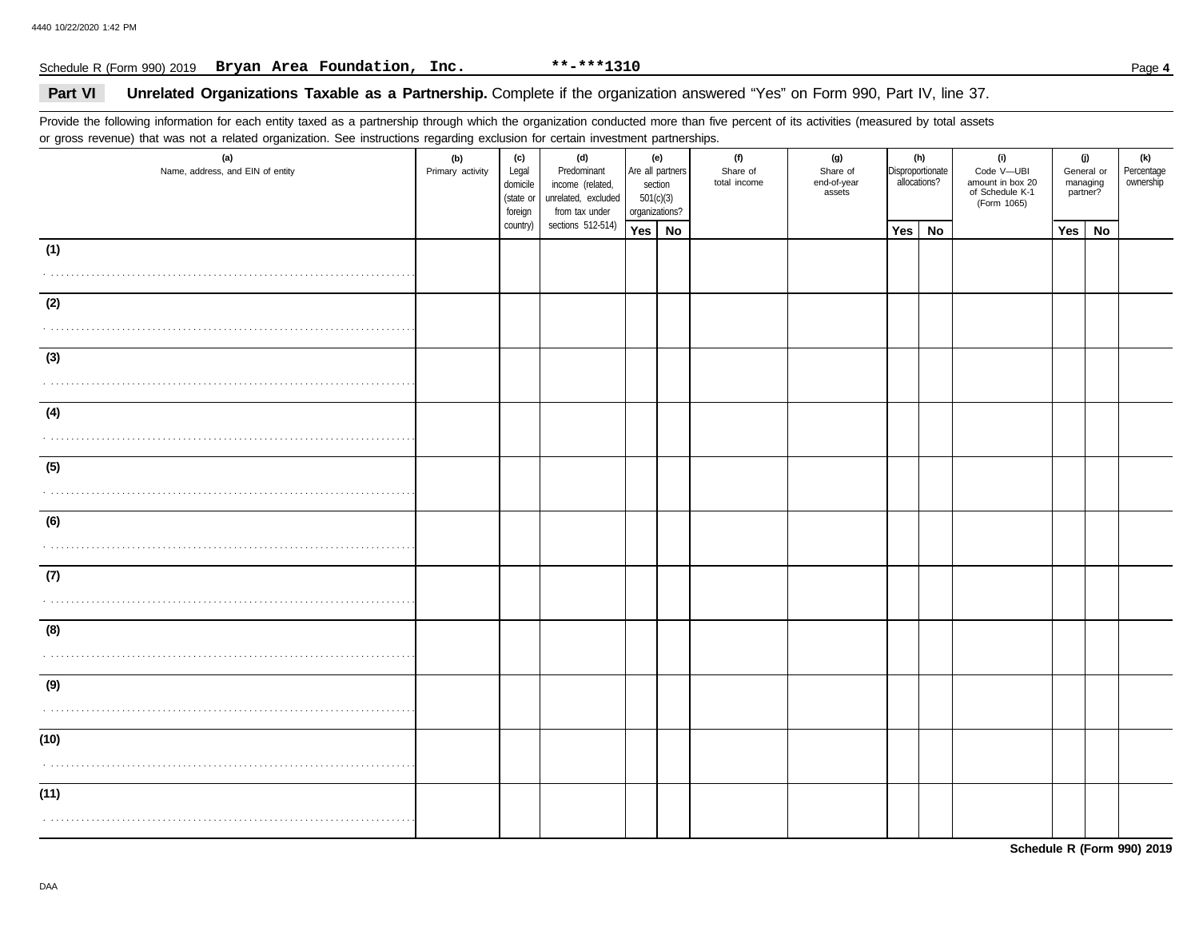Schedule R (Form 990) 2019 **Bryan Area Foundation, Inc.** **-***1310

## Part VI Unrelated Organizations Taxable as a Partnership. Complete if the organization answered "Yes" on Form 990, Part IV, line 37.

Provide the following information for each entity taxed as a partnership through which the organization conducted more than five percent of its activities (measured by total assets or gross revenue) that was not a related organization. See instructions regarding exclusion for certain investment partnerships.

| (a) Name, address, and EIN of entity | (b) Primary activity | (c) Legal domicile (state or foreign country) | (d) Predominant income (related, unrelated, excluded from tax under sections 512-514) | (e) Are all partners section 501(c)(3) organizations? | | (f) Share of total income | (g) Share of end-of-year assets | (h) Disproportionate allocations? | | (i) Code V—UBI amount in box 20 of Schedule K-1 (Form 1065) | (j) General or managing partner? | | (k) Percentage ownership |
|---|---|---|---|---|---|---|---|---|---|---|---|---|---|
| | | | | Yes | No | | | Yes | No | | Yes | No | |
| (1) | | | | | | | | | | | | | |
| (2) | | | | | | | | | | | | | |
| (3) | | | | | | | | | | | | | |
| (4) | | | | | | | | | | | | | |
| (5) | | | | | | | | | | | | | |
| (6) | | | | | | | | | | | | | |
| (7) | | | | | | | | | | | | | |
| (8) | | | | | | | | | | | | | |
| (9) | | | | | | | | | | | | | |
| (10) | | | | | | | | | | | | | |
| (11) | | | | | | | | | | | | | |

Schedule R (Form 990) 2019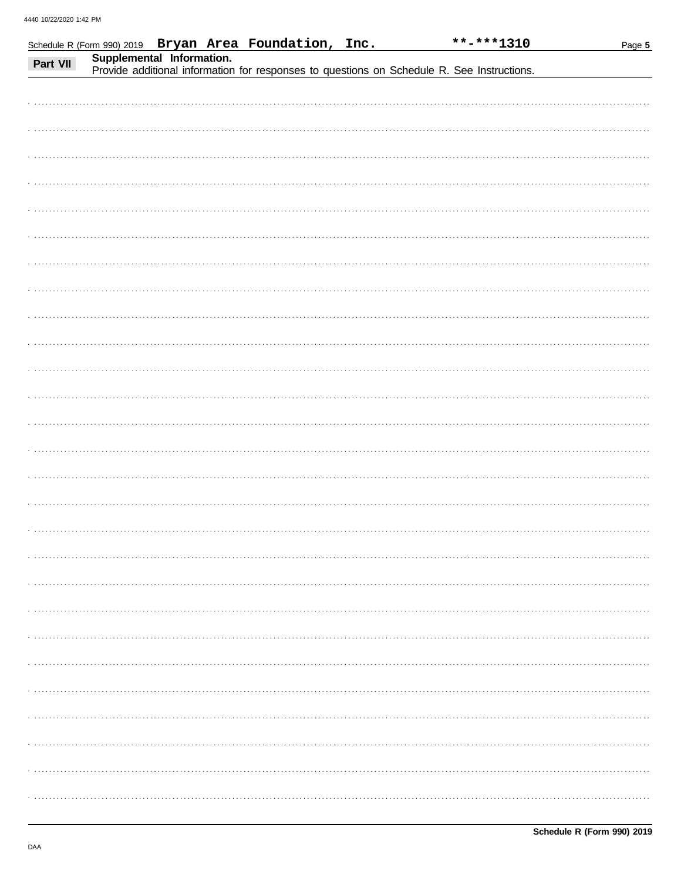Schedule R (Form 990) 2019 **Bryan Area Foundation, Inc.** **\*\*-\*\*\*1310**

## Part VII Supplemental Information.

Provide additional information for responses to questions on Schedule R. See Instructions.

**Schedule R (Form 990) 2019**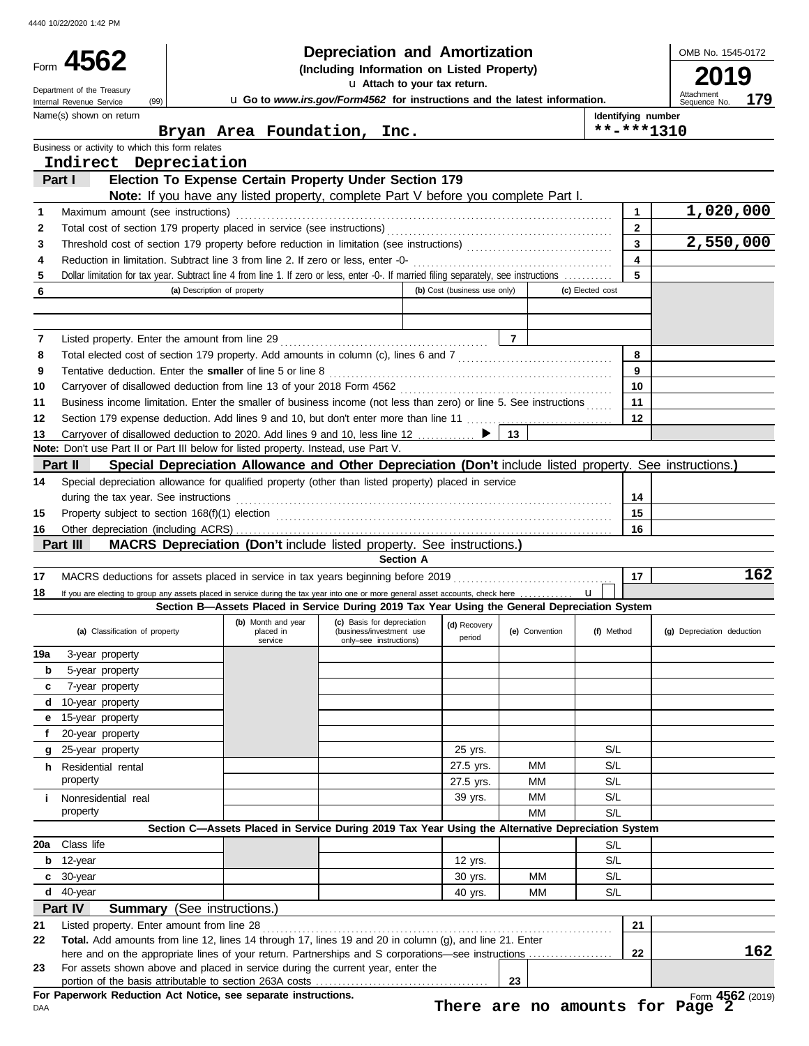4440 10/22/2020 1:42 PM

# Form 4562 — Depreciation and Amortization

**(Including Information on Listed Property)**

Department of the Treasury, Internal Revenue Service (99)

u **Attach to your tax return.**

u **Go to *www.irs.gov/Form4562* for instructions and the latest information.**

OMB No. 1545-0172 | **2019** | Attachment Sequence No. **179**

Name(s) shown on return: **Bryan Area Foundation, Inc.**

Identifying number: **\*\*-\*\*\*1310**

Business or activity to which this form relates: **Indirect Depreciation**

## Part I — Election To Expense Certain Property Under Section 179

**Note:** If you have any listed property, complete Part V before you complete Part I.

| | | | |
|---|---|---|---|
| 1 | Maximum amount (see instructions) | 1 | 1,020,000 |
| 2 | Total cost of section 179 property placed in service (see instructions) | 2 | |
| 3 | Threshold cost of section 179 property before reduction in limitation (see instructions) | 3 | 2,550,000 |
| 4 | Reduction in limitation. Subtract line 3 from line 2. If zero or less, enter -0- | 4 | |
| 5 | Dollar limitation for tax year. Subtract line 4 from line 1. If zero or less, enter -0-. If married filing separately, see instructions | 5 | |

| 6 | (a) Description of property | (b) Cost (business use only) | (c) Elected cost |
|---|---|---|---|
| | | | |
| | | | |

| | | | |
|---|---|---|---|
| 7 | Listed property. Enter the amount from line 29 | 7 | |
| 8 | Total elected cost of section 179 property. Add amounts in column (c), lines 6 and 7 | 8 | |
| 9 | Tentative deduction. Enter the **smaller** of line 5 or line 8 | 9 | |
| 10 | Carryover of disallowed deduction from line 13 of your 2018 Form 4562 | 10 | |
| 11 | Business income limitation. Enter the smaller of business income (not less than zero) or line 5. See instructions | 11 | |
| 12 | Section 179 expense deduction. Add lines 9 and 10, but don't enter more than line 11 | 12 | |
| 13 | Carryover of disallowed deduction to 2020. Add lines 9 and 10, less line 12 ▶ | 13 | |

**Note:** Don't use Part II or Part III below for listed property. Instead, use Part V.

## Part II — Special Depreciation Allowance and Other Depreciation (Don't include listed property. See instructions.)

| | | | |
|---|---|---|---|
| 14 | Special depreciation allowance for qualified property (other than listed property) placed in service during the tax year. See instructions | 14 | |
| 15 | Property subject to section 168(f)(1) election | 15 | |
| 16 | Other depreciation (including ACRS) | 16 | |

## Part III — MACRS Depreciation (Don't include listed property. See instructions.)

### Section A

| | | | |
|---|---|---|---|
| 17 | MACRS deductions for assets placed in service in tax years beginning before 2019 | 17 | 162 |
| 18 | If you are electing to group any assets placed in service during the tax year into one or more general asset accounts, check here u | | |

### Section B—Assets Placed in Service During 2019 Tax Year Using the General Depreciation System

| (a) Classification of property | (b) Month and year placed in service | (c) Basis for depreciation (business/investment use only–see instructions) | (d) Recovery period | (e) Convention | (f) Method | (g) Depreciation deduction |
|---|---|---|---|---|---|---|
| 19a 3-year property | | | | | | |
| b 5-year property | | | | | | |
| c 7-year property | | | | | | |
| d 10-year property | | | | | | |
| e 15-year property | | | | | | |
| f 20-year property | | | | | | |
| g 25-year property | | | 25 yrs. | | S/L | |
| h Residential rental property | | | 27.5 yrs. | MM | S/L | |
| | | | 27.5 yrs. | MM | S/L | |
| i Nonresidential real property | | | 39 yrs. | MM | S/L | |
| | | | | MM | S/L | |

### Section C—Assets Placed in Service During 2019 Tax Year Using the Alternative Depreciation System

| (a) Classification of property | (b) Month and year placed in service | (c) Basis for depreciation | (d) Recovery period | (e) Convention | (f) Method | (g) Depreciation deduction |
|---|---|---|---|---|---|---|
| 20a Class life | | | | | S/L | |
| b 12-year | | | 12 yrs. | | S/L | |
| c 30-year | | | 30 yrs. | MM | S/L | |
| d 40-year | | | 40 yrs. | MM | S/L | |

## Part IV — Summary (See instructions.)

| | | | |
|---|---|---|---|
| 21 | Listed property. Enter amount from line 28 | 21 | |
| 22 | **Total.** Add amounts from line 12, lines 14 through 17, lines 19 and 20 in column (g), and line 21. Enter here and on the appropriate lines of your return. Partnerships and S corporations—see instructions | 22 | 162 |
| 23 | For assets shown above and placed in service during the current year, enter the portion of the basis attributable to section 263A costs | 23 | |

**For Paperwork Reduction Act Notice, see separate instructions.**

DAA

**There are no amounts for Page 2**

Form **4562** (2019)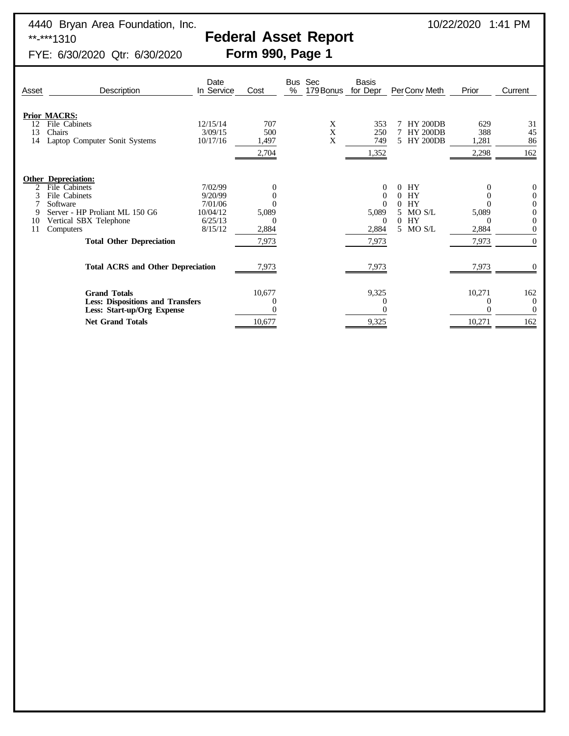4440 Bryan Area Foundation, Inc.
**-***1310
FYE: 6/30/2020 Qtr: 6/30/2020

10/22/2020 1:41 PM

# Federal Asset Report
## Form 990, Page 1

| Asset | Description | Date In Service | Cost | Bus % | Sec 179 Bonus | Basis for Depr | Per | Conv | Meth | Prior | Current |
|---|---|---|---|---|---|---|---|---|---|---|---|
| **Prior MACRS:** | | | | | | | | | | | |
| 12 | File Cabinets | 12/15/14 | 707 | | X | 353 | 7 | HY | 200DB | 629 | 31 |
| 13 | Chairs | 3/09/15 | 500 | | X | 250 | 7 | HY | 200DB | 388 | 45 |
| 14 | Laptop Computer Sonit Systems | 10/17/16 | 1,497 | | X | 749 | 5 | HY | 200DB | 1,281 | 86 |
| | | | 2,704 | | | 1,352 | | | | 2,298 | 162 |
| **Other Depreciation:** | | | | | | | | | | | |
| 2 | File Cabinets | 7/02/99 | 0 | | | 0 | 0 | HY | | 0 | 0 |
| 3 | File Cabinets | 9/20/99 | 0 | | | 0 | 0 | HY | | 0 | 0 |
| 7 | Software | 7/01/06 | 0 | | | 0 | 0 | HY | | 0 | 0 |
| 9 | Server - HP Proliant ML 150 G6 | 10/04/12 | 5,089 | | | 5,089 | 5 | MO | S/L | 5,089 | 0 |
| 10 | Vertical SBX Telephone | 6/25/13 | 0 | | | 0 | 0 | HY | | 0 | 0 |
| 11 | Computers | 8/15/12 | 2,884 | | | 2,884 | 5 | MO | S/L | 2,884 | 0 |
| | **Total Other Depreciation** | | 7,973 | | | 7,973 | | | | 7,973 | 0 |
| | **Total ACRS and Other Depreciation** | | 7,973 | | | 7,973 | | | | 7,973 | 0 |
| | **Grand Totals** | | 10,677 | | | 9,325 | | | | 10,271 | 162 |
| | **Less: Dispositions and Transfers** | | 0 | | | 0 | | | | 0 | 0 |
| | **Less: Start-up/Org Expense** | | 0 | | | 0 | | | | 0 | 0 |
| | **Net Grand Totals** | | 10,677 | | | 9,325 | | | | 10,271 | 162 |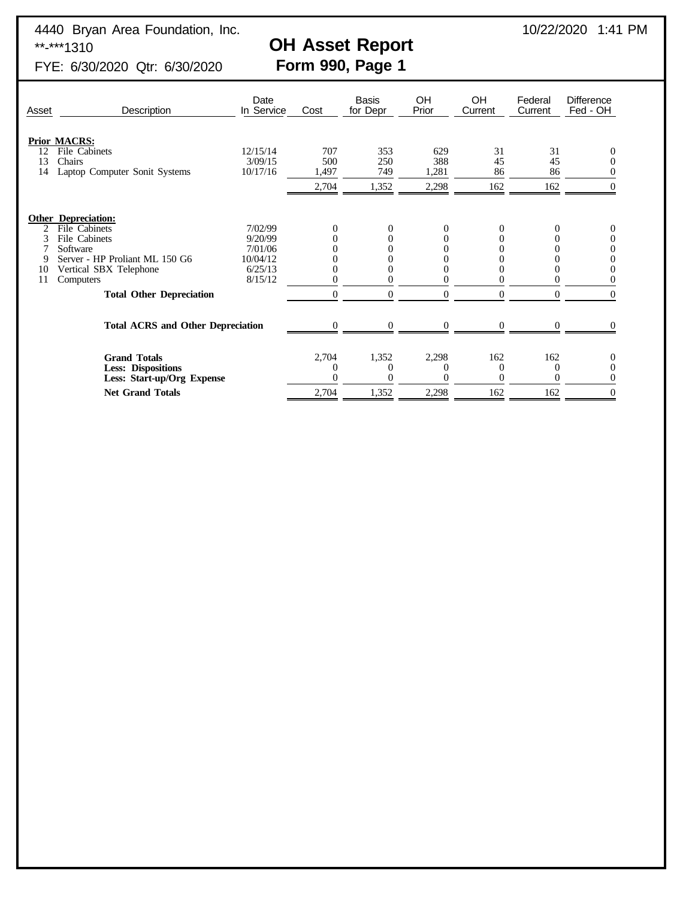4440 Bryan Area Foundation, Inc.
**-***1310
FYE: 6/30/2020 Qtr: 6/30/2020

10/22/2020 1:41 PM

# OH Asset Report
## Form 990, Page 1

| Asset | Description | Date In Service | Cost | Basis for Depr | OH Prior | OH Current | Federal Current | Difference Fed - OH |
|---|---|---|---|---|---|---|---|---|
| **Prior MACRS:** | | | | | | | | |
| 12 | File Cabinets | 12/15/14 | 707 | 353 | 629 | 31 | 31 | 0 |
| 13 | Chairs | 3/09/15 | 500 | 250 | 388 | 45 | 45 | 0 |
| 14 | Laptop Computer Sonit Systems | 10/17/16 | 1,497 | 749 | 1,281 | 86 | 86 | 0 |
| | | | 2,704 | 1,352 | 2,298 | 162 | 162 | 0 |
| **Other Depreciation:** | | | | | | | | |
| 2 | File Cabinets | 7/02/99 | 0 | 0 | 0 | 0 | 0 | 0 |
| 3 | File Cabinets | 9/20/99 | 0 | 0 | 0 | 0 | 0 | 0 |
| 7 | Software | 7/01/06 | 0 | 0 | 0 | 0 | 0 | 0 |
| 9 | Server - HP Proliant ML 150 G6 | 10/04/12 | 0 | 0 | 0 | 0 | 0 | 0 |
| 10 | Vertical SBX Telephone | 6/25/13 | 0 | 0 | 0 | 0 | 0 | 0 |
| 11 | Computers | 8/15/12 | 0 | 0 | 0 | 0 | 0 | 0 |
| | **Total Other Depreciation** | | 0 | 0 | 0 | 0 | 0 | 0 |
| | **Total ACRS and Other Depreciation** | | 0 | 0 | 0 | 0 | 0 | 0 |
| | **Grand Totals** | | 2,704 | 1,352 | 2,298 | 162 | 162 | 0 |
| | **Less: Dispositions** | | 0 | 0 | 0 | 0 | 0 | 0 |
| | **Less: Start-up/Org Expense** | | 0 | 0 | 0 | 0 | 0 | 0 |
| | **Net Grand Totals** | | 2,704 | 1,352 | 2,298 | 162 | 162 | 0 |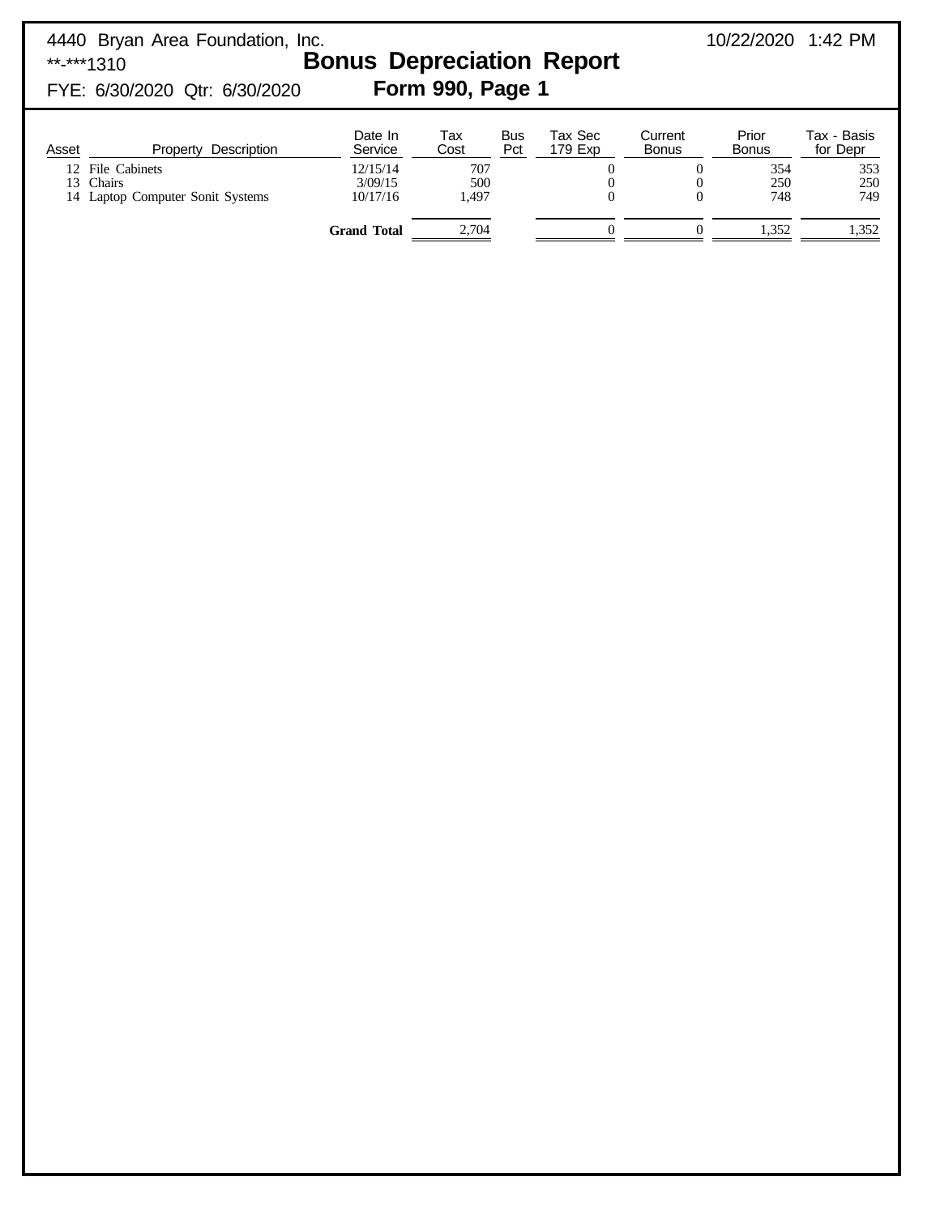4440 Bryan Area Foundation, Inc.
**-***1310
FYE: 6/30/2020 Qtr: 6/30/2020

10/22/2020 1:42 PM

# Bonus Depreciation Report

## Form 990, Page 1

| Asset | Property Description | Date In Service | Tax Cost | Bus Pct | Tax Sec 179 Exp | Current Bonus | Prior Bonus | Tax - Basis for Depr |
|---|---|---|---|---|---|---|---|---|
| 12 | File Cabinets | 12/15/14 | 707 | | 0 | 0 | 354 | 353 |
| 13 | Chairs | 3/09/15 | 500 | | 0 | 0 | 250 | 250 |
| 14 | Laptop Computer Sonit Systems | 10/17/16 | 1,497 | | 0 | 0 | 748 | 749 |
| | | **Grand Total** | 2,704 | | 0 | 0 | 1,352 | 1,352 |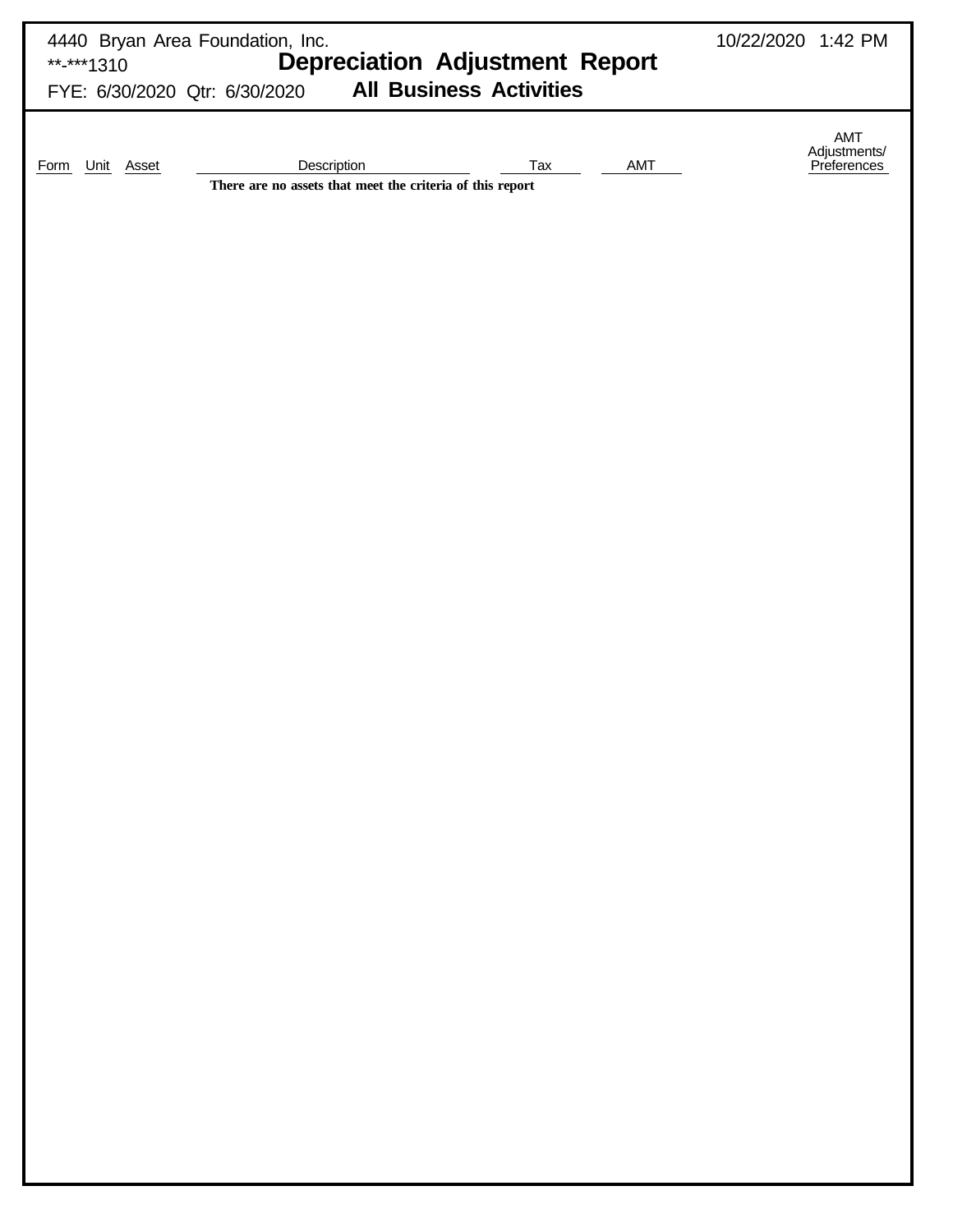4440 Bryan Area Foundation, Inc.

**-***1310

FYE: 6/30/2020 Qtr: 6/30/2020

10/22/2020 1:42 PM

# Depreciation Adjustment Report

## All Business Activities

| Form | Unit | Asset | Description | Tax | AMT | AMT Adjustments/ Preferences |
|---|---|---|---|---|---|---|

**There are no assets that meet the criteria of this report**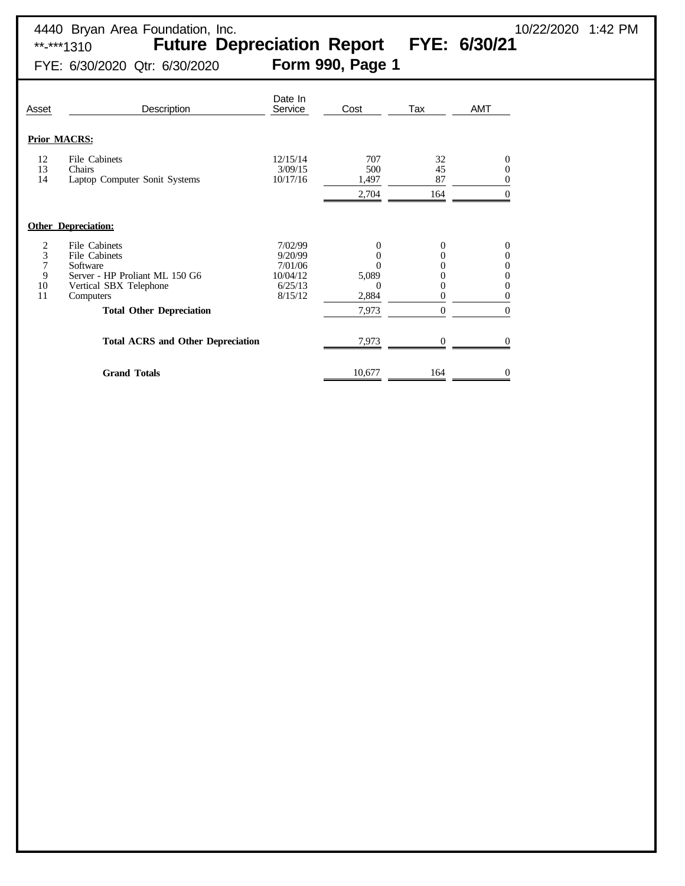4440 Bryan Area Foundation, Inc. 10/22/2020 1:42 PM
**-***1310

# Future Depreciation Report FYE: 6/30/21

FYE: 6/30/2020 Qtr: 6/30/2020

## Form 990, Page 1

| Asset | Description | Date In Service | Cost | Tax | AMT |
|---|---|---|---|---|---|
| **Prior MACRS:** | | | | | |
| 12 | File Cabinets | 12/15/14 | 707 | 32 | 0 |
| 13 | Chairs | 3/09/15 | 500 | 45 | 0 |
| 14 | Laptop Computer Sonit Systems | 10/17/16 | 1,497 | 87 | 0 |
| | | | 2,704 | 164 | 0 |
| **Other Depreciation:** | | | | | |
| 2 | File Cabinets | 7/02/99 | 0 | 0 | 0 |
| 3 | File Cabinets | 9/20/99 | 0 | 0 | 0 |
| 7 | Software | 7/01/06 | 0 | 0 | 0 |
| 9 | Server - HP Proliant ML 150 G6 | 10/04/12 | 5,089 | 0 | 0 |
| 10 | Vertical SBX Telephone | 6/25/13 | 0 | 0 | 0 |
| 11 | Computers | 8/15/12 | 2,884 | 0 | 0 |
| | **Total Other Depreciation** | | 7,973 | 0 | 0 |
| | **Total ACRS and Other Depreciation** | | 7,973 | 0 | 0 |
| | **Grand Totals** | | 10,677 | 164 | 0 |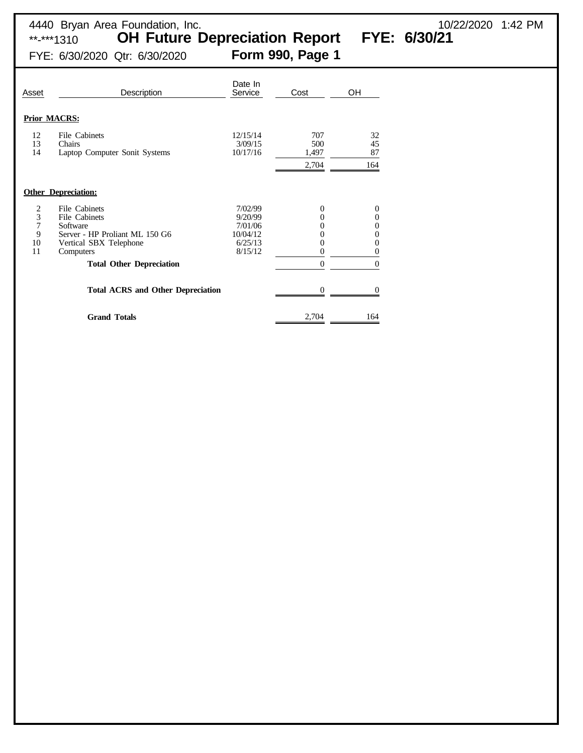4440 Bryan Area Foundation, Inc.

**-***1310

# OH Future Depreciation Report FYE: 6/30/21

FYE: 6/30/2020 Qtr: 6/30/2020

## Form 990, Page 1

10/22/2020 1:42 PM

| Asset | Description | Date In Service | Cost | OH |
|---|---|---|---|---|
| **Prior MACRS:** | | | | |
| 12 | File Cabinets | 12/15/14 | 707 | 32 |
| 13 | Chairs | 3/09/15 | 500 | 45 |
| 14 | Laptop Computer Sonit Systems | 10/17/16 | 1,497 | 87 |
| | | | 2,704 | 164 |
| **Other Depreciation:** | | | | |
| 2 | File Cabinets | 7/02/99 | 0 | 0 |
| 3 | File Cabinets | 9/20/99 | 0 | 0 |
| 7 | Software | 7/01/06 | 0 | 0 |
| 9 | Server - HP Proliant ML 150 G6 | 10/04/12 | 0 | 0 |
| 10 | Vertical SBX Telephone | 6/25/13 | 0 | 0 |
| 11 | Computers | 8/15/12 | 0 | 0 |
| | **Total Other Depreciation** | | 0 | 0 |
| | **Total ACRS and Other Depreciation** | | 0 | 0 |
| | **Grand Totals** | | 2,704 | 164 |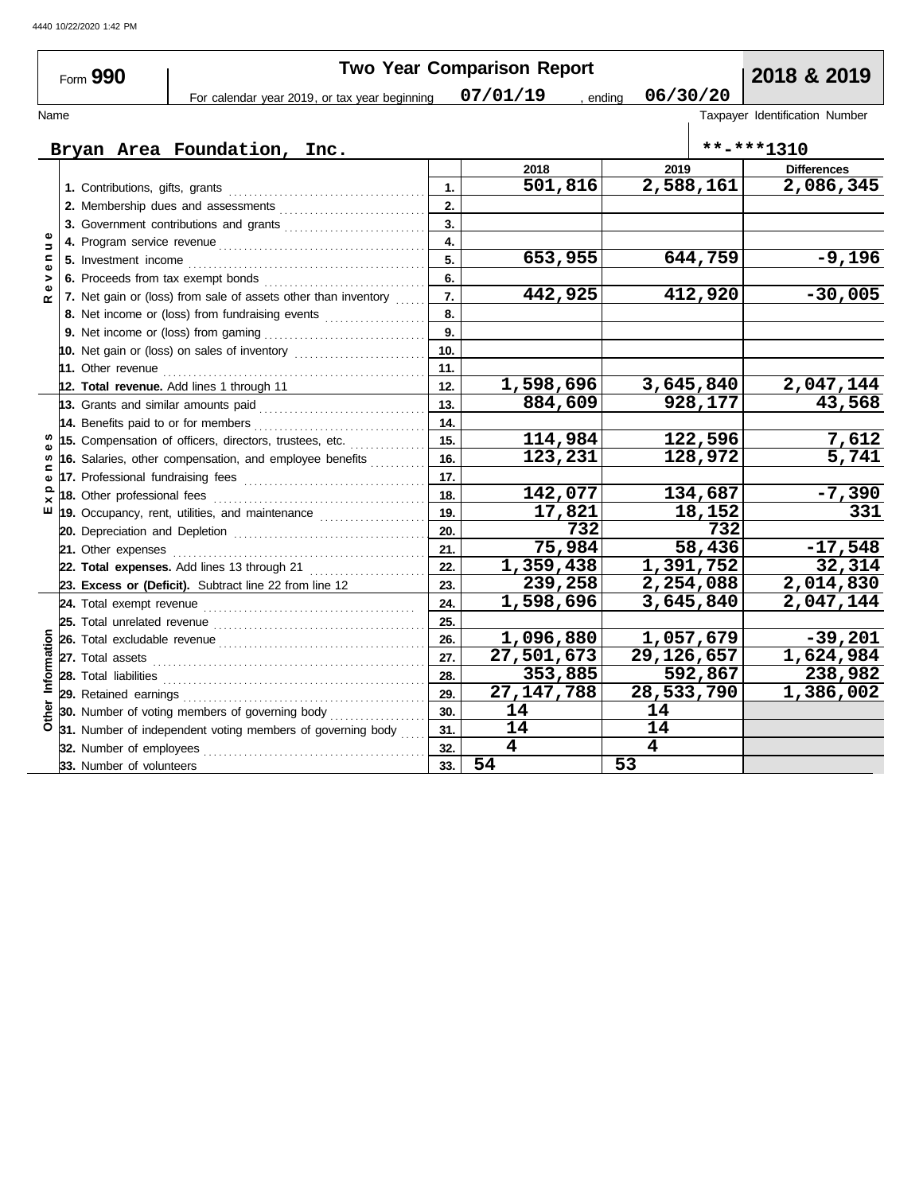4440 10/22/2020 1:42 PM

# Form 990 — Two Year Comparison Report — 2018 & 2019

For calendar year 2019, or tax year beginning 07/01/19, ending 06/30/20

Name: **Bryan Area Foundation, Inc.**

Taxpayer Identification Number: **-***1310

| Section | Line | | 2018 | 2019 | Differences |
|---|---|---|---|---|---|
| Revenue | 1. Contributions, gifts, grants | 1. | 501,816 | 2,588,161 | 2,086,345 |
| | 2. Membership dues and assessments | 2. | | | |
| | 3. Government contributions and grants | 3. | | | |
| | 4. Program service revenue | 4. | | | |
| | 5. Investment income | 5. | 653,955 | 644,759 | -9,196 |
| | 6. Proceeds from tax exempt bonds | 6. | | | |
| | 7. Net gain or (loss) from sale of assets other than inventory | 7. | 442,925 | 412,920 | -30,005 |
| | 8. Net income or (loss) from fundraising events | 8. | | | |
| | 9. Net income or (loss) from gaming | 9. | | | |
| | 10. Net gain or (loss) on sales of inventory | 10. | | | |
| | 11. Other revenue | 11. | | | |
| | 12. **Total revenue.** Add lines 1 through 11 | 12. | 1,598,696 | 3,645,840 | 2,047,144 |
| Expenses | 13. Grants and similar amounts paid | 13. | 884,609 | 928,177 | 43,568 |
| | 14. Benefits paid to or for members | 14. | | | |
| | 15. Compensation of officers, directors, trustees, etc. | 15. | 114,984 | 122,596 | 7,612 |
| | 16. Salaries, other compensation, and employee benefits | 16. | 123,231 | 128,972 | 5,741 |
| | 17. Professional fundraising fees | 17. | | | |
| | 18. Other professional fees | 18. | 142,077 | 134,687 | -7,390 |
| | 19. Occupancy, rent, utilities, and maintenance | 19. | 17,821 | 18,152 | 331 |
| | 20. Depreciation and Depletion | 20. | 732 | 732 | |
| | 21. Other expenses | 21. | 75,984 | 58,436 | -17,548 |
| | 22. **Total expenses.** Add lines 13 through 21 | 22. | 1,359,438 | 1,391,752 | 32,314 |
| | 23. **Excess or (Deficit).** Subtract line 22 from line 12 | 23. | 239,258 | 2,254,088 | 2,014,830 |
| Other Information | 24. Total exempt revenue | 24. | 1,598,696 | 3,645,840 | 2,047,144 |
| | 25. Total unrelated revenue | 25. | | | |
| | 26. Total excludable revenue | 26. | 1,096,880 | 1,057,679 | -39,201 |
| | 27. Total assets | 27. | 27,501,673 | 29,126,657 | 1,624,984 |
| | 28. Total liabilities | 28. | 353,885 | 592,867 | 238,982 |
| | 29. Retained earnings | 29. | 27,147,788 | 28,533,790 | 1,386,002 |
| | 30. Number of voting members of governing body | 30. | 14 | 14 | |
| | 31. Number of independent voting members of governing body | 31. | 14 | 14 | |
| | 32. Number of employees | 32. | 4 | 4 | |
| | 33. Number of volunteers | 33. | 54 | 53 | |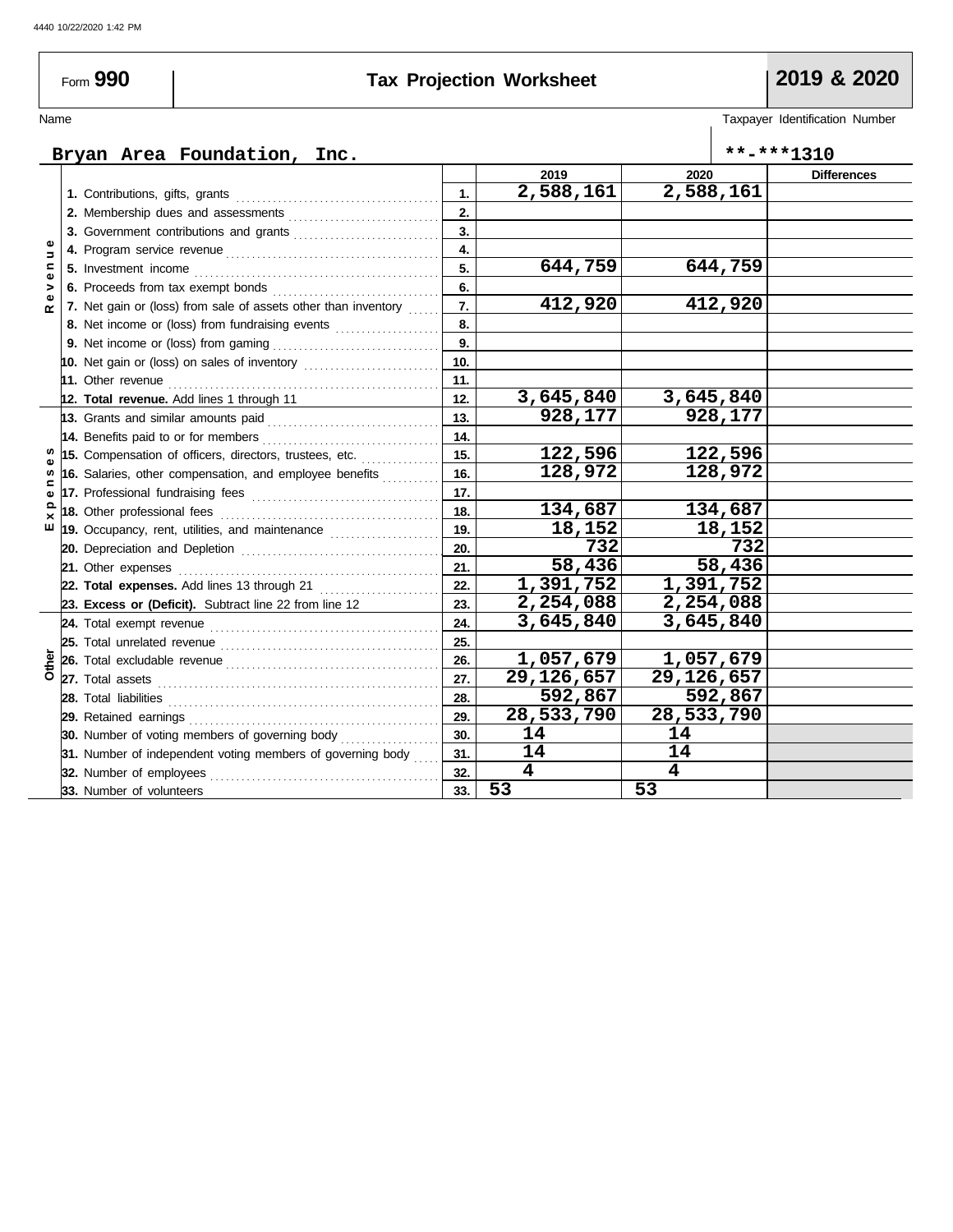4440 10/22/2020 1:42 PM

Form **990**

# Tax Projection Worksheet

**2019 & 2020**

Name: **Bryan Area Foundation, Inc.**

Taxpayer Identification Number: **\*\*-\*\*\*1310**

| Section | Line | No. | 2019 | 2020 | Differences |
|---|---|---|---|---|---|
| Revenue | 1. Contributions, gifts, grants | 1. | 2,588,161 | 2,588,161 | |
| | 2. Membership dues and assessments | 2. | | | |
| | 3. Government contributions and grants | 3. | | | |
| | 4. Program service revenue | 4. | | | |
| | 5. Investment income | 5. | 644,759 | 644,759 | |
| | 6. Proceeds from tax exempt bonds | 6. | | | |
| | 7. Net gain or (loss) from sale of assets other than inventory | 7. | 412,920 | 412,920 | |
| | 8. Net income or (loss) from fundraising events | 8. | | | |
| | 9. Net income or (loss) from gaming | 9. | | | |
| | 10. Net gain or (loss) on sales of inventory | 10. | | | |
| | 11. Other revenue | 11. | | | |
| | **12. Total revenue.** Add lines 1 through 11 | 12. | 3,645,840 | 3,645,840 | |
| Expenses | 13. Grants and similar amounts paid | 13. | 928,177 | 928,177 | |
| | 14. Benefits paid to or for members | 14. | | | |
| | 15. Compensation of officers, directors, trustees, etc. | 15. | 122,596 | 122,596 | |
| | 16. Salaries, other compensation, and employee benefits | 16. | 128,972 | 128,972 | |
| | 17. Professional fundraising fees | 17. | | | |
| | 18. Other professional fees | 18. | 134,687 | 134,687 | |
| | 19. Occupancy, rent, utilities, and maintenance | 19. | 18,152 | 18,152 | |
| | 20. Depreciation and Depletion | 20. | 732 | 732 | |
| | 21. Other expenses | 21. | 58,436 | 58,436 | |
| | **22. Total expenses.** Add lines 13 through 21 | 22. | 1,391,752 | 1,391,752 | |
| | **23. Excess or (Deficit).** Subtract line 22 from line 12 | 23. | 2,254,088 | 2,254,088 | |
| Other | 24. Total exempt revenue | 24. | 3,645,840 | 3,645,840 | |
| | 25. Total unrelated revenue | 25. | | | |
| | 26. Total excludable revenue | 26. | 1,057,679 | 1,057,679 | |
| | 27. Total assets | 27. | 29,126,657 | 29,126,657 | |
| | 28. Total liabilities | 28. | 592,867 | 592,867 | |
| | 29. Retained earnings | 29. | 28,533,790 | 28,533,790 | |
| | 30. Number of voting members of governing body | 30. | 14 | 14 | |
| | 31. Number of independent voting members of governing body | 31. | 14 | 14 | |
| | 32. Number of employees | 32. | 4 | 4 | |
| | 33. Number of volunteers | 33. | 53 | 53 | |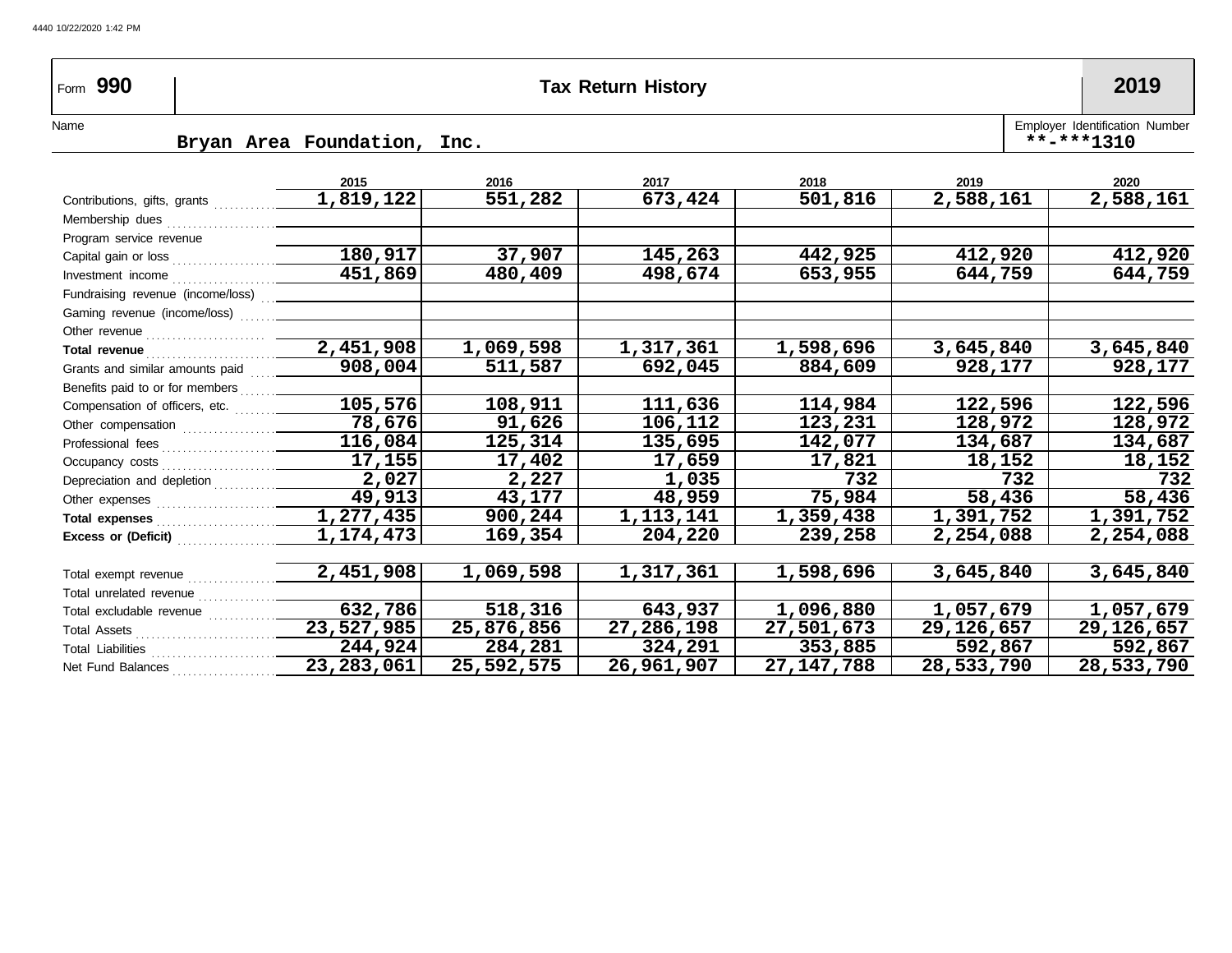Form **990** | **Tax Return History** | **2019**

Name: **Bryan Area Foundation, Inc.**

Employer Identification Number: **-*1310

| | 2015 | 2016 | 2017 | 2018 | 2019 | 2020 |
|---|---|---|---|---|---|---|
| Contributions, gifts, grants | 1,819,122 | 551,282 | 673,424 | 501,816 | 2,588,161 | 2,588,161 |
| Membership dues | | | | | | |
| Program service revenue | | | | | | |
| Capital gain or loss | 180,917 | 37,907 | 145,263 | 442,925 | 412,920 | 412,920 |
| Investment income | 451,869 | 480,409 | 498,674 | 653,955 | 644,759 | 644,759 |
| Fundraising revenue (income/loss) | | | | | | |
| Gaming revenue (income/loss) | | | | | | |
| Other revenue | | | | | | |
| **Total revenue** | 2,451,908 | 1,069,598 | 1,317,361 | 1,598,696 | 3,645,840 | 3,645,840 |
| Grants and similar amounts paid | 908,004 | 511,587 | 692,045 | 884,609 | 928,177 | 928,177 |
| Benefits paid to or for members | | | | | | |
| Compensation of officers, etc. | 105,576 | 108,911 | 111,636 | 114,984 | 122,596 | 122,596 |
| Other compensation | 78,676 | 91,626 | 106,112 | 123,231 | 128,972 | 128,972 |
| Professional fees | 116,084 | 125,314 | 135,695 | 142,077 | 134,687 | 134,687 |
| Occupancy costs | 17,155 | 17,402 | 17,659 | 17,821 | 18,152 | 18,152 |
| Depreciation and depletion | 2,027 | 2,227 | 1,035 | 732 | 732 | 732 |
| Other expenses | 49,913 | 43,177 | 48,959 | 75,984 | 58,436 | 58,436 |
| **Total expenses** | 1,277,435 | 900,244 | 1,113,141 | 1,359,438 | 1,391,752 | 1,391,752 |
| **Excess or (Deficit)** | 1,174,473 | 169,354 | 204,220 | 239,258 | 2,254,088 | 2,254,088 |
| Total exempt revenue | 2,451,908 | 1,069,598 | 1,317,361 | 1,598,696 | 3,645,840 | 3,645,840 |
| Total unrelated revenue | | | | | | |
| Total excludable revenue | 632,786 | 518,316 | 643,937 | 1,096,880 | 1,057,679 | 1,057,679 |
| Total Assets | 23,527,985 | 25,876,856 | 27,286,198 | 27,501,673 | 29,126,657 | 29,126,657 |
| Total Liabilities | 244,924 | 284,281 | 324,291 | 353,885 | 592,867 | 592,867 |
| Net Fund Balances | 23,283,061 | 25,592,575 | 26,961,907 | 27,147,788 | 28,533,790 | 28,533,790 |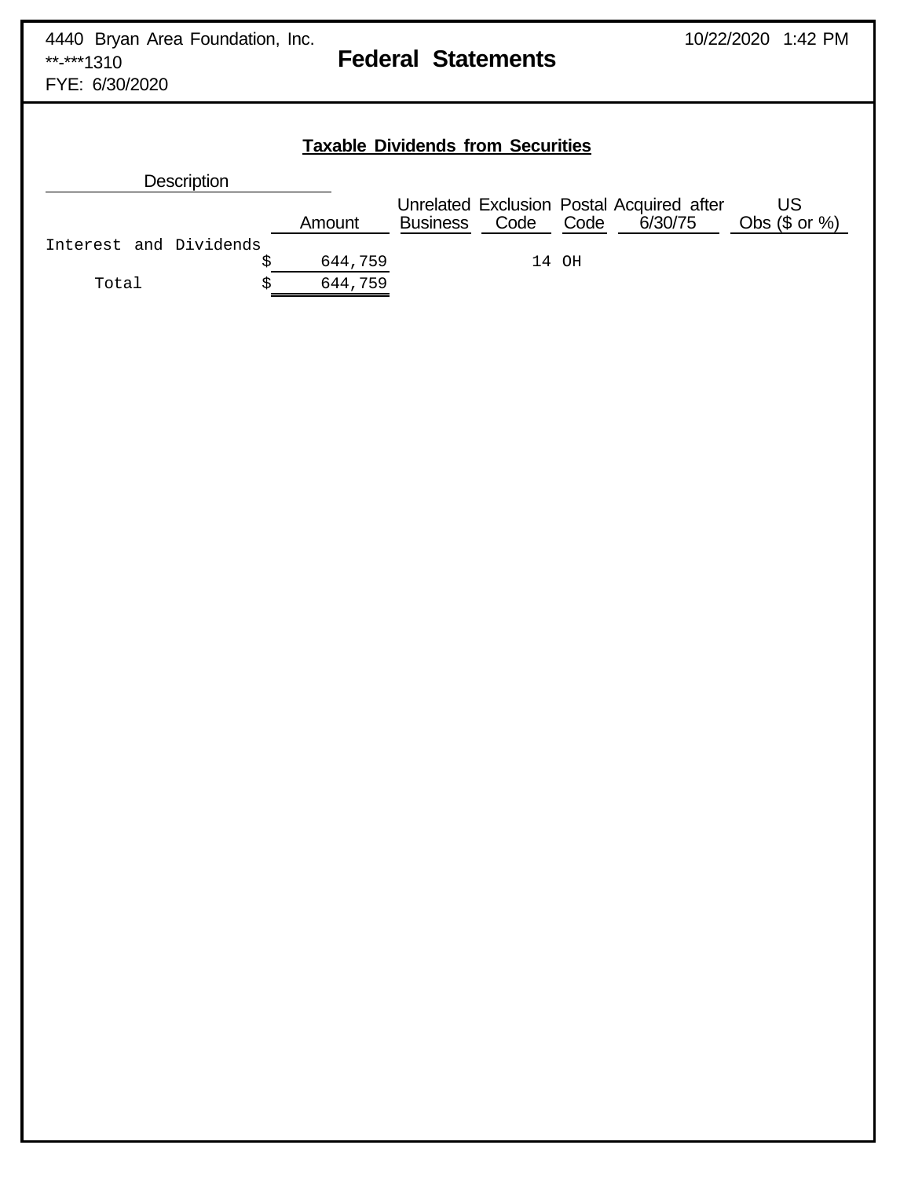4440 Bryan Area Foundation, Inc.
**-***1310
FYE: 6/30/2020

10/22/2020 1:42 PM

# Federal Statements

## Taxable Dividends from Securities

| Description | Amount | Unrelated Business | Exclusion Code | Postal Code | Acquired after 6/30/75 | US Obs ($ or %) |
|---|---|---|---|---|---|---|
| Interest and Dividends | $ 644,759 | | 14 | OH | | |
| Total | $ 644,759 | | | | | |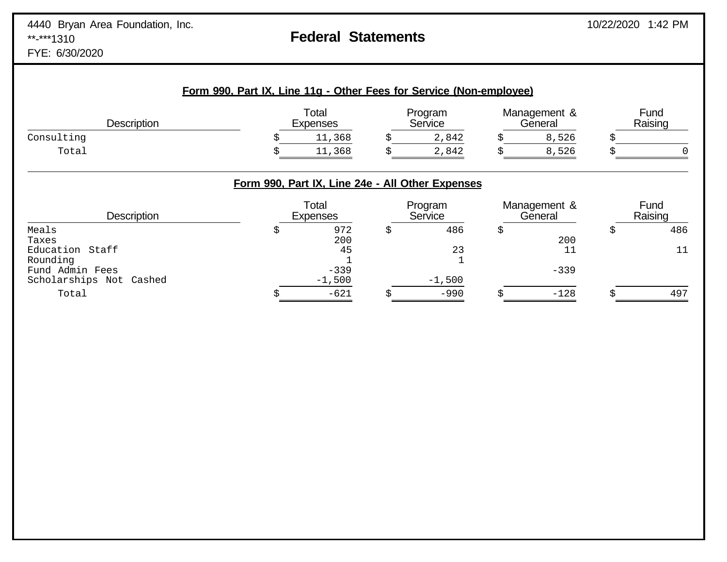4440 Bryan Area Foundation, Inc.
**-***1310
FYE: 6/30/2020

# Federal Statements

10/22/2020 1:42 PM

## Form 990, Part IX, Line 11g - Other Fees for Service (Non-employee)

| Description | Total Expenses | Program Service | Management & General | Fund Raising |
|---|---|---|---|---|
| Consulting | $ 11,368 | $ 2,842 | $ 8,526 | $ |
| Total | $ 11,368 | $ 2,842 | $ 8,526 | $ 0 |

## Form 990, Part IX, Line 24e - All Other Expenses

| Description | Total Expenses | Program Service | Management & General | Fund Raising |
|---|---|---|---|---|
| Meals | $ 972 | $ 486 | $ | $ 486 |
| Taxes | 200 | | 200 | |
| Education Staff | 45 | 23 | 11 | 11 |
| Rounding | 1 | 1 | | |
| Fund Admin Fees | -339 | | -339 | |
| Scholarships Not Cashed | -1,500 | -1,500 | | |
| Total | $ -621 | $ -990 | $ -128 | $ 497 |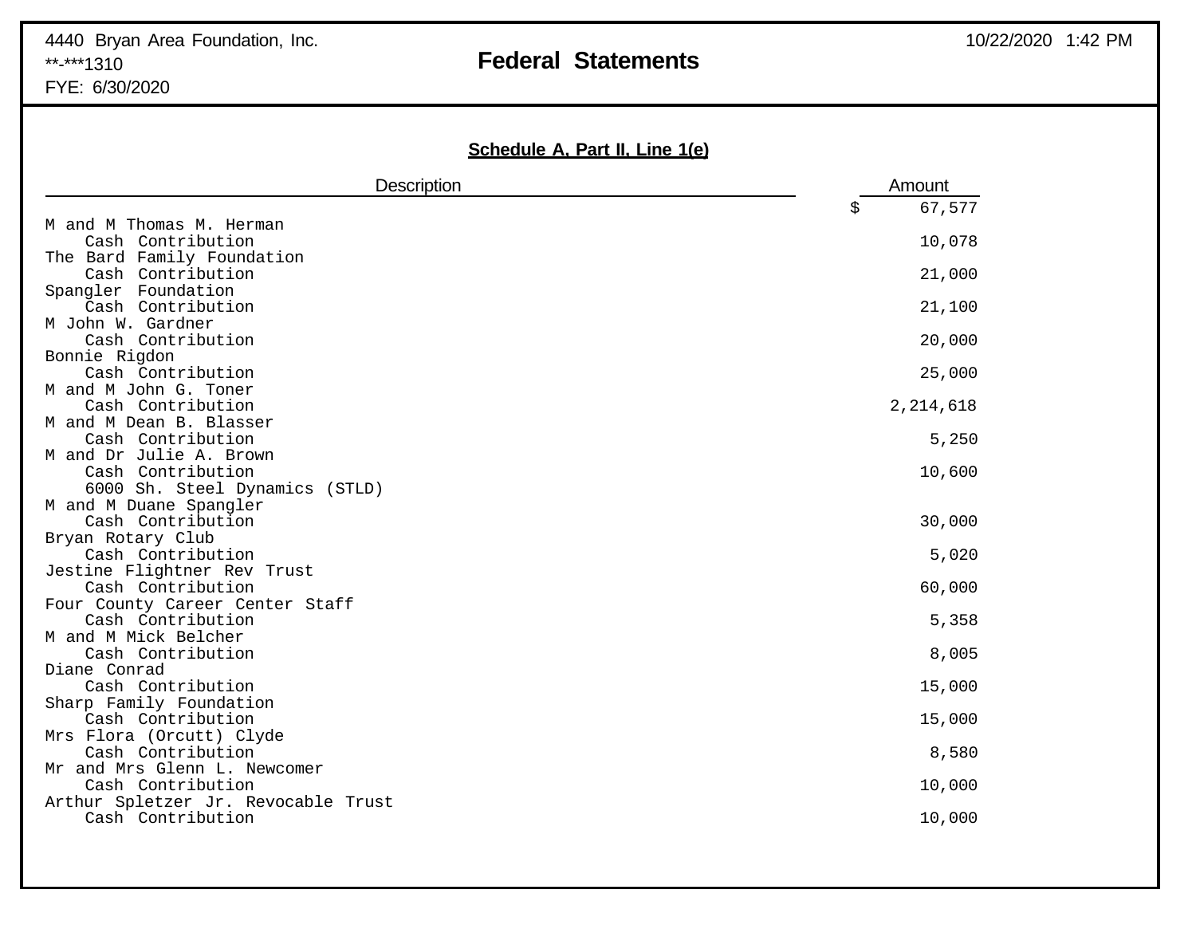4440 Bryan Area Foundation, Inc.
**-***1310
FYE: 6/30/2020

## Federal Statements

### Schedule A, Part II, Line 1(e)

| Description | Amount |
|---|---|
| | $ 67,577 |
| M and M Thomas M. Herman | |
| Cash Contribution | 10,078 |
| The Bard Family Foundation | |
| Cash Contribution | 21,000 |
| Spangler Foundation | |
| Cash Contribution | 21,100 |
| M John W. Gardner | |
| Cash Contribution | 20,000 |
| Bonnie Rigdon | |
| Cash Contribution | 25,000 |
| M and M John G. Toner | |
| Cash Contribution | 2,214,618 |
| M and M Dean B. Blasser | |
| Cash Contribution | 5,250 |
| M and Dr Julie A. Brown | |
| Cash Contribution | 10,600 |
| 6000 Sh. Steel Dynamics (STLD) | |
| M and M Duane Spangler | |
| Cash Contribution | 30,000 |
| Bryan Rotary Club | |
| Cash Contribution | 5,020 |
| Jestine Flightner Rev Trust | |
| Cash Contribution | 60,000 |
| Four County Career Center Staff | |
| Cash Contribution | 5,358 |
| M and M Mick Belcher | |
| Cash Contribution | 8,005 |
| Diane Conrad | |
| Cash Contribution | 15,000 |
| Sharp Family Foundation | |
| Cash Contribution | 15,000 |
| Mrs Flora (Orcutt) Clyde | |
| Cash Contribution | 8,580 |
| Mr and Mrs Glenn L. Newcomer | |
| Cash Contribution | 10,000 |
| Arthur Spletzer Jr. Revocable Trust | |
| Cash Contribution | 10,000 |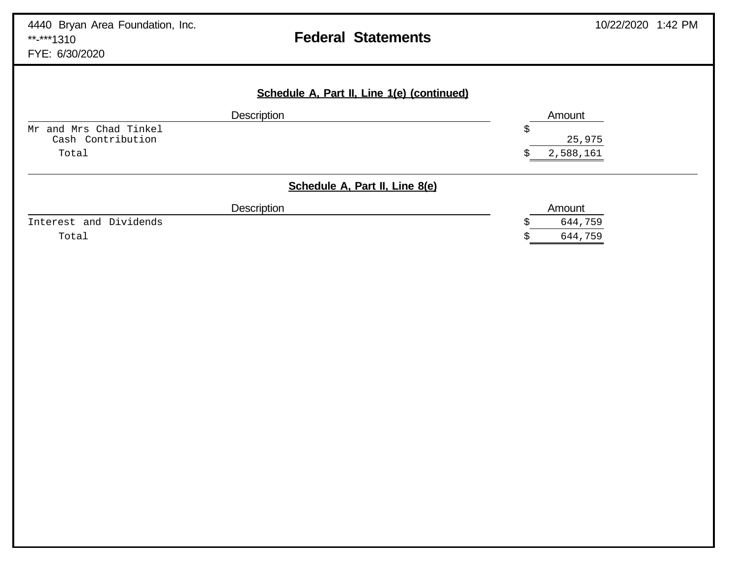4440 Bryan Area Foundation, Inc.
**-***1310
FYE: 6/30/2020

10/22/2020 1:42 PM

# Federal Statements

## Schedule A, Part II, Line 1(e) (continued)

| Description | Amount |
|---|---|
| Mr and Mrs Chad Tinkel<br>Cash Contribution | $ 25,975 |
| Total | $ 2,588,161 |

## Schedule A, Part II, Line 8(e)

| Description | Amount |
|---|---|
| Interest and Dividends | $ 644,759 |
| Total | $ 644,759 |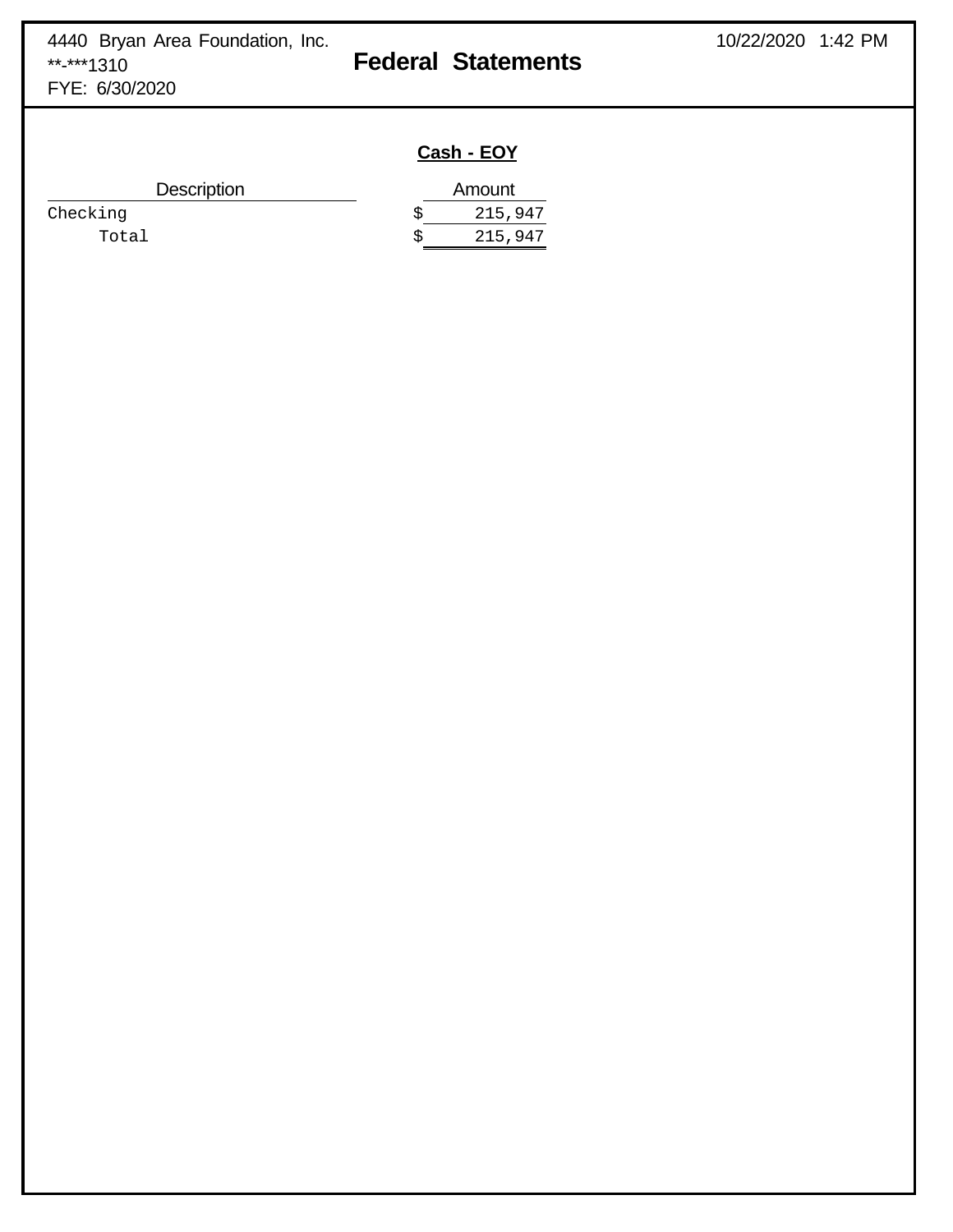4440 Bryan Area Foundation, Inc.
**-***1310
FYE: 6/30/2020

# Federal Statements

10/22/2020 1:42 PM

## Cash - EOY

| Description | Amount |
|---|---|
| Checking | $ 215,947 |
| Total | $ 215,947 |